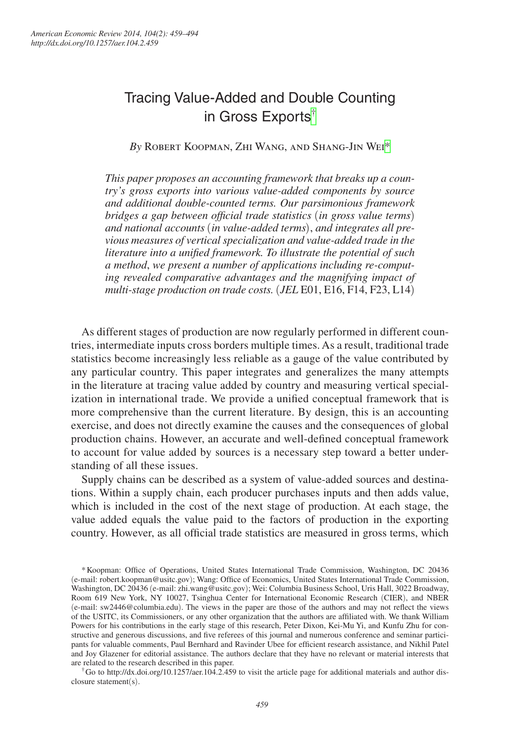# Tracing Value-Added and Double Counting in Gross Exports[†]

*By* Robert Koopman, Zhi Wang, and Shang-Jin Wei[*]

*This paper proposes an accounting framework that breaks up a country's gross exports into various value-added components by source and additional double-counted terms. Our parsimonious framework bridges a gap between official trade statistics (in gross value terms) and national accounts (in value-added terms), and integrates all previous measures of vertical specialization and value-added trade in the literature into a unified framework. To illustrate the potential of such a method, we present a number of applications including re-computing revealed comparative advantages and the magnifying impact of multi-stage production on trade costs.* (*JEL* E01, E16, F14, F23, L14)

As different stages of production are now regularly performed in different countries, intermediate inputs cross borders multiple times. As a result, traditional trade statistics become increasingly less reliable as a gauge of the value contributed by any particular country. This paper integrates and generalizes the many attempts in the literature at tracing value added by country and measuring vertical specialization in international trade. We provide a unified conceptual framework that is more comprehensive than the current literature. By design, this is an accounting exercise, and does not directly examine the causes and the consequences of global production chains. However, an accurate and well-defined conceptual framework to account for value added by sources is a necessary step toward a better understanding of all these issues.

Supply chains can be described as a system of value-added sources and destinations. Within a supply chain, each producer purchases inputs and then adds value, which is included in the cost of the next stage of production. At each stage, the value added equals the value paid to the factors of production in the exporting country. However, as all official trade statistics are measured in gross terms, which

---

[*] Koopman: Office of Operations, United States International Trade Commission, Washington, DC 20436 (e-mail: robert.koopman@usitc.gov); Wang: Office of Economics, United States International Trade Commission, Washington, DC 20436 (e-mail: zhi.wang@usitc.gov); Wei: Columbia Business School, Uris Hall, 3022 Broadway, Room 619 New York, NY 10027, Tsinghua Center for International Economic Research (CIER), and NBER (e-mail: sw2446@columbia.edu). The views in the paper are those of the authors and may not reflect the views of the USITC, its Commissioners, or any other organization that the authors are affiliated with. We thank William Powers for his contributions in the early stage of this research, Peter Dixon, Kei-Mu Yi, and Kunfu Zhu for constructive and generous discussions, and five referees of this journal and numerous conference and seminar participants for valuable comments, Paul Bernhard and Ravinder Ubee for efficient research assistance, and Nikhil Patel and Joy Glazener for editorial assistance. The authors declare that they have no relevant or material interests that are related to the research described in this paper.

[†] Go to http://dx.doi.org/10.1257/aer.104.2.459 to visit the article page for additional materials and author disclosure statement(s).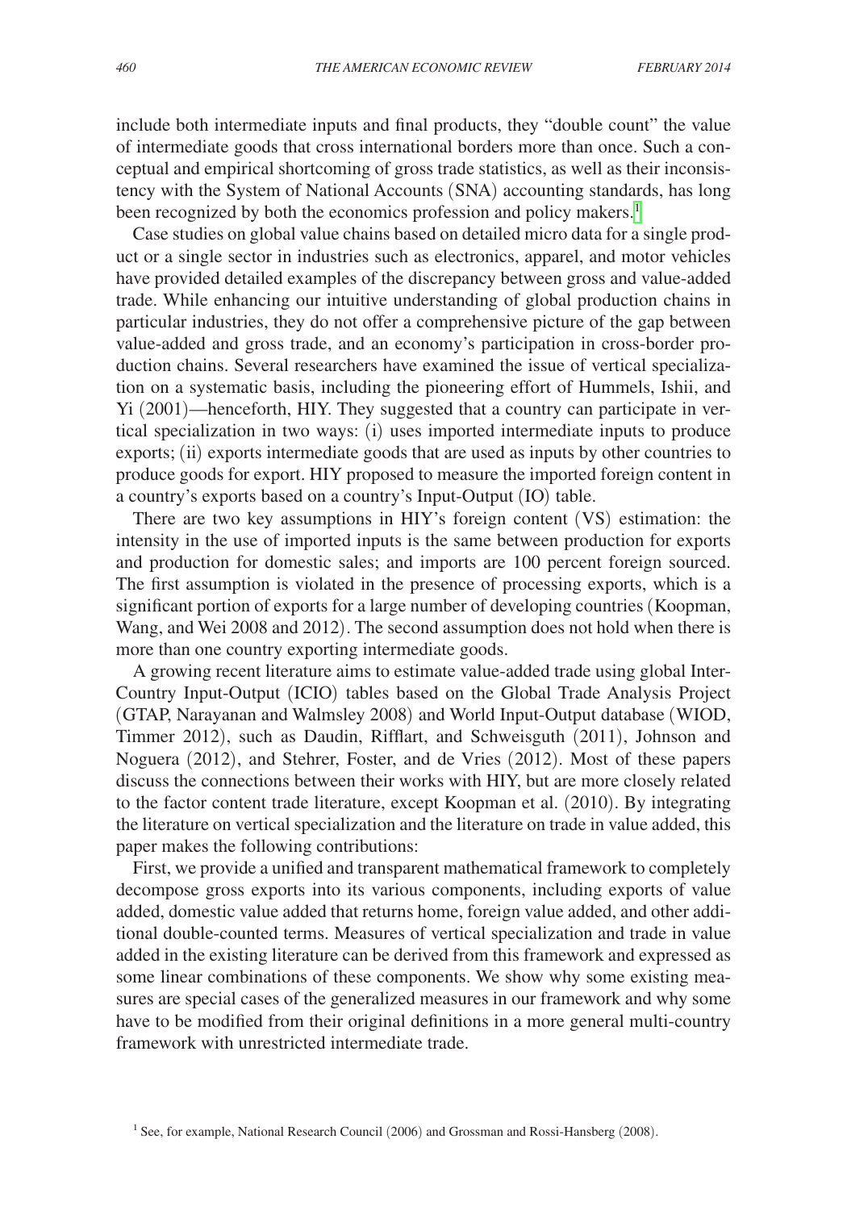include both intermediate inputs and final products, they "double count" the value of intermediate goods that cross international borders more than once. Such a conceptual and empirical shortcoming of gross trade statistics, as well as their inconsistency with the System of National Accounts (SNA) accounting standards, has long been recognized by both the economics profession and policy makers.[1]

Case studies on global value chains based on detailed micro data for a single product or a single sector in industries such as electronics, apparel, and motor vehicles have provided detailed examples of the discrepancy between gross and value-added trade. While enhancing our intuitive understanding of global production chains in particular industries, they do not offer a comprehensive picture of the gap between value-added and gross trade, and an economy's participation in cross-border production chains. Several researchers have examined the issue of vertical specialization on a systematic basis, including the pioneering effort of Hummels, Ishii, and Yi (2001)—henceforth, HIY. They suggested that a country can participate in vertical specialization in two ways: (i) uses imported intermediate inputs to produce exports; (ii) exports intermediate goods that are used as inputs by other countries to produce goods for export. HIY proposed to measure the imported foreign content in a country's exports based on a country's Input-Output (IO) table.

There are two key assumptions in HIY's foreign content (VS) estimation: the intensity in the use of imported inputs is the same between production for exports and production for domestic sales; and imports are 100 percent foreign sourced. The first assumption is violated in the presence of processing exports, which is a significant portion of exports for a large number of developing countries (Koopman, Wang, and Wei 2008 and 2012). The second assumption does not hold when there is more than one country exporting intermediate goods.

A growing recent literature aims to estimate value-added trade using global Inter-Country Input-Output (ICIO) tables based on the Global Trade Analysis Project (GTAP, Narayanan and Walmsley 2008) and World Input-Output database (WIOD, Timmer 2012), such as Daudin, Rifflart, and Schweisguth (2011), Johnson and Noguera (2012), and Stehrer, Foster, and de Vries (2012). Most of these papers discuss the connections between their works with HIY, but are more closely related to the factor content trade literature, except Koopman et al. (2010). By integrating the literature on vertical specialization and the literature on trade in value added, this paper makes the following contributions:

First, we provide a unified and transparent mathematical framework to completely decompose gross exports into its various components, including exports of value added, domestic value added that returns home, foreign value added, and other additional double-counted terms. Measures of vertical specialization and trade in value added in the existing literature can be derived from this framework and expressed as some linear combinations of these components. We show why some existing measures are special cases of the generalized measures in our framework and why some have to be modified from their original definitions in a more general multi-country framework with unrestricted intermediate trade.

[1] See, for example, National Research Council (2006) and Grossman and Rossi-Hansberg (2008).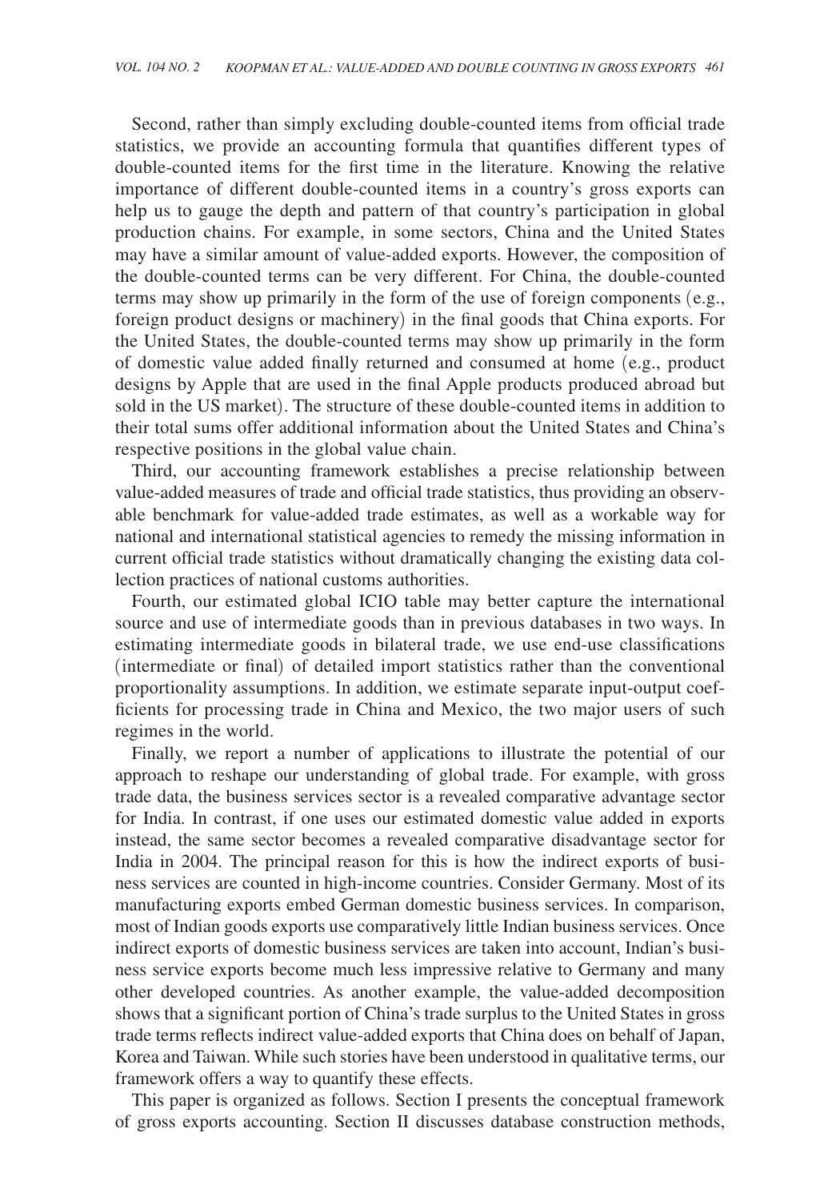Second, rather than simply excluding double-counted items from official trade statistics, we provide an accounting formula that quantifies different types of double-counted items for the first time in the literature. Knowing the relative importance of different double-counted items in a country's gross exports can help us to gauge the depth and pattern of that country's participation in global production chains. For example, in some sectors, China and the United States may have a similar amount of value-added exports. However, the composition of the double-counted terms can be very different. For China, the double-counted terms may show up primarily in the form of the use of foreign components (e.g., foreign product designs or machinery) in the final goods that China exports. For the United States, the double-counted terms may show up primarily in the form of domestic value added finally returned and consumed at home (e.g., product designs by Apple that are used in the final Apple products produced abroad but sold in the US market). The structure of these double-counted items in addition to their total sums offer additional information about the United States and China's respective positions in the global value chain.

Third, our accounting framework establishes a precise relationship between value-added measures of trade and official trade statistics, thus providing an observable benchmark for value-added trade estimates, as well as a workable way for national and international statistical agencies to remedy the missing information in current official trade statistics without dramatically changing the existing data collection practices of national customs authorities.

Fourth, our estimated global ICIO table may better capture the international source and use of intermediate goods than in previous databases in two ways. In estimating intermediate goods in bilateral trade, we use end-use classifications (intermediate or final) of detailed import statistics rather than the conventional proportionality assumptions. In addition, we estimate separate input-output coefficients for processing trade in China and Mexico, the two major users of such regimes in the world.

Finally, we report a number of applications to illustrate the potential of our approach to reshape our understanding of global trade. For example, with gross trade data, the business services sector is a revealed comparative advantage sector for India. In contrast, if one uses our estimated domestic value added in exports instead, the same sector becomes a revealed comparative disadvantage sector for India in 2004. The principal reason for this is how the indirect exports of business services are counted in high-income countries. Consider Germany. Most of its manufacturing exports embed German domestic business services. In comparison, most of Indian goods exports use comparatively little Indian business services. Once indirect exports of domestic business services are taken into account, Indian's business service exports become much less impressive relative to Germany and many other developed countries. As another example, the value-added decomposition shows that a significant portion of China's trade surplus to the United States in gross trade terms reflects indirect value-added exports that China does on behalf of Japan, Korea and Taiwan. While such stories have been understood in qualitative terms, our framework offers a way to quantify these effects.

This paper is organized as follows. Section I presents the conceptual framework of gross exports accounting. Section II discusses database construction methods,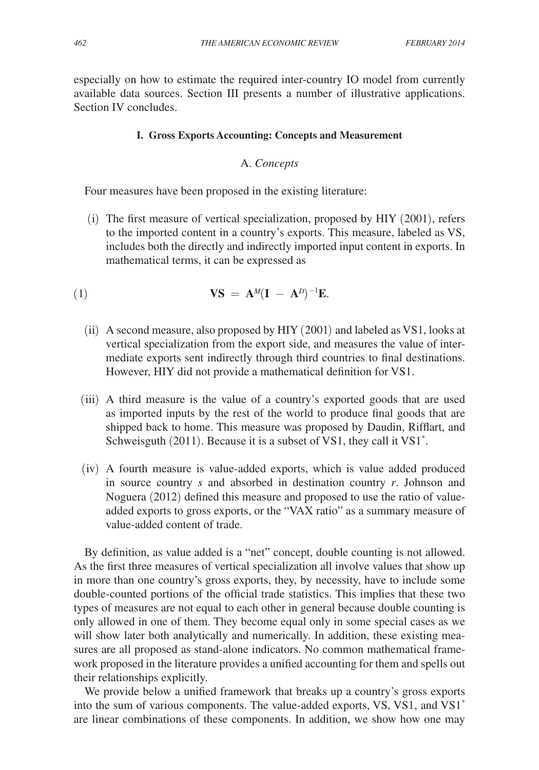especially on how to estimate the required inter-country IO model from currently available data sources. Section III presents a number of illustrative applications. Section IV concludes.

## I. Gross Exports Accounting: Concepts and Measurement

### A. *Concepts*

Four measures have been proposed in the existing literature:

(i) The first measure of vertical specialization, proposed by HIY (2001), refers to the imported content in a country's exports. This measure, labeled as VS, includes both the directly and indirectly imported input content in exports. In mathematical terms, it can be expressed as

$$\mathbf{VS} = \mathbf{A}^{M}(\mathbf{I} - \mathbf{A}^{D})^{-1}\mathbf{E}. \tag{1}$$

(ii) A second measure, also proposed by HIY (2001) and labeled as VS1, looks at vertical specialization from the export side, and measures the value of intermediate exports sent indirectly through third countries to final destinations. However, HIY did not provide a mathematical definition for VS1.

(iii) A third measure is the value of a country's exported goods that are used as imported inputs by the rest of the world to produce final goods that are shipped back to home. This measure was proposed by Daudin, Rifflart, and Schweisguth (2011). Because it is a subset of VS1, they call it VS1$^*$.

(iv) A fourth measure is value-added exports, which is value added produced in source country $s$ and absorbed in destination country $r$. Johnson and Noguera (2012) defined this measure and proposed to use the ratio of value-added exports to gross exports, or the "VAX ratio" as a summary measure of value-added content of trade.

By definition, as value added is a "net" concept, double counting is not allowed. As the first three measures of vertical specialization all involve values that show up in more than one country's gross exports, they, by necessity, have to include some double-counted portions of the official trade statistics. This implies that these two types of measures are not equal to each other in general because double counting is only allowed in one of them. They become equal only in some special cases as we will show later both analytically and numerically. In addition, these existing measures are all proposed as stand-alone indicators. No common mathematical framework proposed in the literature provides a unified accounting for them and spells out their relationships explicitly.

We provide below a unified framework that breaks up a country's gross exports into the sum of various components. The value-added exports, VS, VS1, and VS1$^*$ are linear combinations of these components. In addition, we show how one may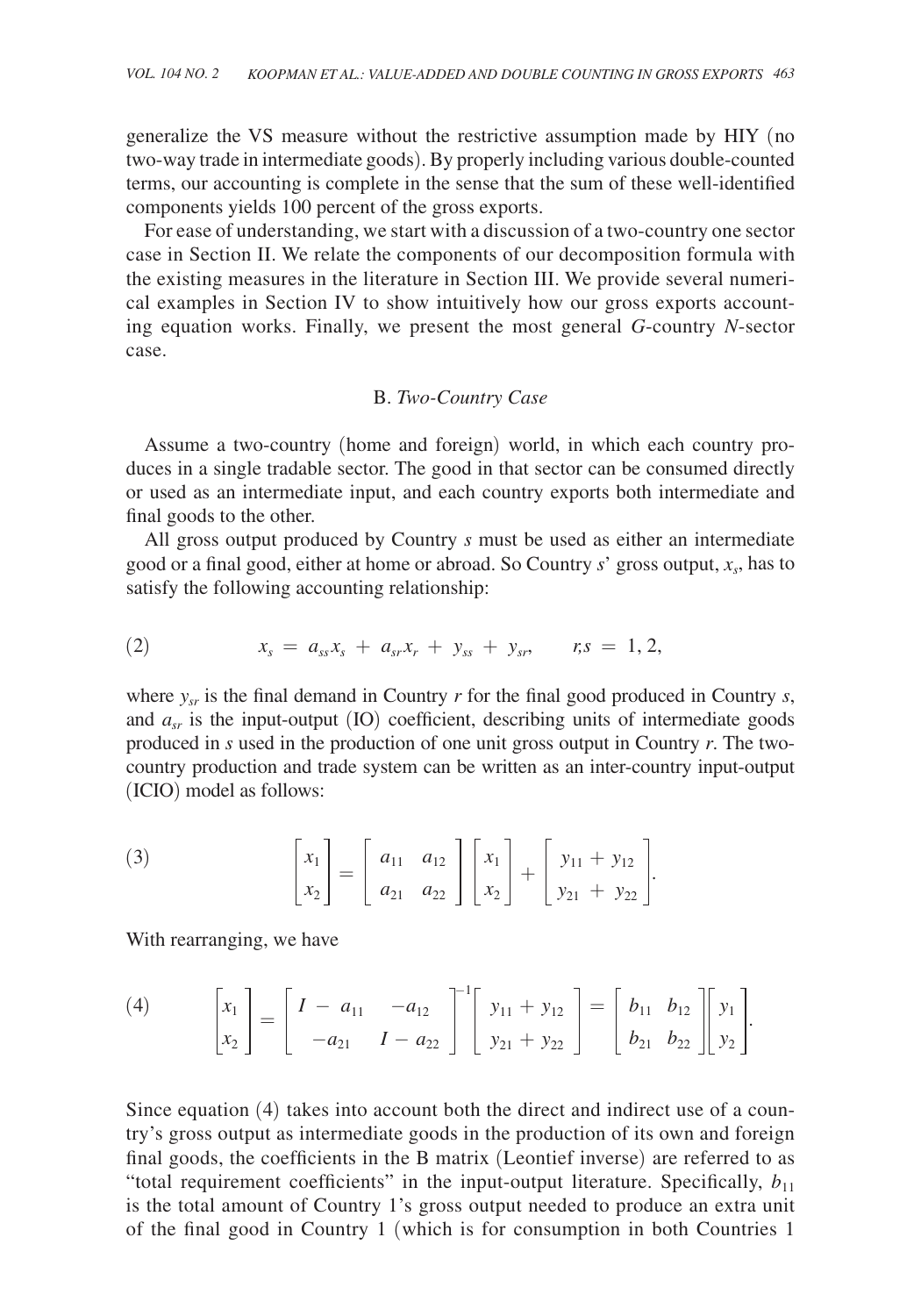generalize the VS measure without the restrictive assumption made by HIY (no two-way trade in intermediate goods). By properly including various double-counted terms, our accounting is complete in the sense that the sum of these well-identified components yields 100 percent of the gross exports.

For ease of understanding, we start with a discussion of a two-country one sector case in Section II. We relate the components of our decomposition formula with the existing measures in the literature in Section III. We provide several numerical examples in Section IV to show intuitively how our gross exports accounting equation works. Finally, we present the most general *G*-country *N*-sector case.

### B. *Two-Country Case*

Assume a two-country (home and foreign) world, in which each country produces in a single tradable sector. The good in that sector can be consumed directly or used as an intermediate input, and each country exports both intermediate and final goods to the other.

All gross output produced by Country $s$ must be used as either an intermediate good or a final good, either at home or abroad. So Country $s$' gross output, $x_s$, has to satisfy the following accounting relationship:

$$x_s = a_{ss}x_s + a_{sr}x_r + y_{ss} + y_{sr}, \qquad r,s = 1, 2, \tag{2}$$

where $y_{sr}$ is the final demand in Country $r$ for the final good produced in Country $s$, and $a_{sr}$ is the input-output (IO) coefficient, describing units of intermediate goods produced in $s$ used in the production of one unit gross output in Country $r$. The two-country production and trade system can be written as an inter-country input-output (ICIO) model as follows:

$$\begin{bmatrix} x_1 \\ x_2 \end{bmatrix} = \begin{bmatrix} a_{11} & a_{12} \\ a_{21} & a_{22} \end{bmatrix} \begin{bmatrix} x_1 \\ x_2 \end{bmatrix} + \begin{bmatrix} y_{11} + y_{12} \\ y_{21} + y_{22} \end{bmatrix}. \tag{3}$$

With rearranging, we have

$$\begin{bmatrix} x_1 \\ x_2 \end{bmatrix} = \begin{bmatrix} I - a_{11} & -a_{12} \\ -a_{21} & I - a_{22} \end{bmatrix}^{-1} \begin{bmatrix} y_{11} + y_{12} \\ y_{21} + y_{22} \end{bmatrix} = \begin{bmatrix} b_{11} & b_{12} \\ b_{21} & b_{22} \end{bmatrix} \begin{bmatrix} y_1 \\ y_2 \end{bmatrix}. \tag{4}$$

Since equation (4) takes into account both the direct and indirect use of a country's gross output as intermediate goods in the production of its own and foreign final goods, the coefficients in the B matrix (Leontief inverse) are referred to as "total requirement coefficients" in the input-output literature. Specifically, $b_{11}$ is the total amount of Country 1's gross output needed to produce an extra unit of the final good in Country 1 (which is for consumption in both Countries 1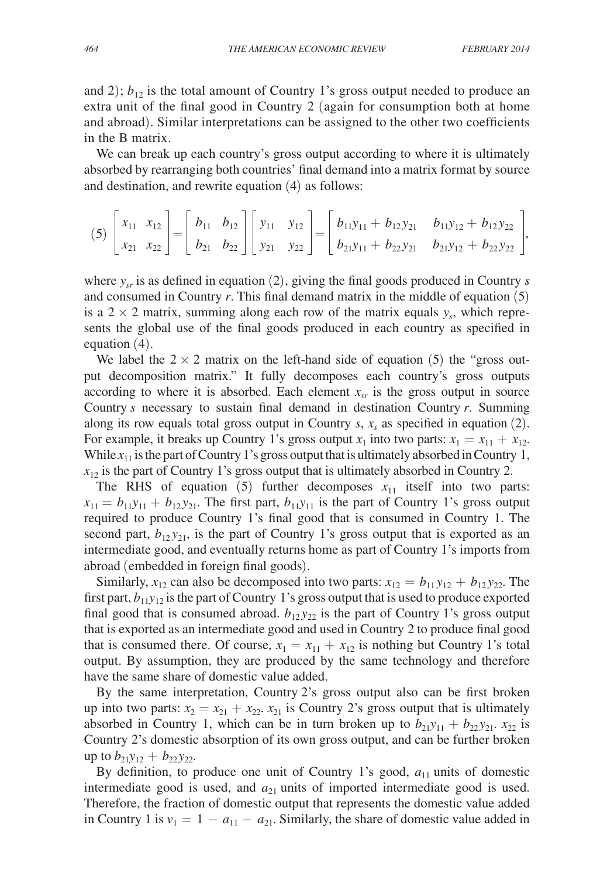and 2); $b_{12}$ is the total amount of Country 1's gross output needed to produce an extra unit of the final good in Country 2 (again for consumption both at home and abroad). Similar interpretations can be assigned to the other two coefficients in the B matrix.

We can break up each country's gross output according to where it is ultimately absorbed by rearranging both countries' final demand into a matrix format by source and destination, and rewrite equation (4) as follows:

$$(5)\quad \begin{bmatrix} x_{11} & x_{12} \\ x_{21} & x_{22} \end{bmatrix} = \begin{bmatrix} b_{11} & b_{12} \\ b_{21} & b_{22} \end{bmatrix} \begin{bmatrix} y_{11} & y_{12} \\ y_{21} & y_{22} \end{bmatrix} = \begin{bmatrix} b_{11}y_{11} + b_{12}y_{21} & b_{11}y_{12} + b_{12}y_{22} \\ b_{21}y_{11} + b_{22}y_{21} & b_{21}y_{12} + b_{22}y_{22} \end{bmatrix},$$

where $y_{sr}$ is as defined in equation (2), giving the final goods produced in Country $s$ and consumed in Country $r$. This final demand matrix in the middle of equation (5) is a $2 \times 2$ matrix, summing along each row of the matrix equals $y_s$, which represents the global use of the final goods produced in each country as specified in equation (4).

We label the $2 \times 2$ matrix on the left-hand side of equation (5) the "gross output decomposition matrix." It fully decomposes each country's gross outputs according to where it is absorbed. Each element $x_{sr}$ is the gross output in source Country $s$ necessary to sustain final demand in destination Country $r$. Summing along its row equals total gross output in Country $s$, $x_s$ as specified in equation (2). For example, it breaks up Country 1's gross output $x_1$ into two parts: $x_1 = x_{11} + x_{12}$. While $x_{11}$ is the part of Country 1's gross output that is ultimately absorbed in Country 1, $x_{12}$ is the part of Country 1's gross output that is ultimately absorbed in Country 2.

The RHS of equation (5) further decomposes $x_{11}$ itself into two parts: $x_{11} = b_{11}y_{11} + b_{12}y_{21}$. The first part, $b_{11}y_{11}$ is the part of Country 1's gross output required to produce Country 1's final good that is consumed in Country 1. The second part, $b_{12}y_{21}$, is the part of Country 1's gross output that is exported as an intermediate good, and eventually returns home as part of Country 1's imports from abroad (embedded in foreign final goods).

Similarly, $x_{12}$ can also be decomposed into two parts: $x_{12} = b_{11}y_{12} + b_{12}y_{22}$. The first part, $b_{11}y_{12}$ is the part of Country 1's gross output that is used to produce exported final good that is consumed abroad. $b_{12}y_{22}$ is the part of Country 1's gross output that is exported as an intermediate good and used in Country 2 to produce final good that is consumed there. Of course, $x_1 = x_{11} + x_{12}$ is nothing but Country 1's total output. By assumption, they are produced by the same technology and therefore have the same share of domestic value added.

By the same interpretation, Country 2's gross output also can be first broken up into two parts: $x_2 = x_{21} + x_{22}$. $x_{21}$ is Country 2's gross output that is ultimately absorbed in Country 1, which can be in turn broken up to $b_{21}y_{11} + b_{22}y_{21}$. $x_{22}$ is Country 2's domestic absorption of its own gross output, and can be further broken up to $b_{21}y_{12} + b_{22}y_{22}$.

By definition, to produce one unit of Country 1's good, $a_{11}$ units of domestic intermediate good is used, and $a_{21}$ units of imported intermediate good is used. Therefore, the fraction of domestic output that represents the domestic value added in Country 1 is $v_1 = 1 - a_{11} - a_{21}$. Similarly, the share of domestic value added in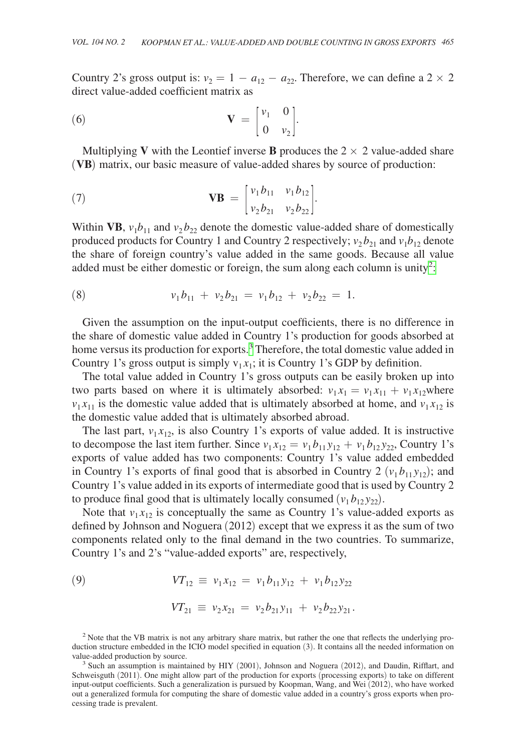Country 2's gross output is: $v_2 = 1 - a_{12} - a_{22}$. Therefore, we can define a $2 \times 2$ direct value-added coefficient matrix as

$$\mathbf{V} = \begin{bmatrix} v_1 & 0 \\ 0 & v_2 \end{bmatrix}. \tag{6}$$

Multiplying **V** with the Leontief inverse **B** produces the $2 \times 2$ value-added share (**VB**) matrix, our basic measure of value-added shares by source of production:

$$\mathbf{VB} = \begin{bmatrix} v_1 b_{11} & v_1 b_{12} \\ v_2 b_{21} & v_2 b_{22} \end{bmatrix}. \tag{7}$$

Within **VB**, $v_1 b_{11}$ and $v_2 b_{22}$ denote the domestic value-added share of domestically produced products for Country 1 and Country 2 respectively; $v_2 b_{21}$ and $v_1 b_{12}$ denote the share of foreign country's value added in the same goods. Because all value added must be either domestic or foreign, the sum along each column is unity[2]:

$$v_1 b_{11} + v_2 b_{21} = v_1 b_{12} + v_2 b_{22} = 1. \tag{8}$$

Given the assumption on the input-output coefficients, there is no difference in the share of domestic value added in Country 1's production for goods absorbed at home versus its production for exports.[3] Therefore, the total domestic value added in Country 1's gross output is simply $v_1 x_1$; it is Country 1's GDP by definition.

The total value added in Country 1's gross outputs can be easily broken up into two parts based on where it is ultimately absorbed: $v_1 x_1 = v_1 x_{11} + v_1 x_{12}$ where $v_1 x_{11}$ is the domestic value added that is ultimately absorbed at home, and $v_1 x_{12}$ is the domestic value added that is ultimately absorbed abroad.

The last part, $v_1 x_{12}$, is also Country 1's exports of value added. It is instructive to decompose the last item further. Since $v_1 x_{12} = v_1 b_{11} y_{12} + v_1 b_{12} y_{22}$, Country 1's exports of value added has two components: Country 1's value added embedded in Country 1's exports of final good that is absorbed in Country 2 $(v_1 b_{11} y_{12})$; and Country 1's value added in its exports of intermediate good that is used by Country 2 to produce final good that is ultimately locally consumed $(v_1 b_{12} y_{22})$.

Note that $v_1 x_{12}$ is conceptually the same as Country 1's value-added exports as defined by Johnson and Noguera (2012) except that we express it as the sum of two components related only to the final demand in the two countries. To summarize, Country 1's and 2's "value-added exports" are, respectively,

$$\begin{aligned} VT_{12} &\equiv v_1 x_{12} = v_1 b_{11} y_{12} + v_1 b_{12} y_{22} \\ VT_{21} &\equiv v_2 x_{21} = v_2 b_{21} y_{11} + v_2 b_{22} y_{21}. \end{aligned} \tag{9}$$

[2] Note that the VB matrix is not any arbitrary share matrix, but rather the one that reflects the underlying production structure embedded in the ICIO model specified in equation (3). It contains all the needed information on value-added production by source.

[3] Such an assumption is maintained by HIY (2001), Johnson and Noguera (2012), and Daudin, Rifflart, and Schweisguth (2011). One might allow part of the production for exports (processing exports) to take on different input-output coefficients. Such a generalization is pursued by Koopman, Wang, and Wei (2012), who have worked out a generalized formula for computing the share of domestic value added in a country's gross exports when processing trade is prevalent.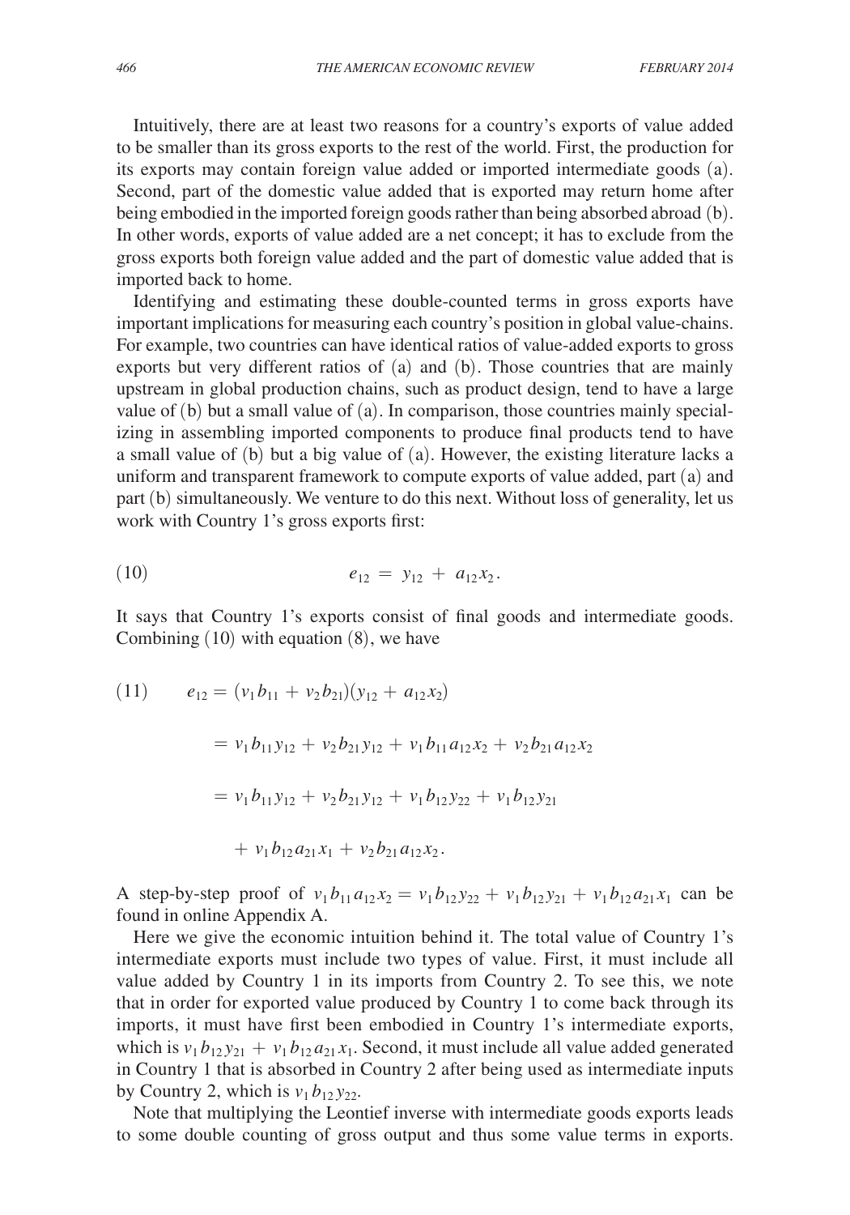Intuitively, there are at least two reasons for a country's exports of value added to be smaller than its gross exports to the rest of the world. First, the production for its exports may contain foreign value added or imported intermediate goods (a). Second, part of the domestic value added that is exported may return home after being embodied in the imported foreign goods rather than being absorbed abroad (b). In other words, exports of value added are a net concept; it has to exclude from the gross exports both foreign value added and the part of domestic value added that is imported back to home.

Identifying and estimating these double-counted terms in gross exports have important implications for measuring each country's position in global value-chains. For example, two countries can have identical ratios of value-added exports to gross exports but very different ratios of (a) and (b). Those countries that are mainly upstream in global production chains, such as product design, tend to have a large value of (b) but a small value of (a). In comparison, those countries mainly specializing in assembling imported components to produce final products tend to have a small value of (b) but a big value of (a). However, the existing literature lacks a uniform and transparent framework to compute exports of value added, part (a) and part (b) simultaneously. We venture to do this next. Without loss of generality, let us work with Country 1's gross exports first:

$$e_{12} = y_{12} + a_{12}x_2. \tag{10}$$

It says that Country 1's exports consist of final goods and intermediate goods. Combining (10) with equation (8), we have

$$\begin{aligned} e_{12} &= (v_1 b_{11} + v_2 b_{21})(y_{12} + a_{12}x_2) \\ &= v_1 b_{11} y_{12} + v_2 b_{21} y_{12} + v_1 b_{11} a_{12} x_2 + v_2 b_{21} a_{12} x_2 \\ &= v_1 b_{11} y_{12} + v_2 b_{21} y_{12} + v_1 b_{12} y_{22} + v_1 b_{12} y_{21} \\ &\quad + v_1 b_{12} a_{21} x_1 + v_2 b_{21} a_{12} x_2. \end{aligned} \tag{11}$$

A step-by-step proof of $v_1 b_{11} a_{12} x_2 = v_1 b_{12} y_{22} + v_1 b_{12} y_{21} + v_1 b_{12} a_{21} x_1$ can be found in online Appendix A.

Here we give the economic intuition behind it. The total value of Country 1's intermediate exports must include two types of value. First, it must include all value added by Country 1 in its imports from Country 2. To see this, we note that in order for exported value produced by Country 1 to come back through its imports, it must have first been embodied in Country 1's intermediate exports, which is $v_1 b_{12} y_{21} + v_1 b_{12} a_{21} x_1$. Second, it must include all value added generated in Country 1 that is absorbed in Country 2 after being used as intermediate inputs by Country 2, which is $v_1 b_{12} y_{22}$.

Note that multiplying the Leontief inverse with intermediate goods exports leads to some double counting of gross output and thus some value terms in exports.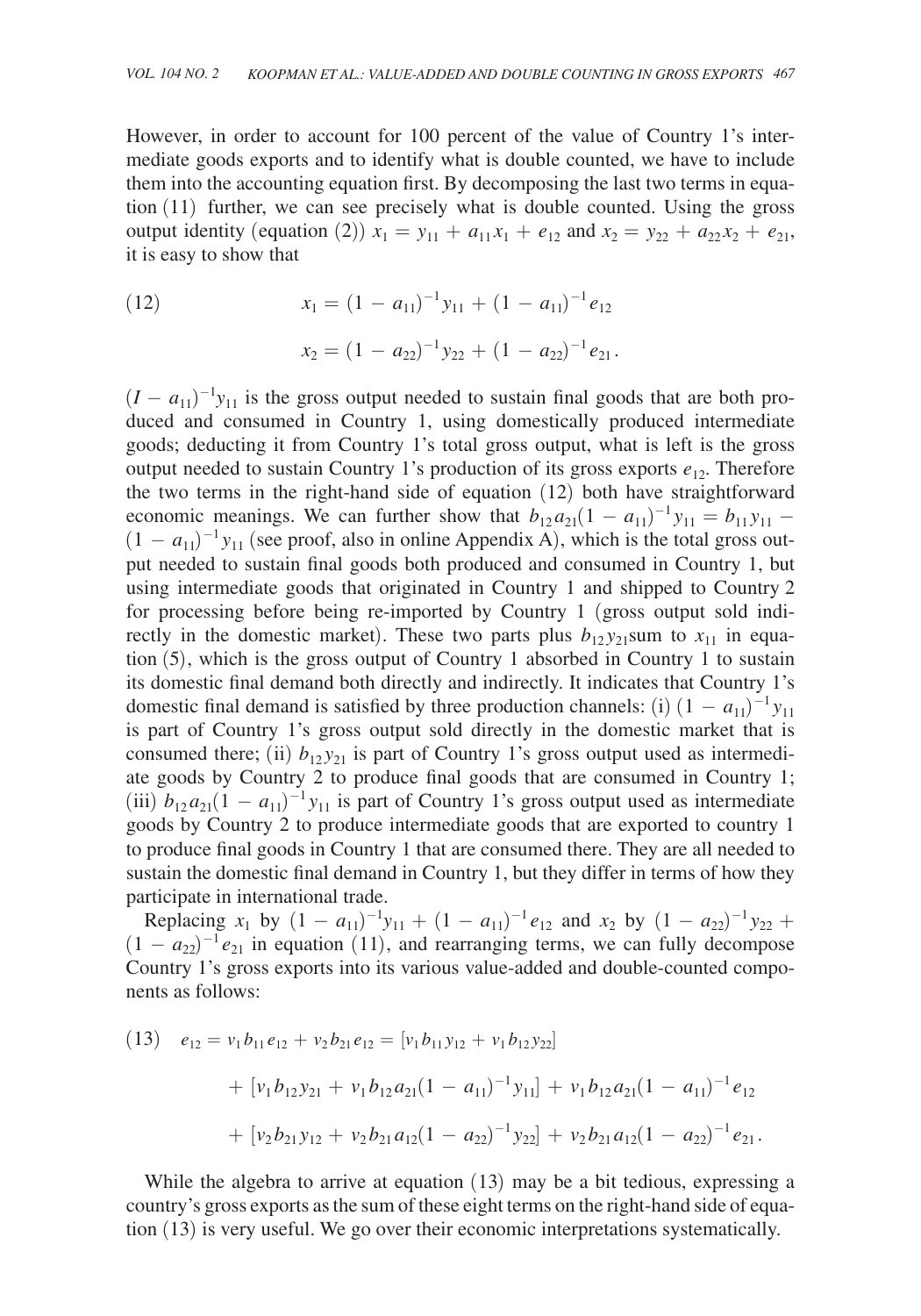However, in order to account for 100 percent of the value of Country 1's intermediate goods exports and to identify what is double counted, we have to include them into the accounting equation first. By decomposing the last two terms in equation (11) further, we can see precisely what is double counted. Using the gross output identity (equation (2)) $x_1 = y_{11} + a_{11}x_1 + e_{12}$ and $x_2 = y_{22} + a_{22}x_2 + e_{21}$, it is easy to show that

$$
\begin{aligned}
(12) \qquad x_1 &= (1 - a_{11})^{-1} y_{11} + (1 - a_{11})^{-1} e_{12} \\
x_2 &= (1 - a_{22})^{-1} y_{22} + (1 - a_{22})^{-1} e_{21}.
\end{aligned}
$$

$(I - a_{11})^{-1} y_{11}$ is the gross output needed to sustain final goods that are both produced and consumed in Country 1, using domestically produced intermediate goods; deducting it from Country 1's total gross output, what is left is the gross output needed to sustain Country 1's production of its gross exports $e_{12}$. Therefore the two terms in the right-hand side of equation (12) both have straightforward economic meanings. We can further show that $b_{12}a_{21}(1 - a_{11})^{-1} y_{11} = b_{11}y_{11} - (1 - a_{11})^{-1} y_{11}$ (see proof, also in online Appendix A), which is the total gross output needed to sustain final goods both produced and consumed in Country 1, but using intermediate goods that originated in Country 1 and shipped to Country 2 for processing before being re-imported by Country 1 (gross output sold indirectly in the domestic market). These two parts plus $b_{12}y_{21}$sum to $x_{11}$ in equation (5), which is the gross output of Country 1 absorbed in Country 1 to sustain its domestic final demand both directly and indirectly. It indicates that Country 1's domestic final demand is satisfied by three production channels: (i) $(1 - a_{11})^{-1} y_{11}$ is part of Country 1's gross output sold directly in the domestic market that is consumed there; (ii) $b_{12}y_{21}$ is part of Country 1's gross output used as intermediate goods by Country 2 to produce final goods that are consumed in Country 1; (iii) $b_{12}a_{21}(1 - a_{11})^{-1} y_{11}$ is part of Country 1's gross output used as intermediate goods by Country 2 to produce intermediate goods that are exported to country 1 to produce final goods in Country 1 that are consumed there. They are all needed to sustain the domestic final demand in Country 1, but they differ in terms of how they participate in international trade.

Replacing $x_1$ by $(1 - a_{11})^{-1} y_{11} + (1 - a_{11})^{-1} e_{12}$ and $x_2$ by $(1 - a_{22})^{-1} y_{22} + (1 - a_{22})^{-1} e_{21}$ in equation (11), and rearranging terms, we can fully decompose Country 1's gross exports into its various value-added and double-counted components as follows:

$$
\begin{aligned}
(13) \quad e_{12} = v_1 b_{11} e_{12} + v_2 b_{21} e_{12} &= [v_1 b_{11} y_{12} + v_1 b_{12} y_{22}] \\
&+ [v_1 b_{12} y_{21} + v_1 b_{12} a_{21} (1 - a_{11})^{-1} y_{11}] + v_1 b_{12} a_{21} (1 - a_{11})^{-1} e_{12} \\
&+ [v_2 b_{21} y_{12} + v_2 b_{21} a_{12} (1 - a_{22})^{-1} y_{22}] + v_2 b_{21} a_{12} (1 - a_{22})^{-1} e_{21}.
\end{aligned}
$$

While the algebra to arrive at equation (13) may be a bit tedious, expressing a country's gross exports as the sum of these eight terms on the right-hand side of equation (13) is very useful. We go over their economic interpretations systematically.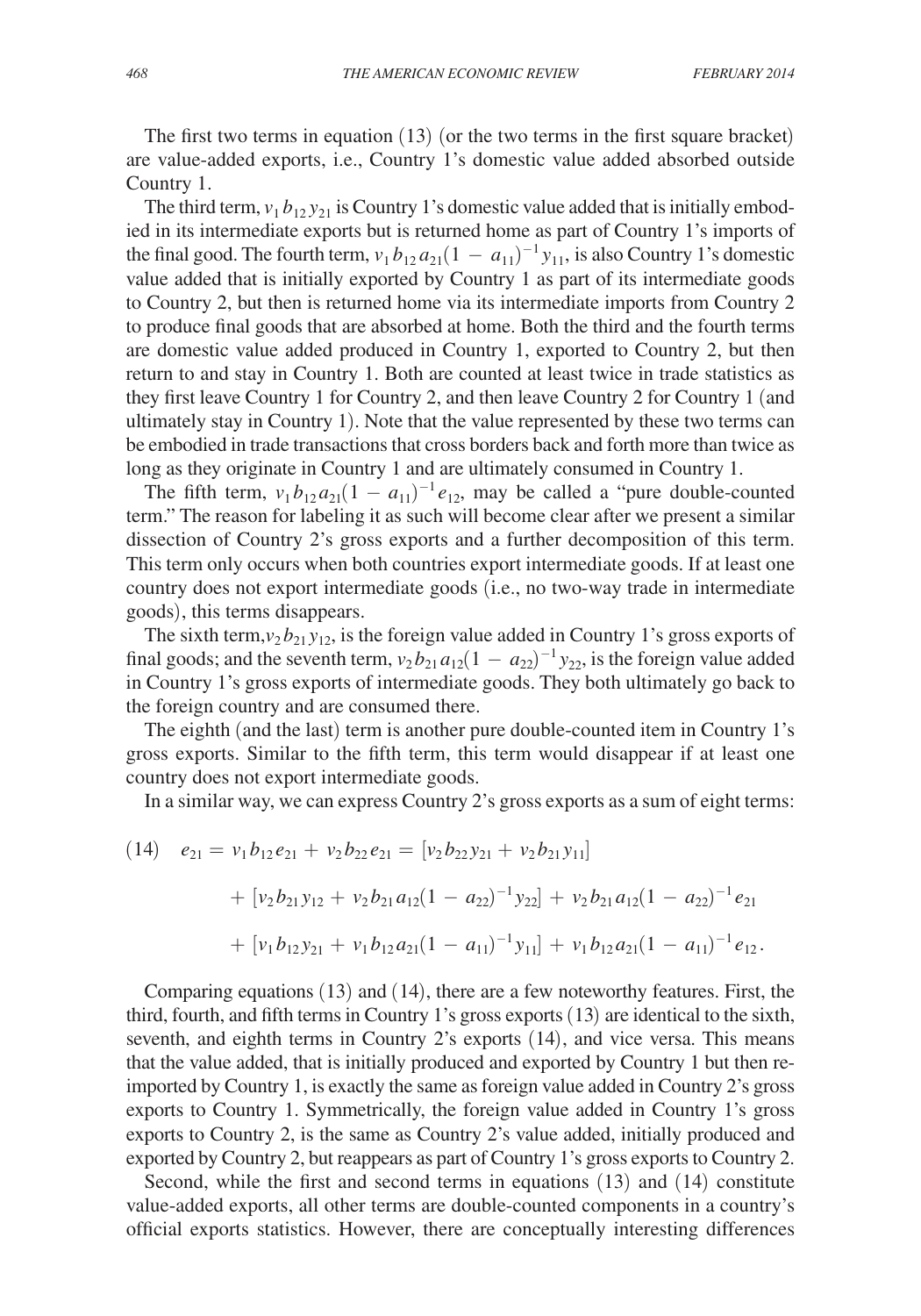The first two terms in equation (13) (or the two terms in the first square bracket) are value-added exports, i.e., Country 1's domestic value added absorbed outside Country 1.

The third term, $v_1 b_{12} y_{21}$ is Country 1's domestic value added that is initially embodied in its intermediate exports but is returned home as part of Country 1's imports of the final good. The fourth term, $v_1 b_{12} a_{21}(1 - a_{11})^{-1} y_{11}$, is also Country 1's domestic value added that is initially exported by Country 1 as part of its intermediate goods to Country 2, but then is returned home via its intermediate imports from Country 2 to produce final goods that are absorbed at home. Both the third and the fourth terms are domestic value added produced in Country 1, exported to Country 2, but then return to and stay in Country 1. Both are counted at least twice in trade statistics as they first leave Country 1 for Country 2, and then leave Country 2 for Country 1 (and ultimately stay in Country 1). Note that the value represented by these two terms can be embodied in trade transactions that cross borders back and forth more than twice as long as they originate in Country 1 and are ultimately consumed in Country 1.

The fifth term, $v_1 b_{12} a_{21}(1 - a_{11})^{-1} e_{12}$, may be called a "pure double-counted term." The reason for labeling it as such will become clear after we present a similar dissection of Country 2's gross exports and a further decomposition of this term. This term only occurs when both countries export intermediate goods. If at least one country does not export intermediate goods (i.e., no two-way trade in intermediate goods), this terms disappears.

The sixth term, $v_2 b_{21} y_{12}$, is the foreign value added in Country 1's gross exports of final goods; and the seventh term, $v_2 b_{21} a_{12}(1 - a_{22})^{-1} y_{22}$, is the foreign value added in Country 1's gross exports of intermediate goods. They both ultimately go back to the foreign country and are consumed there.

The eighth (and the last) term is another pure double-counted item in Country 1's gross exports. Similar to the fifth term, this term would disappear if at least one country does not export intermediate goods.

In a similar way, we can express Country 2's gross exports as a sum of eight terms:

$$
\begin{aligned}
(14) \quad e_{21} = v_1 b_{12} e_{21} + v_2 b_{22} e_{21} &= [v_2 b_{22} y_{21} + v_2 b_{21} y_{11}] \\
&+ [v_2 b_{21} y_{12} + v_2 b_{21} a_{12}(1 - a_{22})^{-1} y_{22}] + v_2 b_{21} a_{12}(1 - a_{22})^{-1} e_{21} \\
&+ [v_1 b_{12} y_{21} + v_1 b_{12} a_{21}(1 - a_{11})^{-1} y_{11}] + v_1 b_{12} a_{21}(1 - a_{11})^{-1} e_{12}.
\end{aligned}
$$

Comparing equations (13) and (14), there are a few noteworthy features. First, the third, fourth, and fifth terms in Country 1's gross exports (13) are identical to the sixth, seventh, and eighth terms in Country 2's exports (14), and vice versa. This means that the value added, that is initially produced and exported by Country 1 but then reimported by Country 1, is exactly the same as foreign value added in Country 2's gross exports to Country 1. Symmetrically, the foreign value added in Country 1's gross exports to Country 2, is the same as Country 2's value added, initially produced and exported by Country 2, but reappears as part of Country 1's gross exports to Country 2.

Second, while the first and second terms in equations (13) and (14) constitute value-added exports, all other terms are double-counted components in a country's official exports statistics. However, there are conceptually interesting differences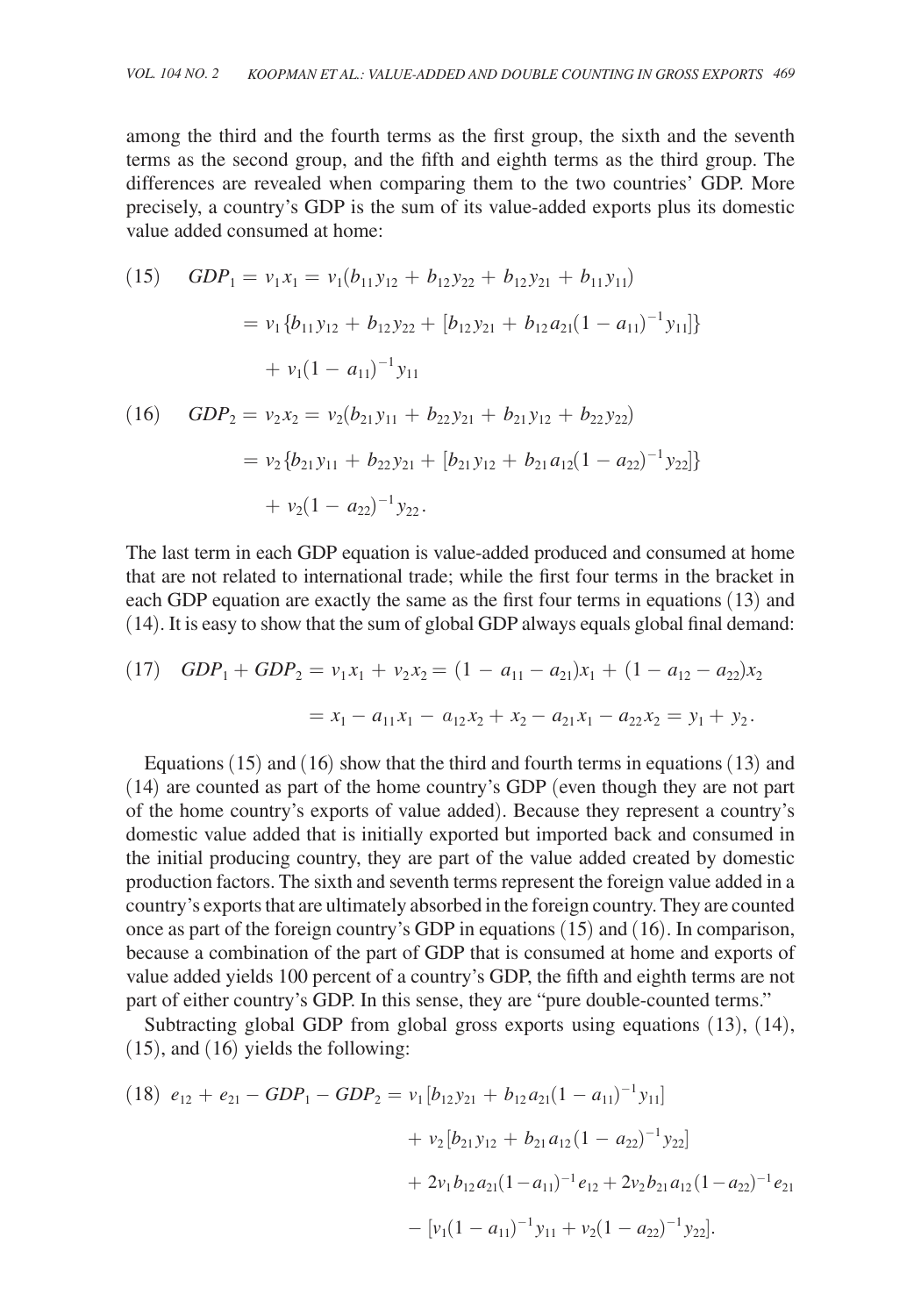among the third and the fourth terms as the first group, the sixth and the seventh terms as the second group, and the fifth and eighth terms as the third group. The differences are revealed when comparing them to the two countries' GDP. More precisely, a country's GDP is the sum of its value-added exports plus its domestic value added consumed at home:

$$
\begin{aligned}
(15)\quad GDP_1 &= v_1 x_1 = v_1(b_{11}y_{12} + b_{12}y_{22} + b_{12}y_{21} + b_{11}y_{11}) \\
&= v_1\{b_{11}y_{12} + b_{12}y_{22} + [b_{12}y_{21} + b_{12}a_{21}(1 - a_{11})^{-1}y_{11}]\} \\
&\quad + v_1(1 - a_{11})^{-1}y_{11}
\end{aligned}
$$

$$
\begin{aligned}
(16)\quad GDP_2 &= v_2 x_2 = v_2(b_{21}y_{11} + b_{22}y_{21} + b_{21}y_{12} + b_{22}y_{22}) \\
&= v_2\{b_{21}y_{11} + b_{22}y_{21} + [b_{21}y_{12} + b_{21}a_{12}(1 - a_{22})^{-1}y_{22}]\} \\
&\quad + v_2(1 - a_{22})^{-1}y_{22}.
\end{aligned}
$$

The last term in each GDP equation is value-added produced and consumed at home that are not related to international trade; while the first four terms in the bracket in each GDP equation are exactly the same as the first four terms in equations (13) and (14). It is easy to show that the sum of global GDP always equals global final demand:

$$
\begin{aligned}
(17)\quad GDP_1 + GDP_2 &= v_1x_1 + v_2x_2 = (1 - a_{11} - a_{21})x_1 + (1 - a_{12} - a_{22})x_2 \\
&= x_1 - a_{11}x_1 - a_{12}x_2 + x_2 - a_{21}x_1 - a_{22}x_2 = y_1 + y_2.
\end{aligned}
$$

Equations (15) and (16) show that the third and fourth terms in equations (13) and (14) are counted as part of the home country's GDP (even though they are not part of the home country's exports of value added). Because they represent a country's domestic value added that is initially exported but imported back and consumed in the initial producing country, they are part of the value added created by domestic production factors. The sixth and seventh terms represent the foreign value added in a country's exports that are ultimately absorbed in the foreign country. They are counted once as part of the foreign country's GDP in equations (15) and (16). In comparison, because a combination of the part of GDP that is consumed at home and exports of value added yields 100 percent of a country's GDP, the fifth and eighth terms are not part of either country's GDP. In this sense, they are "pure double-counted terms."

Subtracting global GDP from global gross exports using equations (13), (14), (15), and (16) yields the following:

$$
\begin{aligned}
(18)\quad e_{12} + e_{21} - GDP_1 - GDP_2 &= v_1[b_{12}y_{21} + b_{12}a_{21}(1 - a_{11})^{-1}y_{11}] \\
&\quad + v_2[b_{21}y_{12} + b_{21}a_{12}(1 - a_{22})^{-1}y_{22}] \\
&\quad + 2v_1b_{12}a_{21}(1 - a_{11})^{-1}e_{12} + 2v_2b_{21}a_{12}(1 - a_{22})^{-1}e_{21} \\
&\quad - [v_1(1 - a_{11})^{-1}y_{11} + v_2(1 - a_{22})^{-1}y_{22}].
\end{aligned}
$$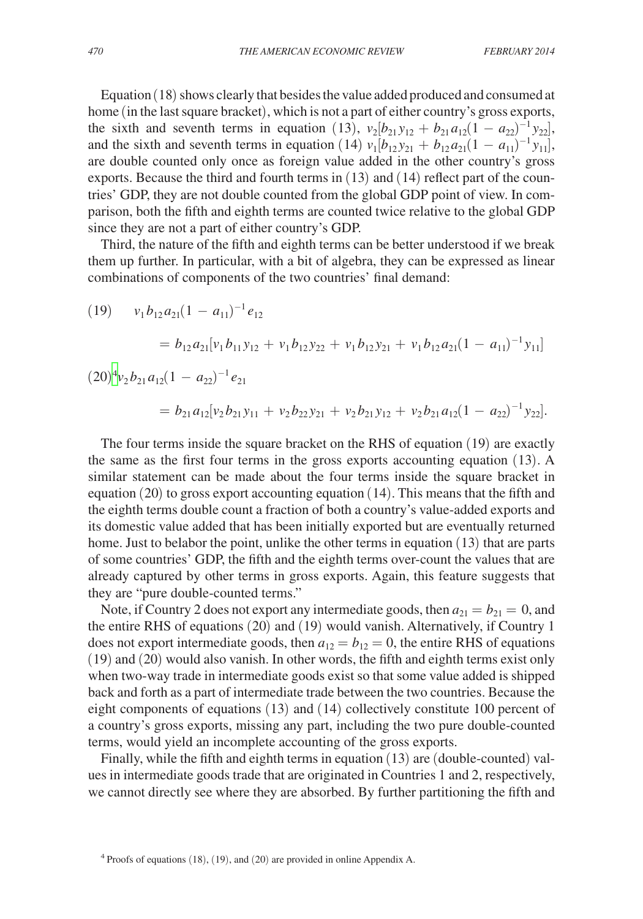Equation (18) shows clearly that besides the value added produced and consumed at home (in the last square bracket), which is not a part of either country's gross exports, the sixth and seventh terms in equation (13), $v_2[b_{21}y_{12} + b_{21}a_{12}(1 - a_{22})^{-1}y_{22}]$, and the sixth and seventh terms in equation (14) $v_1[b_{12}y_{21} + b_{12}a_{21}(1 - a_{11})^{-1}y_{11}]$, are double counted only once as foreign value added in the other country's gross exports. Because the third and fourth terms in (13) and (14) reflect part of the countries' GDP, they are not double counted from the global GDP point of view. In comparison, both the fifth and eighth terms are counted twice relative to the global GDP since they are not a part of either country's GDP.

Third, the nature of the fifth and eighth terms can be better understood if we break them up further. In particular, with a bit of algebra, they can be expressed as linear combinations of components of the two countries' final demand:

$$(19) \quad v_1 b_{12} a_{21}(1 - a_{11})^{-1} e_{12} = b_{12}a_{21}[v_1 b_{11} y_{12} + v_1 b_{12} y_{22} + v_1 b_{12} y_{21} + v_1 b_{12} a_{21}(1 - a_{11})^{-1} y_{11}]$$

$$(20)^{4} \quad v_2 b_{21} a_{12}(1 - a_{22})^{-1} e_{21} = b_{21}a_{12}[v_2 b_{21} y_{11} + v_2 b_{22} y_{21} + v_2 b_{21} y_{12} + v_2 b_{21} a_{12}(1 - a_{22})^{-1} y_{22}].$$

The four terms inside the square bracket on the RHS of equation (19) are exactly the same as the first four terms in the gross exports accounting equation (13). A similar statement can be made about the four terms inside the square bracket in equation (20) to gross export accounting equation (14). This means that the fifth and the eighth terms double count a fraction of both a country's value-added exports and its domestic value added that has been initially exported but are eventually returned home. Just to belabor the point, unlike the other terms in equation (13) that are parts of some countries' GDP, the fifth and the eighth terms over-count the values that are already captured by other terms in gross exports. Again, this feature suggests that they are "pure double-counted terms."

Note, if Country 2 does not export any intermediate goods, then $a_{21} = b_{21} = 0$, and the entire RHS of equations (20) and (19) would vanish. Alternatively, if Country 1 does not export intermediate goods, then $a_{12} = b_{12} = 0$, the entire RHS of equations (19) and (20) would also vanish. In other words, the fifth and eighth terms exist only when two-way trade in intermediate goods exist so that some value added is shipped back and forth as a part of intermediate trade between the two countries. Because the eight components of equations (13) and (14) collectively constitute 100 percent of a country's gross exports, missing any part, including the two pure double-counted terms, would yield an incomplete accounting of the gross exports.

Finally, while the fifth and eighth terms in equation (13) are (double-counted) values in intermediate goods trade that are originated in Countries 1 and 2, respectively, we cannot directly see where they are absorbed. By further partitioning the fifth and

[4] Proofs of equations (18), (19), and (20) are provided in online Appendix A.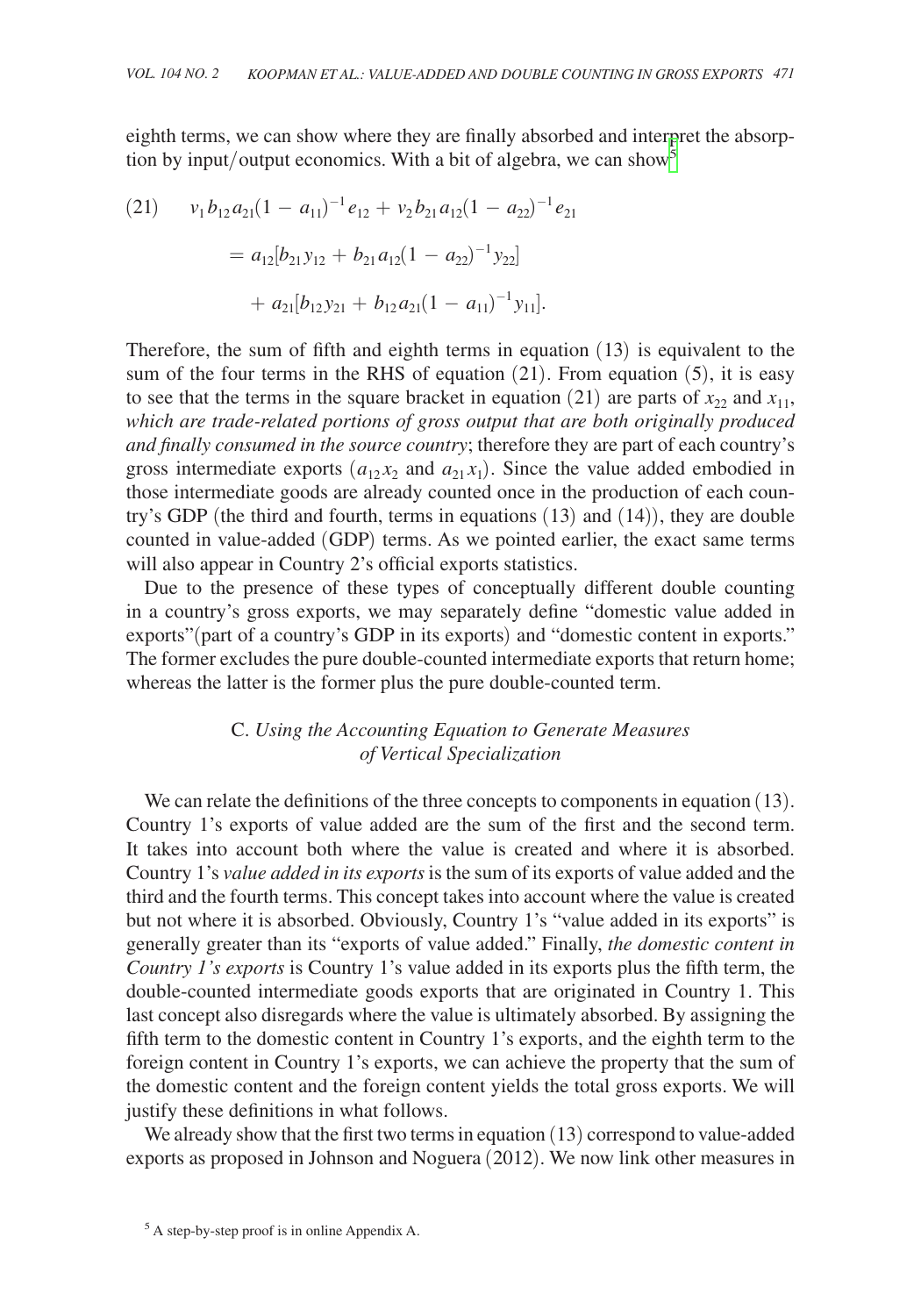eighth terms, we can show where they are finally absorbed and interpret the absorption by input/output economics. With a bit of algebra, we can show[5]

$$(21) \quad v_1 b_{12} a_{21}(1 - a_{11})^{-1} e_{12} + v_2 b_{21} a_{12}(1 - a_{22})^{-1} e_{21}$$

$$= a_{12}[b_{21} y_{12} + b_{21} a_{12}(1 - a_{22})^{-1} y_{22}]$$

$$+ a_{21}[b_{12} y_{21} + b_{12} a_{21}(1 - a_{11})^{-1} y_{11}].$$

Therefore, the sum of fifth and eighth terms in equation (13) is equivalent to the sum of the four terms in the RHS of equation (21). From equation (5), it is easy to see that the terms in the square bracket in equation (21) are parts of $x_{22}$ and $x_{11}$, *which are trade-related portions of gross output that are both originally produced and finally consumed in the source country*; therefore they are part of each country's gross intermediate exports ($a_{12}x_2$ and $a_{21}x_1$). Since the value added embodied in those intermediate goods are already counted once in the production of each country's GDP (the third and fourth, terms in equations (13) and (14)), they are double counted in value-added (GDP) terms. As we pointed earlier, the exact same terms will also appear in Country 2's official exports statistics.

Due to the presence of these types of conceptually different double counting in a country's gross exports, we may separately define "domestic value added in exports"(part of a country's GDP in its exports) and "domestic content in exports." The former excludes the pure double-counted intermediate exports that return home; whereas the latter is the former plus the pure double-counted term.

### C. *Using the Accounting Equation to Generate Measures of Vertical Specialization*

We can relate the definitions of the three concepts to components in equation (13). Country 1's exports of value added are the sum of the first and the second term. It takes into account both where the value is created and where it is absorbed. Country 1's *value added in its exports* is the sum of its exports of value added and the third and the fourth terms. This concept takes into account where the value is created but not where it is absorbed. Obviously, Country 1's "value added in its exports" is generally greater than its "exports of value added." Finally, *the domestic content in Country 1's exports* is Country 1's value added in its exports plus the fifth term, the double-counted intermediate goods exports that are originated in Country 1. This last concept also disregards where the value is ultimately absorbed. By assigning the fifth term to the domestic content in Country 1's exports, and the eighth term to the foreign content in Country 1's exports, we can achieve the property that the sum of the domestic content and the foreign content yields the total gross exports. We will justify these definitions in what follows.

We already show that the first two terms in equation (13) correspond to value-added exports as proposed in Johnson and Noguera (2012). We now link other measures in

[5] A step-by-step proof is in online Appendix A.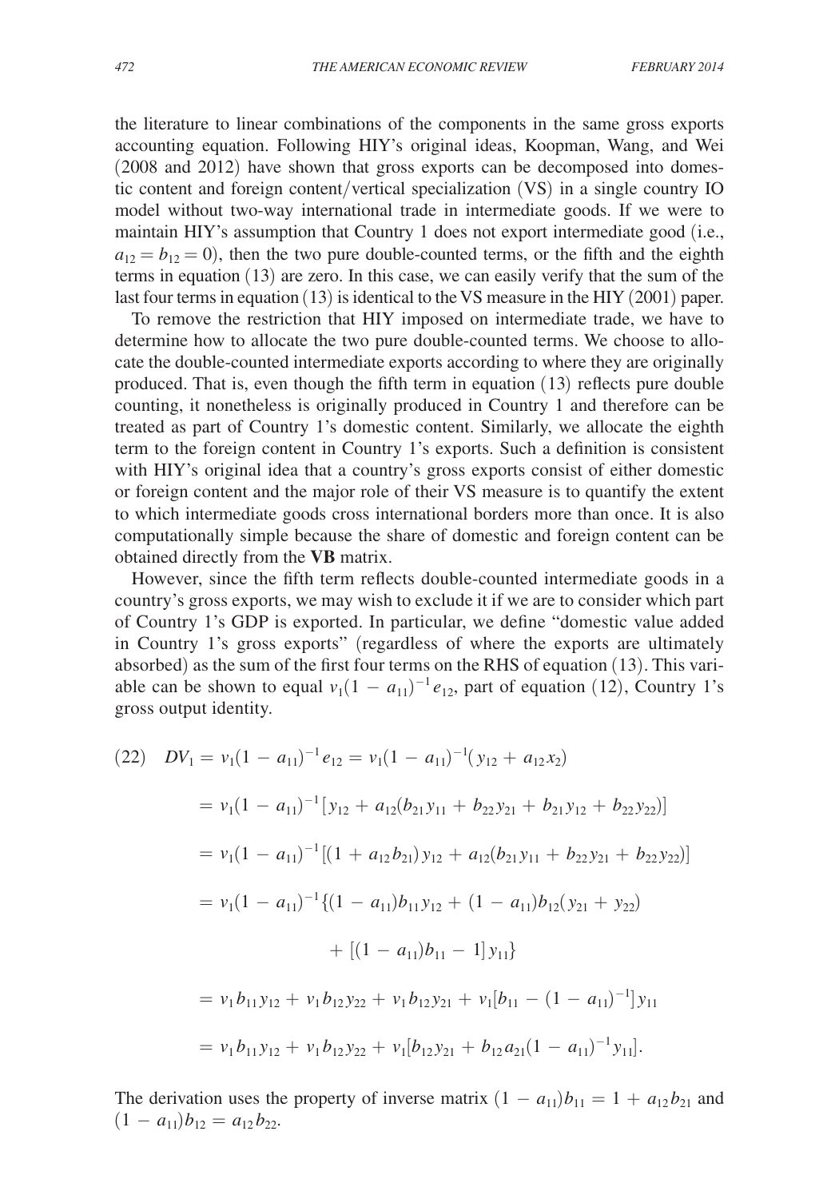the literature to linear combinations of the components in the same gross exports accounting equation. Following HIY's original ideas, Koopman, Wang, and Wei (2008 and 2012) have shown that gross exports can be decomposed into domestic content and foreign content/vertical specialization (VS) in a single country IO model without two-way international trade in intermediate goods. If we were to maintain HIY's assumption that Country 1 does not export intermediate good (i.e., $a_{12} = b_{12} = 0$), then the two pure double-counted terms, or the fifth and the eighth terms in equation (13) are zero. In this case, we can easily verify that the sum of the last four terms in equation (13) is identical to the VS measure in the HIY (2001) paper.

To remove the restriction that HIY imposed on intermediate trade, we have to determine how to allocate the two pure double-counted terms. We choose to allocate the double-counted intermediate exports according to where they are originally produced. That is, even though the fifth term in equation (13) reflects pure double counting, it nonetheless is originally produced in Country 1 and therefore can be treated as part of Country 1's domestic content. Similarly, we allocate the eighth term to the foreign content in Country 1's exports. Such a definition is consistent with HIY's original idea that a country's gross exports consist of either domestic or foreign content and the major role of their VS measure is to quantify the extent to which intermediate goods cross international borders more than once. It is also computationally simple because the share of domestic and foreign content can be obtained directly from the **VB** matrix.

However, since the fifth term reflects double-counted intermediate goods in a country's gross exports, we may wish to exclude it if we are to consider which part of Country 1's GDP is exported. In particular, we define "domestic value added in Country 1's gross exports" (regardless of where the exports are ultimately absorbed) as the sum of the first four terms on the RHS of equation (13). This variable can be shown to equal $v_1(1 - a_{11})^{-1} e_{12}$, part of equation (12), Country 1's gross output identity.

$$
\begin{aligned}
(22)\quad DV_1 &= v_1(1 - a_{11})^{-1} e_{12} = v_1(1 - a_{11})^{-1}(y_{12} + a_{12}x_2) \\
&= v_1(1 - a_{11})^{-1}[y_{12} + a_{12}(b_{21}y_{11} + b_{22}y_{21} + b_{21}y_{12} + b_{22}y_{22})] \\
&= v_1(1 - a_{11})^{-1}[(1 + a_{12}b_{21})y_{12} + a_{12}(b_{21}y_{11} + b_{22}y_{21} + b_{22}y_{22})] \\
&= v_1(1 - a_{11})^{-1}\{(1 - a_{11})b_{11}y_{12} + (1 - a_{11})b_{12}(y_{21} + y_{22}) \\
&\qquad + [(1 - a_{11})b_{11} - 1]y_{11}\} \\
&= v_1 b_{11} y_{12} + v_1 b_{12} y_{22} + v_1 b_{12} y_{21} + v_1[b_{11} - (1 - a_{11})^{-1}]y_{11} \\
&= v_1 b_{11} y_{12} + v_1 b_{12} y_{22} + v_1[b_{12} y_{21} + b_{12} a_{21}(1 - a_{11})^{-1} y_{11}].
\end{aligned}
$$

The derivation uses the property of inverse matrix $(1 - a_{11})b_{11} = 1 + a_{12}b_{21}$ and $(1 - a_{11})b_{12} = a_{12}b_{22}$.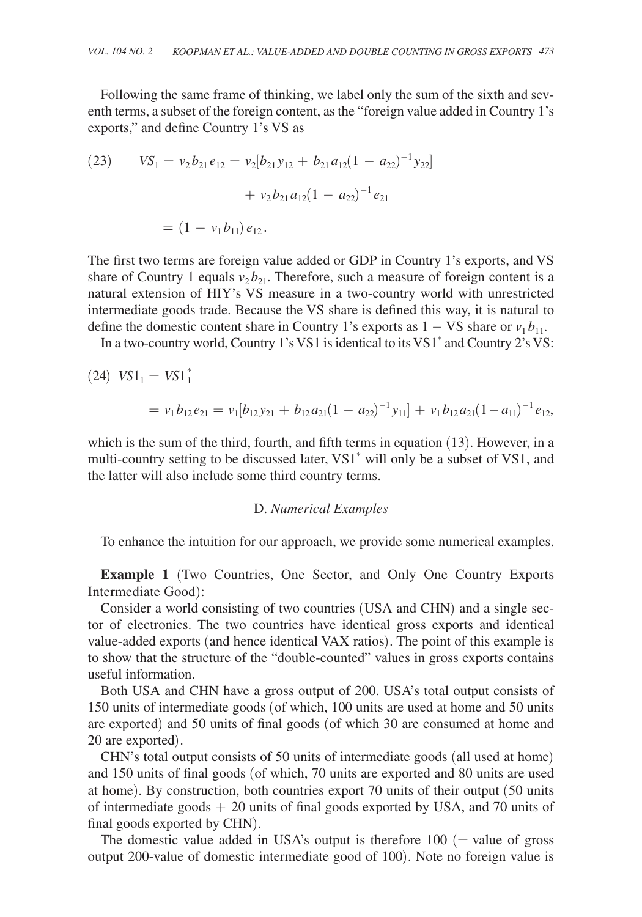Following the same frame of thinking, we label only the sum of the sixth and seventh terms, a subset of the foreign content, as the "foreign value added in Country 1's exports," and define Country 1's VS as

$$
\begin{aligned}
(23) \qquad VS_1 = v_2 b_{21} e_{12} &= v_2[b_{21} y_{12} + b_{21} a_{12}(1 - a_{22})^{-1} y_{22}] \\
&\quad + v_2 b_{21} a_{12}(1 - a_{22})^{-1} e_{21} \\
&= (1 - v_1 b_{11}) e_{12}.
\end{aligned}
$$

The first two terms are foreign value added or GDP in Country 1's exports, and VS share of Country 1 equals $v_2 b_{21}$. Therefore, such a measure of foreign content is a natural extension of HIY's VS measure in a two-country world with unrestricted intermediate goods trade. Because the VS share is defined this way, it is natural to define the domestic content share in Country 1's exports as $1 -$ VS share or $v_1 b_{11}$.

In a two-country world, Country 1's VS1 is identical to its VS1$^*$ and Country 2's VS:

$$
\begin{aligned}
(24) \quad VS1_1 &= VS1_1^* \\
&= v_1 b_{12} e_{21} = v_1[b_{12} y_{21} + b_{12} a_{21}(1 - a_{22})^{-1} y_{11}] + v_1 b_{12} a_{21}(1 - a_{11})^{-1} e_{12},
\end{aligned}
$$

which is the sum of the third, fourth, and fifth terms in equation (13). However, in a multi-country setting to be discussed later, VS1$^*$ will only be a subset of VS1, and the latter will also include some third country terms.

### D. *Numerical Examples*

To enhance the intuition for our approach, we provide some numerical examples.

**Example 1** (Two Countries, One Sector, and Only One Country Exports Intermediate Good):

Consider a world consisting of two countries (USA and CHN) and a single sector of electronics. The two countries have identical gross exports and identical value-added exports (and hence identical VAX ratios). The point of this example is to show that the structure of the "double-counted" values in gross exports contains useful information.

Both USA and CHN have a gross output of 200. USA's total output consists of 150 units of intermediate goods (of which, 100 units are used at home and 50 units are exported) and 50 units of final goods (of which 30 are consumed at home and 20 are exported).

CHN's total output consists of 50 units of intermediate goods (all used at home) and 150 units of final goods (of which, 70 units are exported and 80 units are used at home). By construction, both countries export 70 units of their output (50 units of intermediate goods + 20 units of final goods exported by USA, and 70 units of final goods exported by CHN).

The domestic value added in USA's output is therefore 100 (= value of gross output 200-value of domestic intermediate good of 100). Note no foreign value is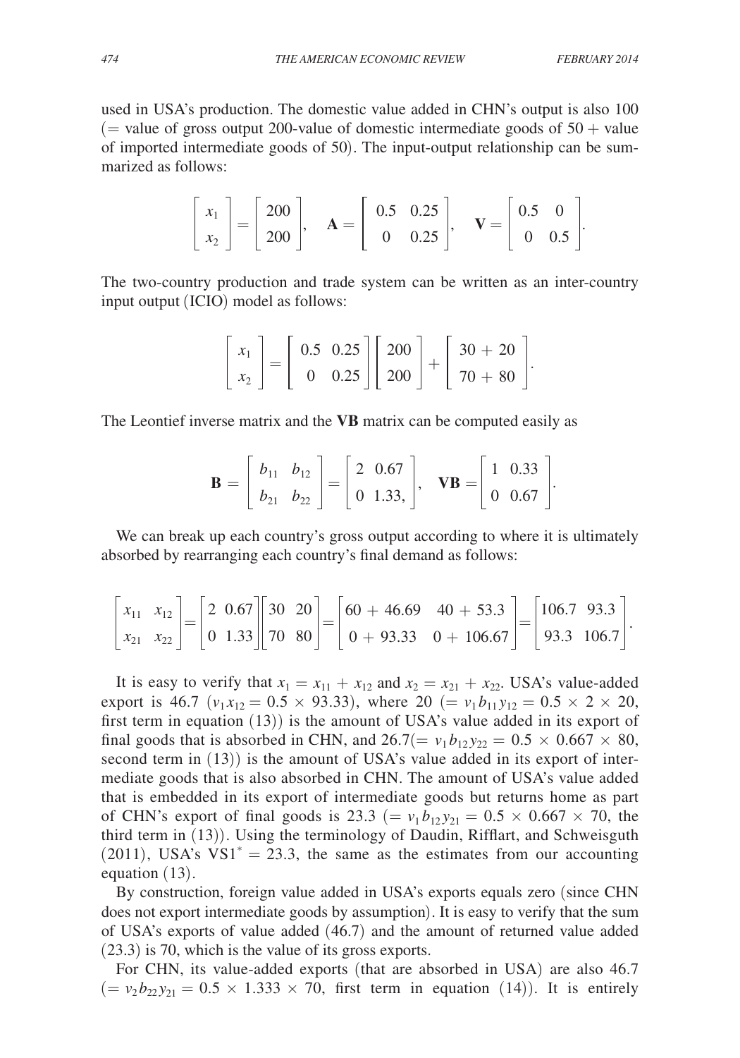used in USA's production. The domestic value added in CHN's output is also 100 (= value of gross output 200-value of domestic intermediate goods of 50 + value of imported intermediate goods of 50). The input-output relationship can be summarized as follows:

$$\begin{bmatrix} x_1 \\ x_2 \end{bmatrix} = \begin{bmatrix} 200 \\ 200 \end{bmatrix}, \quad \mathbf{A} = \begin{bmatrix} 0.5 & 0.25 \\ 0 & 0.25 \end{bmatrix}, \quad \mathbf{V} = \begin{bmatrix} 0.5 & 0 \\ 0 & 0.5 \end{bmatrix}.$$

The two-country production and trade system can be written as an inter-country input output (ICIO) model as follows:

$$\begin{bmatrix} x_1 \\ x_2 \end{bmatrix} = \begin{bmatrix} 0.5 & 0.25 \\ 0 & 0.25 \end{bmatrix} \begin{bmatrix} 200 \\ 200 \end{bmatrix} + \begin{bmatrix} 30 + 20 \\ 70 + 80 \end{bmatrix}.$$

The Leontief inverse matrix and the **VB** matrix can be computed easily as

$$\mathbf{B} = \begin{bmatrix} b_{11} & b_{12} \\ b_{21} & b_{22} \end{bmatrix} = \begin{bmatrix} 2 & 0.67 \\ 0 & 1.33, \end{bmatrix}, \quad \mathbf{VB} = \begin{bmatrix} 1 & 0.33 \\ 0 & 0.67 \end{bmatrix}.$$

We can break up each country's gross output according to where it is ultimately absorbed by rearranging each country's final demand as follows:

$$\begin{bmatrix} x_{11} & x_{12} \\ x_{21} & x_{22} \end{bmatrix} = \begin{bmatrix} 2 & 0.67 \\ 0 & 1.33 \end{bmatrix} \begin{bmatrix} 30 & 20 \\ 70 & 80 \end{bmatrix} = \begin{bmatrix} 60 + 46.69 & 40 + 53.3 \\ 0 + 93.33 & 0 + 106.67 \end{bmatrix} = \begin{bmatrix} 106.7 & 93.3 \\ 93.3 & 106.7 \end{bmatrix}.$$

It is easy to verify that $x_1 = x_{11} + x_{12}$ and $x_2 = x_{21} + x_{22}$. USA's value-added export is 46.7 ($v_1 x_{12} = 0.5 \times 93.33$), where 20 ($= v_1 b_{11} y_{12} = 0.5 \times 2 \times 20$, first term in equation (13)) is the amount of USA's value added in its export of final goods that is absorbed in CHN, and 26.7($= v_1 b_{12} y_{22} = 0.5 \times 0.667 \times 80$, second term in (13)) is the amount of USA's value added in its export of intermediate goods that is also absorbed in CHN. The amount of USA's value added that is embedded in its export of intermediate goods but returns home as part of CHN's export of final goods is 23.3 ($= v_1 b_{12} y_{21} = 0.5 \times 0.667 \times 70$, the third term in (13)). Using the terminology of Daudin, Rifflart, and Schweisguth (2011), USA's $VS1^* = 23.3$, the same as the estimates from our accounting equation (13).

By construction, foreign value added in USA's exports equals zero (since CHN does not export intermediate goods by assumption). It is easy to verify that the sum of USA's exports of value added (46.7) and the amount of returned value added (23.3) is 70, which is the value of its gross exports.

For CHN, its value-added exports (that are absorbed in USA) are also 46.7 ($= v_2 b_{22} y_{21} = 0.5 \times 1.333 \times 70$, first term in equation (14)). It is entirely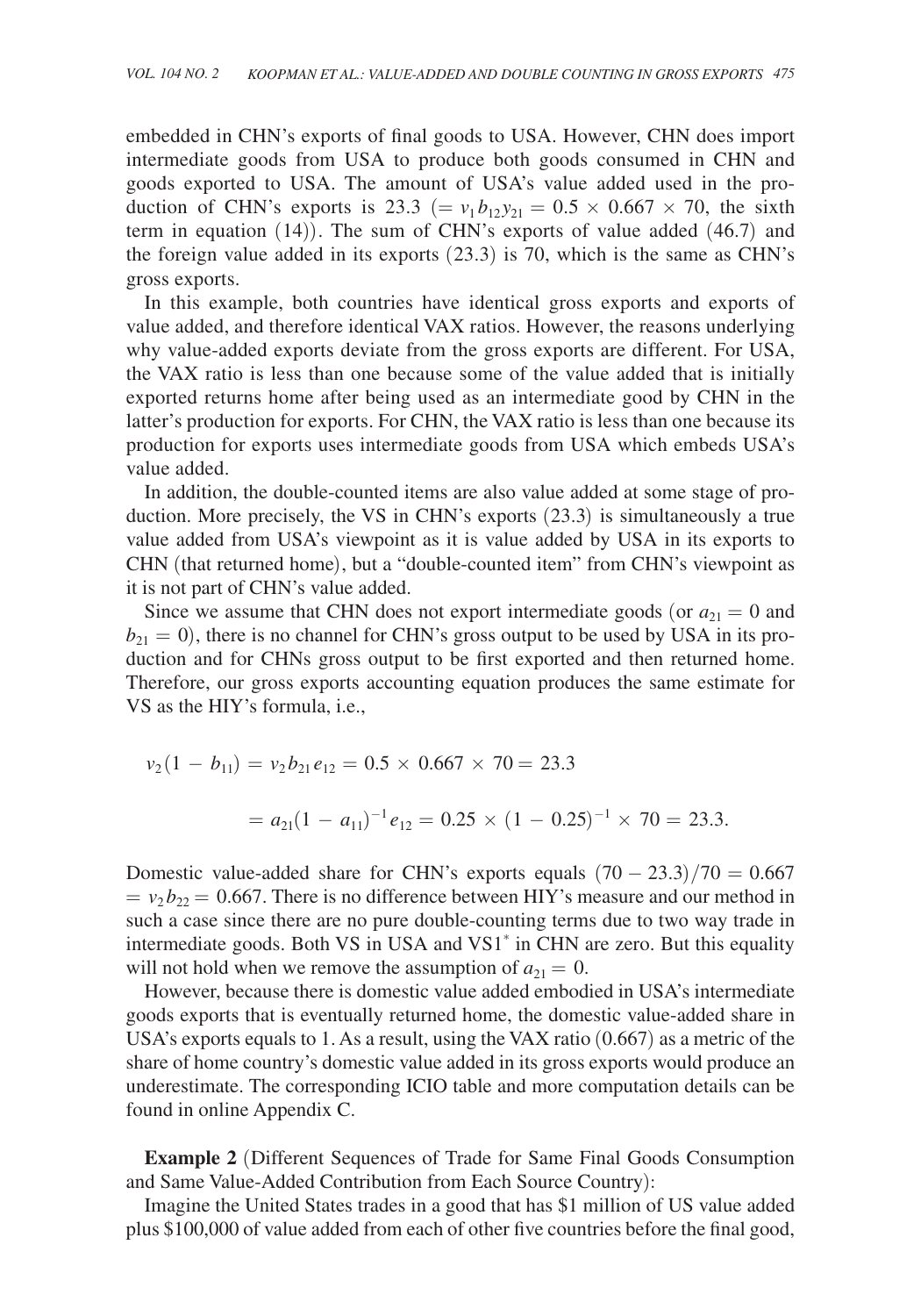embedded in CHN's exports of final goods to USA. However, CHN does import intermediate goods from USA to produce both goods consumed in CHN and goods exported to USA. The amount of USA's value added used in the production of CHN's exports is 23.3 ($= v_1 b_{12} y_{21} = 0.5 \times 0.667 \times 70$, the sixth term in equation (14)). The sum of CHN's exports of value added (46.7) and the foreign value added in its exports (23.3) is 70, which is the same as CHN's gross exports.

In this example, both countries have identical gross exports and exports of value added, and therefore identical VAX ratios. However, the reasons underlying why value-added exports deviate from the gross exports are different. For USA, the VAX ratio is less than one because some of the value added that is initially exported returns home after being used as an intermediate good by CHN in the latter's production for exports. For CHN, the VAX ratio is less than one because its production for exports uses intermediate goods from USA which embeds USA's value added.

In addition, the double-counted items are also value added at some stage of production. More precisely, the VS in CHN's exports (23.3) is simultaneously a true value added from USA's viewpoint as it is value added by USA in its exports to CHN (that returned home), but a "double-counted item" from CHN's viewpoint as it is not part of CHN's value added.

Since we assume that CHN does not export intermediate goods (or $a_{21} = 0$ and $b_{21} = 0$), there is no channel for CHN's gross output to be used by USA in its production and for CHNs gross output to be first exported and then returned home. Therefore, our gross exports accounting equation produces the same estimate for VS as the HIY's formula, i.e.,

$$v_2(1 - b_{11}) = v_2 b_{21} e_{12} = 0.5 \times 0.667 \times 70 = 23.3$$

$$= a_{21}(1 - a_{11})^{-1} e_{12} = 0.25 \times (1 - 0.25)^{-1} \times 70 = 23.3.$$

Domestic value-added share for CHN's exports equals $(70 - 23.3)/70 = 0.667 = v_2 b_{22} = 0.667$. There is no difference between HIY's measure and our method in such a case since there are no pure double-counting terms due to two way trade in intermediate goods. Both VS in USA and VS1* in CHN are zero. But this equality will not hold when we remove the assumption of $a_{21} = 0$.

However, because there is domestic value added embodied in USA's intermediate goods exports that is eventually returned home, the domestic value-added share in USA's exports equals to 1. As a result, using the VAX ratio (0.667) as a metric of the share of home country's domestic value added in its gross exports would produce an underestimate. The corresponding ICIO table and more computation details can be found in online Appendix C.

**Example 2** (Different Sequences of Trade for Same Final Goods Consumption and Same Value-Added Contribution from Each Source Country):

Imagine the United States trades in a good that has \$1 million of US value added plus \$100,000 of value added from each of other five countries before the final good,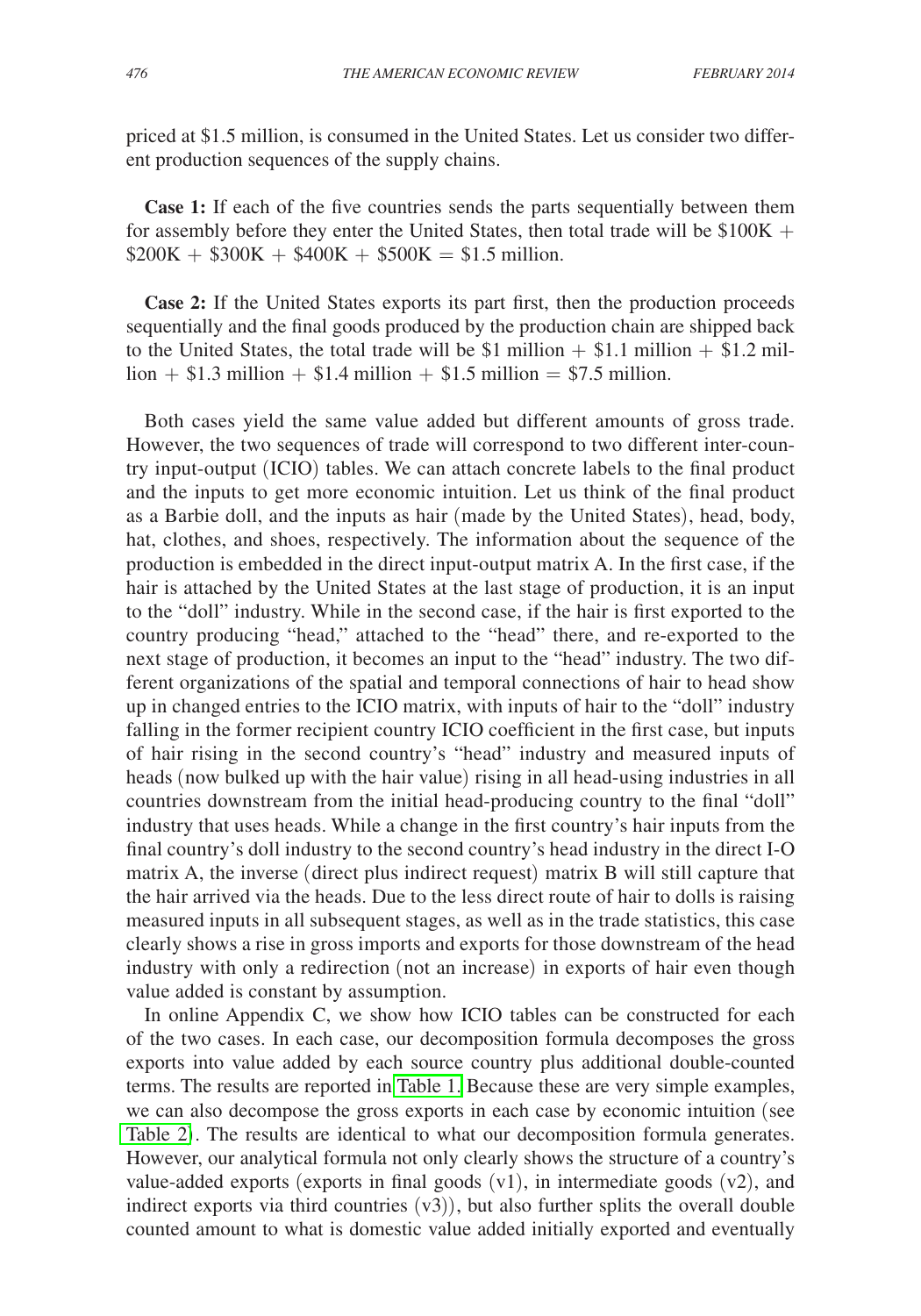priced at \$1.5 million, is consumed in the United States. Let us consider two different production sequences of the supply chains.

**Case 1:** If each of the five countries sends the parts sequentially between them for assembly before they enter the United States, then total trade will be \$100K + \$200K + \$300K + \$400K + \$500K = \$1.5 million.

**Case 2:** If the United States exports its part first, then the production proceeds sequentially and the final goods produced by the production chain are shipped back to the United States, the total trade will be \$1 million + \$1.1 million + \$1.2 million + \$1.3 million + \$1.4 million + \$1.5 million = \$7.5 million.

Both cases yield the same value added but different amounts of gross trade. However, the two sequences of trade will correspond to two different inter-country input-output (ICIO) tables. We can attach concrete labels to the final product and the inputs to get more economic intuition. Let us think of the final product as a Barbie doll, and the inputs as hair (made by the United States), head, body, hat, clothes, and shoes, respectively. The information about the sequence of the production is embedded in the direct input-output matrix A. In the first case, if the hair is attached by the United States at the last stage of production, it is an input to the "doll" industry. While in the second case, if the hair is first exported to the country producing "head," attached to the "head" there, and re-exported to the next stage of production, it becomes an input to the "head" industry. The two different organizations of the spatial and temporal connections of hair to head show up in changed entries to the ICIO matrix, with inputs of hair to the "doll" industry falling in the former recipient country ICIO coefficient in the first case, but inputs of hair rising in the second country's "head" industry and measured inputs of heads (now bulked up with the hair value) rising in all head-using industries in all countries downstream from the initial head-producing country to the final "doll" industry that uses heads. While a change in the first country's hair inputs from the final country's doll industry to the second country's head industry in the direct I-O matrix A, the inverse (direct plus indirect request) matrix B will still capture that the hair arrived via the heads. Due to the less direct route of hair to dolls is raising measured inputs in all subsequent stages, as well as in the trade statistics, this case clearly shows a rise in gross imports and exports for those downstream of the head industry with only a redirection (not an increase) in exports of hair even though value added is constant by assumption.

In online Appendix C, we show how ICIO tables can be constructed for each of the two cases. In each case, our decomposition formula decomposes the gross exports into value added by each source country plus additional double-counted terms. The results are reported in Table 1. Because these are very simple examples, we can also decompose the gross exports in each case by economic intuition (see Table 2). The results are identical to what our decomposition formula generates. However, our analytical formula not only clearly shows the structure of a country's value-added exports (exports in final goods (v1), in intermediate goods (v2), and indirect exports via third countries (v3)), but also further splits the overall double counted amount to what is domestic value added initially exported and eventually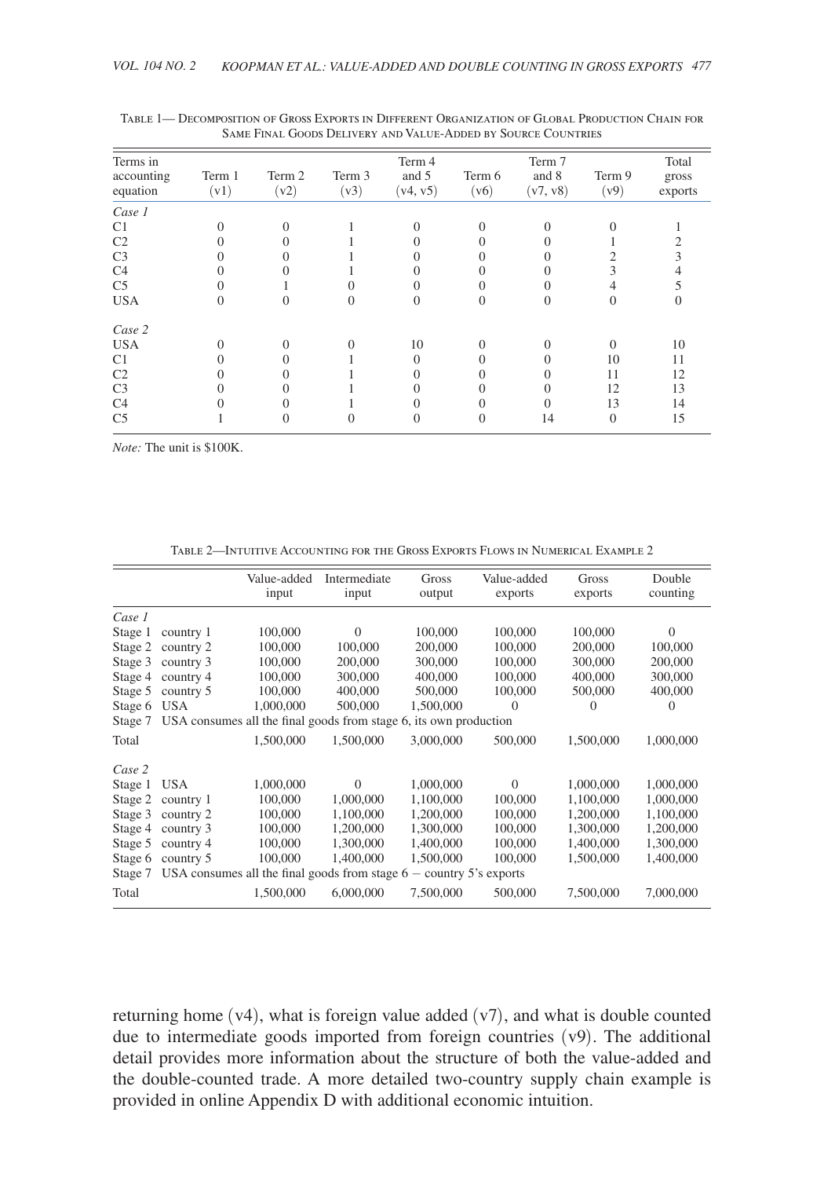Table 1— Decomposition of Gross Exports in Different Organization of Global Production Chain for Same Final Goods Delivery and Value-Added by Source Countries

| Terms in accounting equation | Term 1 (v1) | Term 2 (v2) | Term 3 (v3) | Term 4 and 5 (v4, v5) | Term 6 (v6) | Term 7 and 8 (v7, v8) | Term 9 (v9) | Total gross exports |
|---|---|---|---|---|---|---|---|---|
| *Case 1* | | | | | | | | |
| C1 | 0 | 0 | 1 | 0 | 0 | 0 | 0 | 1 |
| C2 | 0 | 0 | 1 | 0 | 0 | 0 | 1 | 2 |
| C3 | 0 | 0 | 1 | 0 | 0 | 0 | 2 | 3 |
| C4 | 0 | 0 | 1 | 0 | 0 | 0 | 3 | 4 |
| C5 | 0 | 1 | 0 | 0 | 0 | 0 | 4 | 5 |
| USA | 0 | 0 | 0 | 0 | 0 | 0 | 0 | 0 |
| *Case 2* | | | | | | | | |
| USA | 0 | 0 | 0 | 10 | 0 | 0 | 0 | 10 |
| C1 | 0 | 0 | 1 | 0 | 0 | 0 | 10 | 11 |
| C2 | 0 | 0 | 1 | 0 | 0 | 0 | 11 | 12 |
| C3 | 0 | 0 | 1 | 0 | 0 | 0 | 12 | 13 |
| C4 | 0 | 0 | 1 | 0 | 0 | 0 | 13 | 14 |
| C5 | 1 | 0 | 0 | 0 | 0 | 14 | 0 | 15 |

*Note:* The unit is $100K.

Table 2—Intuitive Accounting for the Gross Exports Flows in Numerical Example 2

| | | Value-added input | Intermediate input | Gross output | Value-added exports | Gross exports | Double counting |
|---|---|---|---|---|---|---|---|
| *Case 1* | | | | | | | |
| Stage 1 | country 1 | 100,000 | 0 | 100,000 | 100,000 | 100,000 | 0 |
| Stage 2 | country 2 | 100,000 | 100,000 | 200,000 | 100,000 | 200,000 | 100,000 |
| Stage 3 | country 3 | 100,000 | 200,000 | 300,000 | 100,000 | 300,000 | 200,000 |
| Stage 4 | country 4 | 100,000 | 300,000 | 400,000 | 100,000 | 400,000 | 300,000 |
| Stage 5 | country 5 | 100,000 | 400,000 | 500,000 | 100,000 | 500,000 | 400,000 |
| Stage 6 | USA | 1,000,000 | 500,000 | 1,500,000 | 0 | 0 | 0 |
| Stage 7 | USA consumes all the final goods from stage 6, its own production | | | | | | |
| Total | | 1,500,000 | 1,500,000 | 3,000,000 | 500,000 | 1,500,000 | 1,000,000 |
| *Case 2* | | | | | | | |
| Stage 1 | USA | 1,000,000 | 0 | 1,000,000 | 0 | 1,000,000 | 1,000,000 |
| Stage 2 | country 1 | 100,000 | 1,000,000 | 1,100,000 | 100,000 | 1,100,000 | 1,000,000 |
| Stage 3 | country 2 | 100,000 | 1,100,000 | 1,200,000 | 100,000 | 1,200,000 | 1,100,000 |
| Stage 4 | country 3 | 100,000 | 1,200,000 | 1,300,000 | 100,000 | 1,300,000 | 1,200,000 |
| Stage 5 | country 4 | 100,000 | 1,300,000 | 1,400,000 | 100,000 | 1,400,000 | 1,300,000 |
| Stage 6 | country 5 | 100,000 | 1,400,000 | 1,500,000 | 100,000 | 1,500,000 | 1,400,000 |
| Stage 7 | USA consumes all the final goods from stage 6 − country 5's exports | | | | | | |
| Total | | 1,500,000 | 6,000,000 | 7,500,000 | 500,000 | 7,500,000 | 7,000,000 |

returning home (v4), what is foreign value added (v7), and what is double counted due to intermediate goods imported from foreign countries (v9). The additional detail provides more information about the structure of both the value-added and the double-counted trade. A more detailed two-country supply chain example is provided in online Appendix D with additional economic intuition.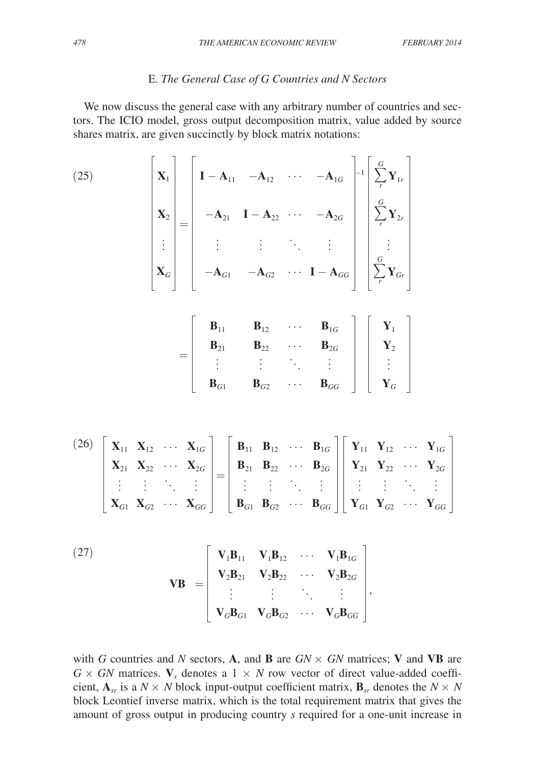### E. *The General Case of G Countries and N Sectors*

We now discuss the general case with any arbitrary number of countries and sectors. The ICIO model, gross output decomposition matrix, value added by source shares matrix, are given succinctly by block matrix notations:

$$
(25)\qquad \begin{bmatrix} \mathbf{X}_1 \\ \mathbf{X}_2 \\ \vdots \\ \mathbf{X}_G \end{bmatrix} = \begin{bmatrix} \mathbf{I}-\mathbf{A}_{11} & -\mathbf{A}_{12} & \cdots & -\mathbf{A}_{1G} \\ -\mathbf{A}_{21} & \mathbf{I}-\mathbf{A}_{22} & \cdots & -\mathbf{A}_{2G} \\ \vdots & \vdots & \ddots & \vdots \\ -\mathbf{A}_{G1} & -\mathbf{A}_{G2} & \cdots & \mathbf{I}-\mathbf{A}_{GG} \end{bmatrix}^{-1} \begin{bmatrix} \sum_r^G \mathbf{Y}_{1r} \\ \sum_r^G \mathbf{Y}_{2r} \\ \vdots \\ \sum_r^G \mathbf{Y}_{Gr} \end{bmatrix}
$$

$$
= \begin{bmatrix} \mathbf{B}_{11} & \mathbf{B}_{12} & \cdots & \mathbf{B}_{1G} \\ \mathbf{B}_{21} & \mathbf{B}_{22} & \cdots & \mathbf{B}_{2G} \\ \vdots & \vdots & \ddots & \vdots \\ \mathbf{B}_{G1} & \mathbf{B}_{G2} & \cdots & \mathbf{B}_{GG} \end{bmatrix} \begin{bmatrix} \mathbf{Y}_1 \\ \mathbf{Y}_2 \\ \vdots \\ \mathbf{Y}_G \end{bmatrix}
$$

$$
(26)\quad \begin{bmatrix} \mathbf{X}_{11} & \mathbf{X}_{12} & \cdots & \mathbf{X}_{1G} \\ \mathbf{X}_{21} & \mathbf{X}_{22} & \cdots & \mathbf{X}_{2G} \\ \vdots & \vdots & \ddots & \vdots \\ \mathbf{X}_{G1} & \mathbf{X}_{G2} & \cdots & \mathbf{X}_{GG} \end{bmatrix} = \begin{bmatrix} \mathbf{B}_{11} & \mathbf{B}_{12} & \cdots & \mathbf{B}_{1G} \\ \mathbf{B}_{21} & \mathbf{B}_{22} & \cdots & \mathbf{B}_{2G} \\ \vdots & \vdots & \ddots & \vdots \\ \mathbf{B}_{G1} & \mathbf{B}_{G2} & \cdots & \mathbf{B}_{GG} \end{bmatrix} \begin{bmatrix} \mathbf{Y}_{11} & \mathbf{Y}_{12} & \cdots & \mathbf{Y}_{1G} \\ \mathbf{Y}_{21} & \mathbf{Y}_{22} & \cdots & \mathbf{Y}_{2G} \\ \vdots & \vdots & \ddots & \vdots \\ \mathbf{Y}_{G1} & \mathbf{Y}_{G2} & \cdots & \mathbf{Y}_{GG} \end{bmatrix}
$$

$$
(27)\qquad \mathbf{VB} = \begin{bmatrix} \mathbf{V}_1\mathbf{B}_{11} & \mathbf{V}_1\mathbf{B}_{12} & \cdots & \mathbf{V}_1\mathbf{B}_{1G} \\ \mathbf{V}_2\mathbf{B}_{21} & \mathbf{V}_2\mathbf{B}_{22} & \cdots & \mathbf{V}_2\mathbf{B}_{2G} \\ \vdots & \vdots & \ddots & \vdots \\ \mathbf{V}_G\mathbf{B}_{G1} & \mathbf{V}_G\mathbf{B}_{G2} & \cdots & \mathbf{V}_G\mathbf{B}_{GG} \end{bmatrix},
$$

with $G$ countries and $N$ sectors, $\mathbf{A}$, and $\mathbf{B}$ are $GN \times GN$ matrices; $\mathbf{V}$ and $\mathbf{VB}$ are $G \times GN$ matrices. $\mathbf{V}_s$ denotes a $1 \times N$ row vector of direct value-added coefficient, $\mathbf{A}_{sr}$ is a $N \times N$ block input-output coefficient matrix, $\mathbf{B}_{sr}$ denotes the $N \times N$ block Leontief inverse matrix, which is the total requirement matrix that gives the amount of gross output in producing country $s$ required for a one-unit increase in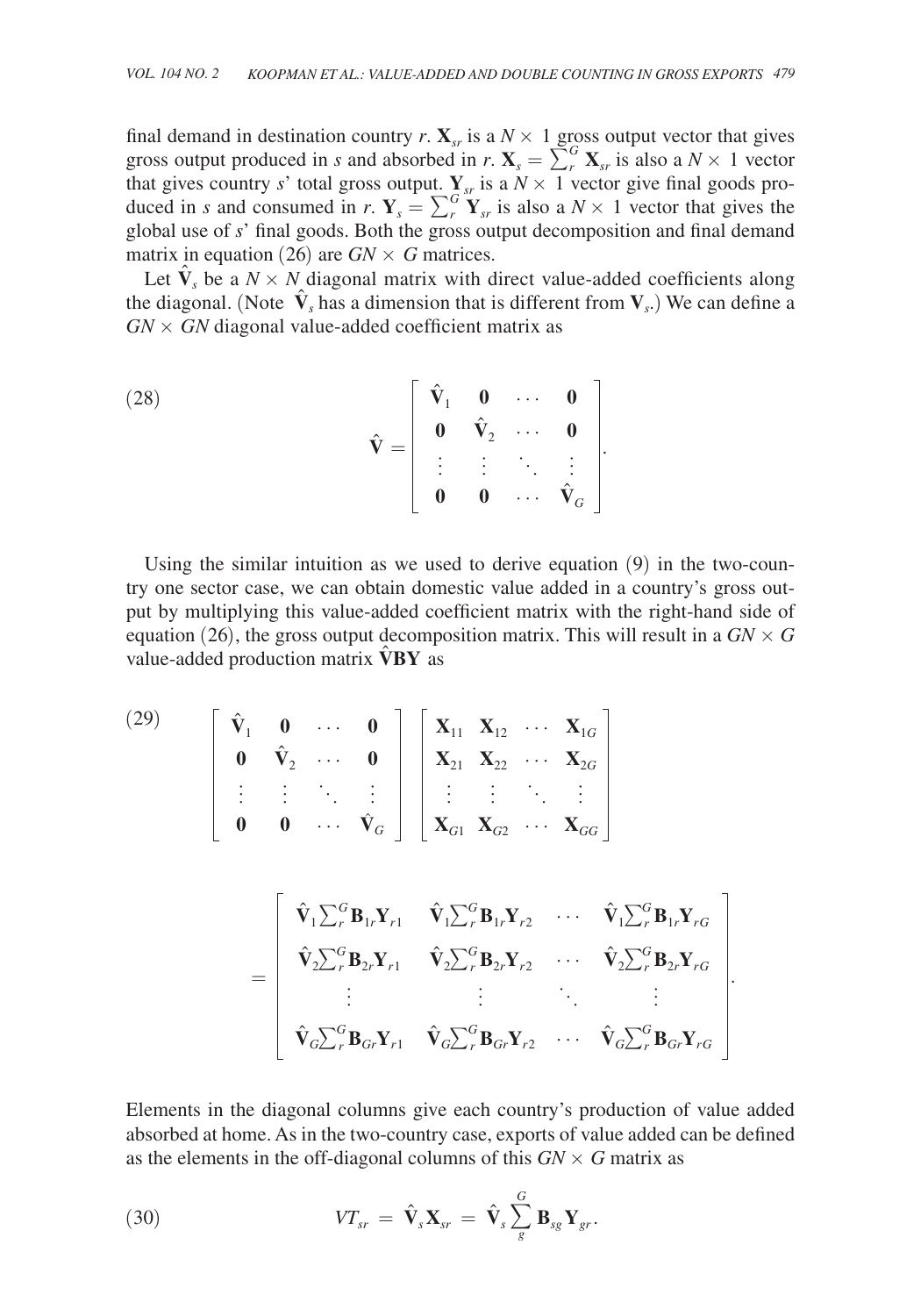final demand in destination country $r$. $\mathbf{X}_{sr}$ is a $N \times 1$ gross output vector that gives gross output produced in $s$ and absorbed in $r$. $\mathbf{X}_s = \sum_r^G \mathbf{X}_{sr}$ is also a $N \times 1$ vector that gives country $s$' total gross output. $\mathbf{Y}_{sr}$ is a $N \times 1$ vector give final goods produced in $s$ and consumed in $r$. $\mathbf{Y}_s = \sum_r^G \mathbf{Y}_{sr}$ is also a $N \times 1$ vector that gives the global use of $s$' final goods. Both the gross output decomposition and final demand matrix in equation (26) are $GN \times G$ matrices.

Let $\hat{\mathbf{V}}_s$ be a $N \times N$ diagonal matrix with direct value-added coefficients along the diagonal. (Note $\hat{\mathbf{V}}_s$ has a dimension that is different from $\mathbf{V}_s$.) We can define a $GN \times GN$ diagonal value-added coefficient matrix as

$$\hat{\mathbf{V}} = \begin{bmatrix} \hat{\mathbf{V}}_1 & \mathbf{0} & \cdots & \mathbf{0} \\ \mathbf{0} & \hat{\mathbf{V}}_2 & \cdots & \mathbf{0} \\ \vdots & \vdots & \ddots & \vdots \\ \mathbf{0} & \mathbf{0} & \cdots & \hat{\mathbf{V}}_G \end{bmatrix}. \tag{28}$$

Using the similar intuition as we used to derive equation (9) in the two-country one sector case, we can obtain domestic value added in a country's gross output by multiplying this value-added coefficient matrix with the right-hand side of equation (26), the gross output decomposition matrix. This will result in a $GN \times G$ value-added production matrix $\hat{\mathbf{V}}\mathbf{BY}$ as

$$\begin{bmatrix} \hat{\mathbf{V}}_1 & \mathbf{0} & \cdots & \mathbf{0} \\ \mathbf{0} & \hat{\mathbf{V}}_2 & \cdots & \mathbf{0} \\ \vdots & \vdots & \ddots & \vdots \\ \mathbf{0} & \mathbf{0} & \cdots & \hat{\mathbf{V}}_G \end{bmatrix} \begin{bmatrix} \mathbf{X}_{11} & \mathbf{X}_{12} & \cdots & \mathbf{X}_{1G} \\ \mathbf{X}_{21} & \mathbf{X}_{22} & \cdots & \mathbf{X}_{2G} \\ \vdots & \vdots & \ddots & \vdots \\ \mathbf{X}_{G1} & \mathbf{X}_{G2} & \cdots & \mathbf{X}_{GG} \end{bmatrix} \tag{29}$$

$$= \begin{bmatrix} \hat{\mathbf{V}}_1 \sum_r^G \mathbf{B}_{1r}\mathbf{Y}_{r1} & \hat{\mathbf{V}}_1 \sum_r^G \mathbf{B}_{1r}\mathbf{Y}_{r2} & \cdots & \hat{\mathbf{V}}_1 \sum_r^G \mathbf{B}_{1r}\mathbf{Y}_{rG} \\ \hat{\mathbf{V}}_2 \sum_r^G \mathbf{B}_{2r}\mathbf{Y}_{r1} & \hat{\mathbf{V}}_2 \sum_r^G \mathbf{B}_{2r}\mathbf{Y}_{r2} & \cdots & \hat{\mathbf{V}}_2 \sum_r^G \mathbf{B}_{2r}\mathbf{Y}_{rG} \\ \vdots & \vdots & \ddots & \vdots \\ \hat{\mathbf{V}}_G \sum_r^G \mathbf{B}_{Gr}\mathbf{Y}_{r1} & \hat{\mathbf{V}}_G \sum_r^G \mathbf{B}_{Gr}\mathbf{Y}_{r2} & \cdots & \hat{\mathbf{V}}_G \sum_r^G \mathbf{B}_{Gr}\mathbf{Y}_{rG} \end{bmatrix}.$$

Elements in the diagonal columns give each country's production of value added absorbed at home. As in the two-country case, exports of value added can be defined as the elements in the off-diagonal columns of this $GN \times G$ matrix as

$$VT_{sr} = \hat{\mathbf{V}}_s \mathbf{X}_{sr} = \hat{\mathbf{V}}_s \sum_g^G \mathbf{B}_{sg}\mathbf{Y}_{gr}. \tag{30}$$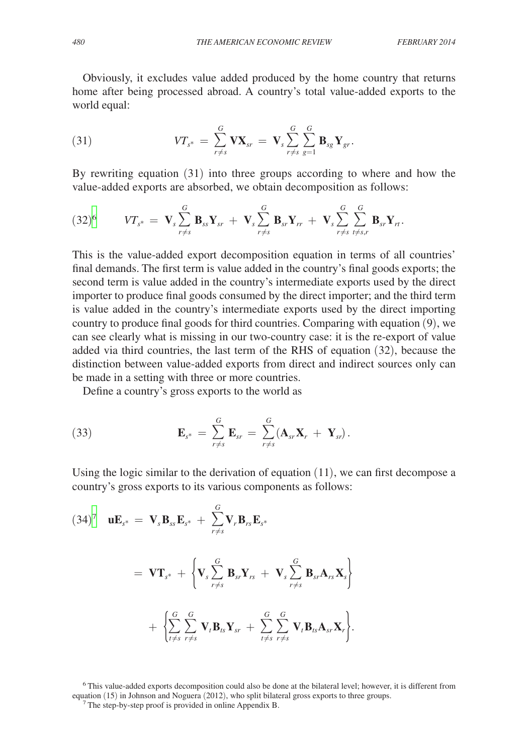Obviously, it excludes value added produced by the home country that returns home after being processed abroad. A country's total value-added exports to the world equal:

$$(31) \qquad VT_{s*} = \sum_{r \neq s}^{G} \mathbf{VX}_{sr} = \mathbf{V}_s \sum_{r \neq s}^{G} \sum_{g=1}^{G} \mathbf{B}_{sg} \mathbf{Y}_{gr}.$$

By rewriting equation (31) into three groups according to where and how the value-added exports are absorbed, we obtain decomposition as follows:

$$(32)^{6} \qquad VT_{s*} = \mathbf{V}_s \sum_{r \neq s}^{G} \mathbf{B}_{ss} \mathbf{Y}_{sr} + \mathbf{V}_s \sum_{r \neq s}^{G} \mathbf{B}_{sr} \mathbf{Y}_{rr} + \mathbf{V}_s \sum_{r \neq s}^{G} \sum_{t \neq s,r}^{G} \mathbf{B}_{sr} \mathbf{Y}_{rt}.$$

This is the value-added export decomposition equation in terms of all countries' final demands. The first term is value added in the country's final goods exports; the second term is value added in the country's intermediate exports used by the direct importer to produce final goods consumed by the direct importer; and the third term is value added in the country's intermediate exports used by the direct importing country to produce final goods for third countries. Comparing with equation (9), we can see clearly what is missing in our two-country case: it is the re-export of value added via third countries, the last term of the RHS of equation (32), because the distinction between value-added exports from direct and indirect sources only can be made in a setting with three or more countries.

Define a country's gross exports to the world as

$$(33) \qquad \mathbf{E}_{s*} = \sum_{r \neq s}^{G} \mathbf{E}_{sr} = \sum_{r \neq s}^{G} (\mathbf{A}_{sr} \mathbf{X}_r + \mathbf{Y}_{sr}).$$

Using the logic similar to the derivation of equation (11), we can first decompose a country's gross exports to its various components as follows:

$$(34)^{7} \quad \mathbf{uE}_{s*} = \mathbf{V}_s \mathbf{B}_{ss} \mathbf{E}_{s*} + \sum_{r \neq s}^{G} \mathbf{V}_r \mathbf{B}_{rs} \mathbf{E}_{s*}$$

$$= \mathbf{VT}_{s*} + \left\{ \mathbf{V}_s \sum_{r \neq s}^{G} \mathbf{B}_{sr} \mathbf{Y}_{rs} + \mathbf{V}_s \sum_{r \neq s}^{G} \mathbf{B}_{sr} \mathbf{A}_{rs} \mathbf{X}_s \right\}$$

$$+ \left\{ \sum_{t \neq s}^{G} \sum_{r \neq s}^{G} \mathbf{V}_t \mathbf{B}_{ts} \mathbf{Y}_{sr} + \sum_{t \neq s}^{G} \sum_{r \neq s}^{G} \mathbf{V}_t \mathbf{B}_{ts} \mathbf{A}_{sr} \mathbf{X}_r \right\}.$$

[6] This value-added exports decomposition could also be done at the bilateral level; however, it is different from equation (15) in Johnson and Noguera (2012), who split bilateral gross exports to three groups.

[7] The step-by-step proof is provided in online Appendix B.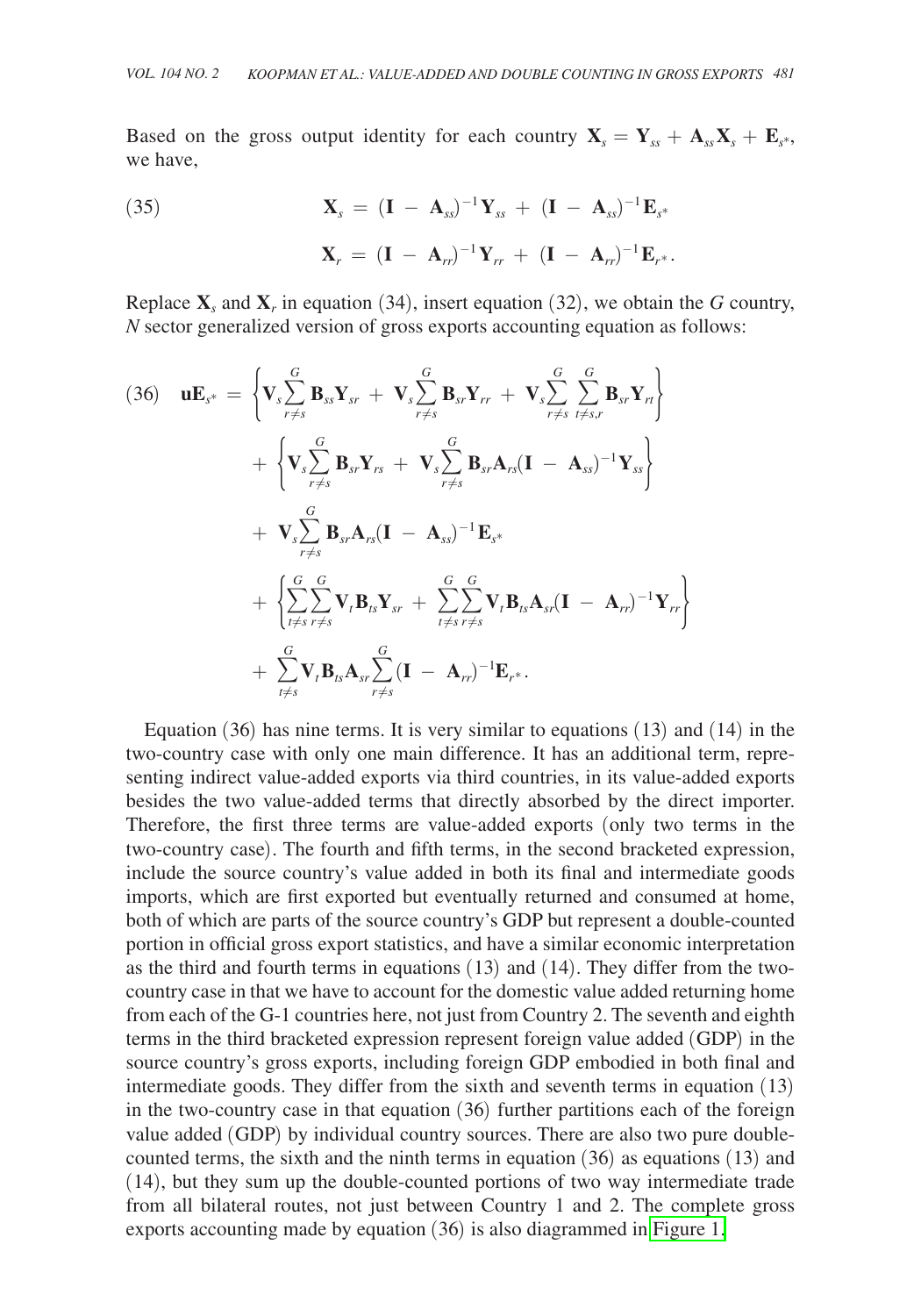Based on the gross output identity for each country $\mathbf{X}_s = \mathbf{Y}_{ss} + \mathbf{A}_{ss}\mathbf{X}_s + \mathbf{E}_{s*}$, we have,

$$
(35) \qquad \mathbf{X}_s = (\mathbf{I} - \mathbf{A}_{ss})^{-1}\mathbf{Y}_{ss} + (\mathbf{I} - \mathbf{A}_{ss})^{-1}\mathbf{E}_{s*}
$$

$$
\mathbf{X}_r = (\mathbf{I} - \mathbf{A}_{rr})^{-1}\mathbf{Y}_{rr} + (\mathbf{I} - \mathbf{A}_{rr})^{-1}\mathbf{E}_{r*}.
$$

Replace $\mathbf{X}_s$ and $\mathbf{X}_r$ in equation (34), insert equation (32), we obtain the $G$ country, $N$ sector generalized version of gross exports accounting equation as follows:

$$
\begin{aligned}
(36) \quad \mathbf{uE}_{s*} = &\left\{ \mathbf{V}_s \sum_{r \neq s}^{G} \mathbf{B}_{ss}\mathbf{Y}_{sr} + \mathbf{V}_s \sum_{r \neq s}^{G} \mathbf{B}_{sr}\mathbf{Y}_{rr} + \mathbf{V}_s \sum_{r \neq s}^{G} \sum_{t \neq s,r}^{G} \mathbf{B}_{sr}\mathbf{Y}_{rt} \right\} \\
&+ \left\{ \mathbf{V}_s \sum_{r \neq s}^{G} \mathbf{B}_{sr}\mathbf{Y}_{rs} + \mathbf{V}_s \sum_{r \neq s}^{G} \mathbf{B}_{sr}\mathbf{A}_{rs}(\mathbf{I} - \mathbf{A}_{ss})^{-1}\mathbf{Y}_{ss} \right\} \\
&+ \mathbf{V}_s \sum_{r \neq s}^{G} \mathbf{B}_{sr}\mathbf{A}_{rs}(\mathbf{I} - \mathbf{A}_{ss})^{-1}\mathbf{E}_{s*} \\
&+ \left\{ \sum_{t \neq s}^{G} \sum_{r \neq s}^{G} \mathbf{V}_t \mathbf{B}_{ts}\mathbf{Y}_{sr} + \sum_{t \neq s}^{G} \sum_{r \neq s}^{G} \mathbf{V}_t \mathbf{B}_{ts}\mathbf{A}_{sr}(\mathbf{I} - \mathbf{A}_{rr})^{-1}\mathbf{Y}_{rr} \right\} \\
&+ \sum_{t \neq s}^{G} \mathbf{V}_t \mathbf{B}_{ts}\mathbf{A}_{sr} \sum_{r \neq s}^{G} (\mathbf{I} - \mathbf{A}_{rr})^{-1}\mathbf{E}_{r*}.
\end{aligned}
$$

Equation (36) has nine terms. It is very similar to equations (13) and (14) in the two-country case with only one main difference. It has an additional term, representing indirect value-added exports via third countries, in its value-added exports besides the two value-added terms that directly absorbed by the direct importer. Therefore, the first three terms are value-added exports (only two terms in the two-country case). The fourth and fifth terms, in the second bracketed expression, include the source country's value added in both its final and intermediate goods imports, which are first exported but eventually returned and consumed at home, both of which are parts of the source country's GDP but represent a double-counted portion in official gross export statistics, and have a similar economic interpretation as the third and fourth terms in equations (13) and (14). They differ from the two-country case in that we have to account for the domestic value added returning home from each of the G-1 countries here, not just from Country 2. The seventh and eighth terms in the third bracketed expression represent foreign value added (GDP) in the source country's gross exports, including foreign GDP embodied in both final and intermediate goods. They differ from the sixth and seventh terms in equation (13) in the two-country case in that equation (36) further partitions each of the foreign value added (GDP) by individual country sources. There are also two pure double-counted terms, the sixth and the ninth terms in equation (36) as equations (13) and (14), but they sum up the double-counted portions of two way intermediate trade from all bilateral routes, not just between Country 1 and 2. The complete gross exports accounting made by equation (36) is also diagrammed in Figure 1.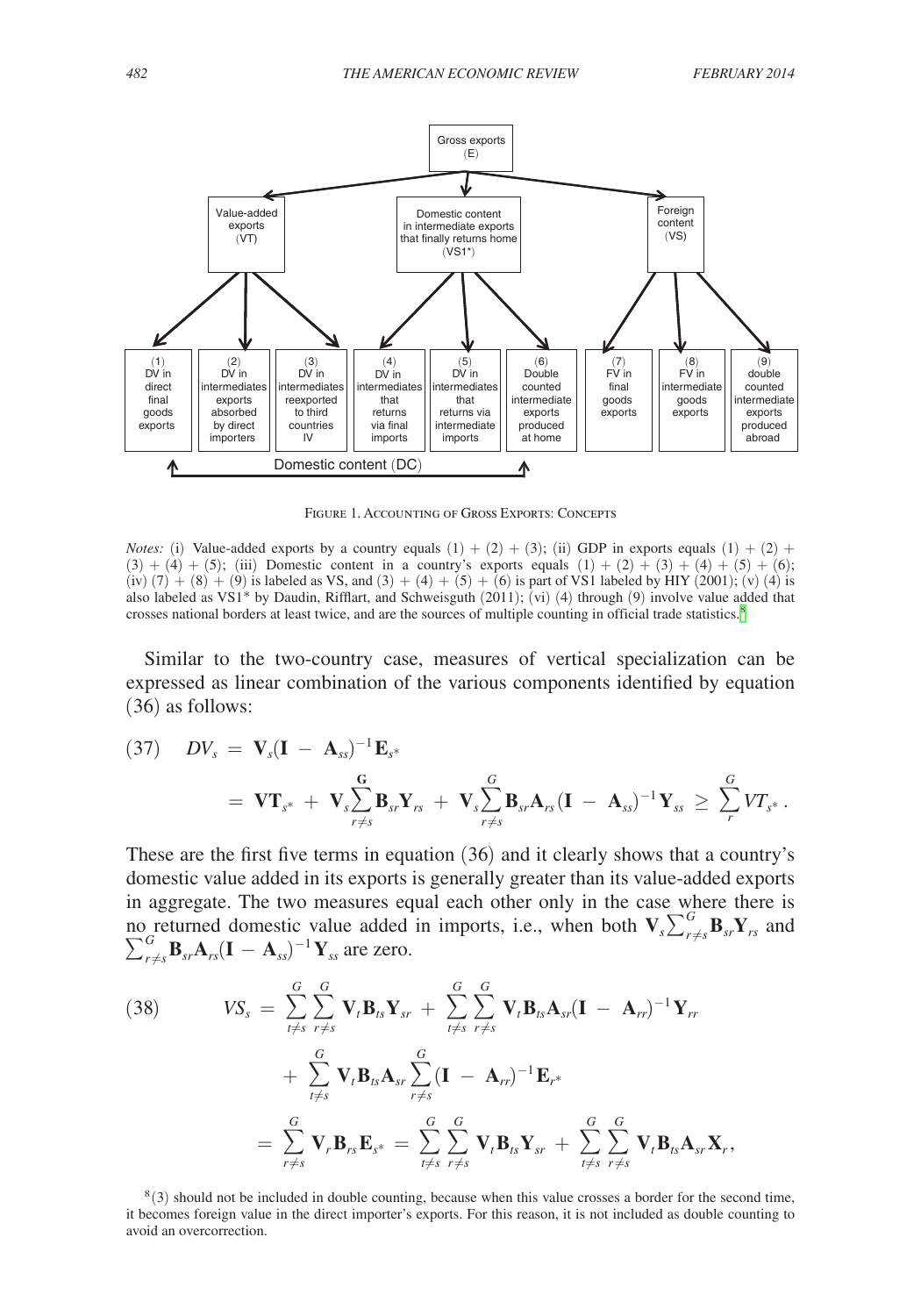Gross exports (E)

- Value-added exports (VT)
  - (1) DV in direct final goods exports
  - (2) DV in intermediates exports absorbed by direct importers
  - (3) DV in intermediates reexported to third countries IV
- Domestic content in intermediate exports that finally returns home (VS1*)
  - (4) DV in intermediates that returns via final imports
  - (5) DV in intermediates that returns via intermediate imports
  - (6) Double counted intermediate exports produced at home
- Foreign content (VS)
  - (7) FV in final goods exports
  - (8) FV in intermediate goods exports
  - (9) double counted intermediate exports produced abroad

Domestic content (DC): (1) through (6)

Figure 1. Accounting of Gross Exports: Concepts

*Notes:* (i) Value-added exports by a country equals (1) + (2) + (3); (ii) GDP in exports equals (1) + (2) + (3) + (4) + (5); (iii) Domestic content in a country's exports equals (1) + (2) + (3) + (4) + (5) + (6); (iv) (7) + (8) + (9) is labeled as VS, and (3) + (4) + (5) + (6) is part of VS1 labeled by HIY (2001); (v) (4) is also labeled as VS1* by Daudin, Rifflart, and Schweisguth (2011); (vi) (4) through (9) involve value added that crosses national borders at least twice, and are the sources of multiple counting in official trade statistics.[8]

Similar to the two-country case, measures of vertical specialization can be expressed as linear combination of the various components identified by equation (36) as follows:

$$(37)\quad DV_s = \mathbf{V}_s(\mathbf{I} - \mathbf{A}_{ss})^{-1}\mathbf{E}_{s*}$$
$$= \mathbf{VT}_{s*} + \mathbf{V}_s\sum_{r \neq s}^{\mathbf{G}} \mathbf{B}_{sr}\mathbf{Y}_{rs} + \mathbf{V}_s\sum_{r \neq s}^{G} \mathbf{B}_{sr}\mathbf{A}_{rs}(\mathbf{I} - \mathbf{A}_{ss})^{-1}\mathbf{Y}_{ss} \geq \sum_{r}^{G} VT_{s*}.$$

These are the first five terms in equation (36) and it clearly shows that a country's domestic value added in its exports is generally greater than its value-added exports in aggregate. The two measures equal each other only in the case where there is no returned domestic value added in imports, i.e., when both $\mathbf{V}_s\sum_{r \neq s}^{G}\mathbf{B}_{sr}\mathbf{Y}_{rs}$ and $\sum_{r \neq s}^{G}\mathbf{B}_{sr}\mathbf{A}_{rs}(\mathbf{I} - \mathbf{A}_{ss})^{-1}\mathbf{Y}_{ss}$ are zero.

$$(38)\qquad VS_s = \sum_{t \neq s}^{G}\sum_{r \neq s}^{G} \mathbf{V}_t\mathbf{B}_{ts}\mathbf{Y}_{sr} + \sum_{t \neq s}^{G}\sum_{r \neq s}^{G} \mathbf{V}_t\mathbf{B}_{ts}\mathbf{A}_{sr}(\mathbf{I} - \mathbf{A}_{rr})^{-1}\mathbf{Y}_{rr}$$
$$+ \sum_{t \neq s}^{G} \mathbf{V}_t\mathbf{B}_{ts}\mathbf{A}_{sr}\sum_{r \neq s}^{G}(\mathbf{I} - \mathbf{A}_{rr})^{-1}\mathbf{E}_{r*}$$
$$= \sum_{r \neq s}^{G} \mathbf{V}_r\mathbf{B}_{rs}\mathbf{E}_{s*} = \sum_{t \neq s}^{G}\sum_{r \neq s}^{G} \mathbf{V}_t\mathbf{B}_{ts}\mathbf{Y}_{sr} + \sum_{t \neq s}^{G}\sum_{r \neq s}^{G} \mathbf{V}_t\mathbf{B}_{ts}\mathbf{A}_{sr}\mathbf{X}_r,$$

[8] (3) should not be included in double counting, because when this value crosses a border for the second time, it becomes foreign value in the direct importer's exports. For this reason, it is not included as double counting to avoid an overcorrection.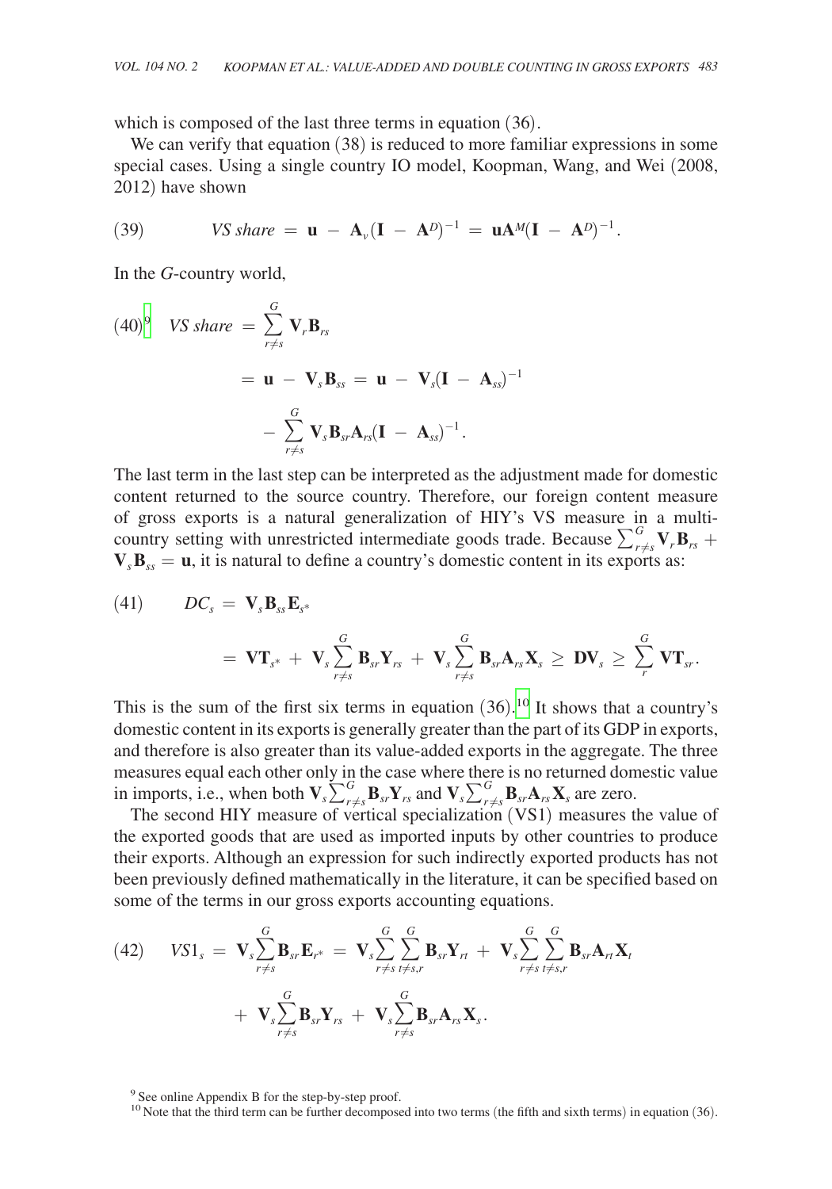which is composed of the last three terms in equation (36).

We can verify that equation (38) is reduced to more familiar expressions in some special cases. Using a single country IO model, Koopman, Wang, and Wei (2008, 2012) have shown

$$(39) \qquad VS\ share = \mathbf{u} - \mathbf{A}_v(\mathbf{I} - \mathbf{A}^D)^{-1} = \mathbf{u}\mathbf{A}^M(\mathbf{I} - \mathbf{A}^D)^{-1}.$$

In the $G$-country world,

$$(40)^9 \quad VS\ share = \sum_{r \neq s}^{G} \mathbf{V}_r \mathbf{B}_{rs}$$
$$= \mathbf{u} - \mathbf{V}_s \mathbf{B}_{ss} = \mathbf{u} - \mathbf{V}_s(\mathbf{I} - \mathbf{A}_{ss})^{-1}$$
$$- \sum_{r \neq s}^{G} \mathbf{V}_s \mathbf{B}_{sr} \mathbf{A}_{rs}(\mathbf{I} - \mathbf{A}_{ss})^{-1}.$$

The last term in the last step can be interpreted as the adjustment made for domestic content returned to the source country. Therefore, our foreign content measure of gross exports is a natural generalization of HIY's VS measure in a multi-country setting with unrestricted intermediate goods trade. Because $\sum_{r \neq s}^{G} \mathbf{V}_r \mathbf{B}_{rs} + \mathbf{V}_s \mathbf{B}_{ss} = \mathbf{u}$, it is natural to define a country's domestic content in its exports as:

$$(41) \qquad DC_s = \mathbf{V}_s \mathbf{B}_{ss} \mathbf{E}_{s*}$$
$$= \mathbf{VT}_{s*} + \mathbf{V}_s \sum_{r \neq s}^{G} \mathbf{B}_{sr} \mathbf{Y}_{rs} + \mathbf{V}_s \sum_{r \neq s}^{G} \mathbf{B}_{sr} \mathbf{A}_{rs} \mathbf{X}_s \geq \mathbf{DV}_s \geq \sum_{r}^{G} \mathbf{VT}_{sr}.$$

This is the sum of the first six terms in equation (36).[10] It shows that a country's domestic content in its exports is generally greater than the part of its GDP in exports, and therefore is also greater than its value-added exports in the aggregate. The three measures equal each other only in the case where there is no returned domestic value in imports, i.e., when both $\mathbf{V}_s \sum_{r \neq s}^{G} \mathbf{B}_{sr} \mathbf{Y}_{rs}$ and $\mathbf{V}_s \sum_{r \neq s}^{G} \mathbf{B}_{sr} \mathbf{A}_{rs} \mathbf{X}_s$ are zero.

The second HIY measure of vertical specialization (VS1) measures the value of the exported goods that are used as imported inputs by other countries to produce their exports. Although an expression for such indirectly exported products has not been previously defined mathematically in the literature, it can be specified based on some of the terms in our gross exports accounting equations.

$$(42) \quad VS1_s = \mathbf{V}_s \sum_{r \neq s}^{G} \mathbf{B}_{sr} \mathbf{E}_{r*} = \mathbf{V}_s \sum_{r \neq s}^{G} \sum_{t \neq s,r}^{G} \mathbf{B}_{sr} \mathbf{Y}_{rt} + \mathbf{V}_s \sum_{r \neq s}^{G} \sum_{t \neq s,r}^{G} \mathbf{B}_{sr} \mathbf{A}_{rt} \mathbf{X}_t$$
$$+ \mathbf{V}_s \sum_{r \neq s}^{G} \mathbf{B}_{sr} \mathbf{Y}_{rs} + \mathbf{V}_s \sum_{r \neq s}^{G} \mathbf{B}_{sr} \mathbf{A}_{rs} \mathbf{X}_s.$$

[9] See online Appendix B for the step-by-step proof.

[10] Note that the third term can be further decomposed into two terms (the fifth and sixth terms) in equation (36).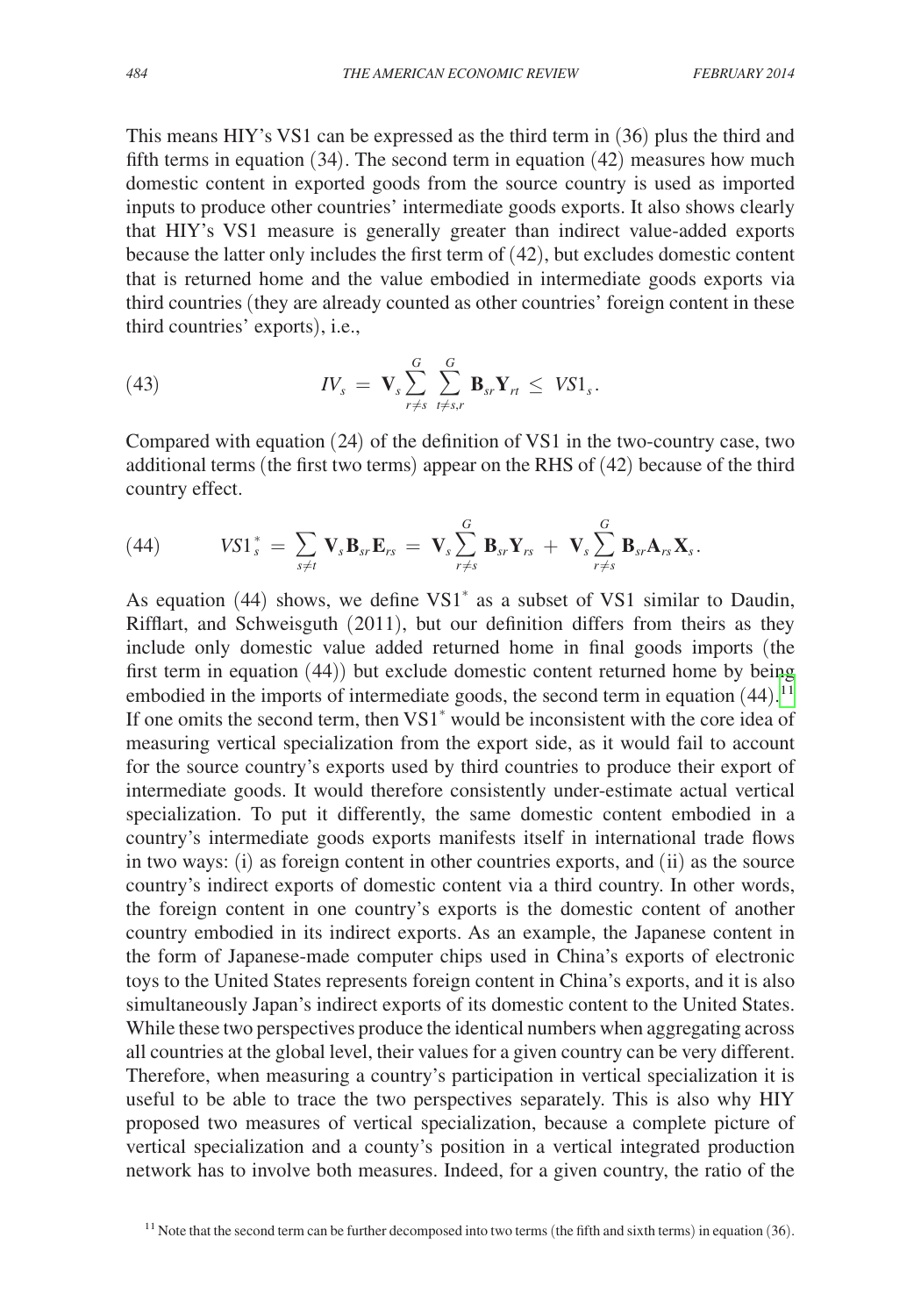This means HIY's VS1 can be expressed as the third term in (36) plus the third and fifth terms in equation (34). The second term in equation (42) measures how much domestic content in exported goods from the source country is used as imported inputs to produce other countries' intermediate goods exports. It also shows clearly that HIY's VS1 measure is generally greater than indirect value-added exports because the latter only includes the first term of (42), but excludes domestic content that is returned home and the value embodied in intermediate goods exports via third countries (they are already counted as other countries' foreign content in these third countries' exports), i.e.,

$$
(43) \qquad IV_s = \mathbf{V}_s \sum_{r \neq s}^{G} \sum_{t \neq s,r}^{G} \mathbf{B}_{sr} \mathbf{Y}_{rt} \leq VS1_s.
$$

Compared with equation (24) of the definition of VS1 in the two-country case, two additional terms (the first two terms) appear on the RHS of (42) because of the third country effect.

$$
(44) \qquad VS1_s^* = \sum_{s \neq t} \mathbf{V}_s \mathbf{B}_{sr} \mathbf{E}_{rs} = \mathbf{V}_s \sum_{r \neq s}^{G} \mathbf{B}_{sr} \mathbf{Y}_{rs} + \mathbf{V}_s \sum_{r \neq s}^{G} \mathbf{B}_{sr} \mathbf{A}_{rs} \mathbf{X}_s.
$$

As equation (44) shows, we define VS1* as a subset of VS1 similar to Daudin, Rifflart, and Schweisguth (2011), but our definition differs from theirs as they include only domestic value added returned home in final goods imports (the first term in equation (44)) but exclude domestic content returned home by being embodied in the imports of intermediate goods, the second term in equation (44).[11] If one omits the second term, then VS1* would be inconsistent with the core idea of measuring vertical specialization from the export side, as it would fail to account for the source country's exports used by third countries to produce their export of intermediate goods. It would therefore consistently under-estimate actual vertical specialization. To put it differently, the same domestic content embodied in a country's intermediate goods exports manifests itself in international trade flows in two ways: (i) as foreign content in other countries exports, and (ii) as the source country's indirect exports of domestic content via a third country. In other words, the foreign content in one country's exports is the domestic content of another country embodied in its indirect exports. As an example, the Japanese content in the form of Japanese-made computer chips used in China's exports of electronic toys to the United States represents foreign content in China's exports, and it is also simultaneously Japan's indirect exports of its domestic content to the United States. While these two perspectives produce the identical numbers when aggregating across all countries at the global level, their values for a given country can be very different. Therefore, when measuring a country's participation in vertical specialization it is useful to be able to trace the two perspectives separately. This is also why HIY proposed two measures of vertical specialization, because a complete picture of vertical specialization and a county's position in a vertical integrated production network has to involve both measures. Indeed, for a given country, the ratio of the

[11] Note that the second term can be further decomposed into two terms (the fifth and sixth terms) in equation (36).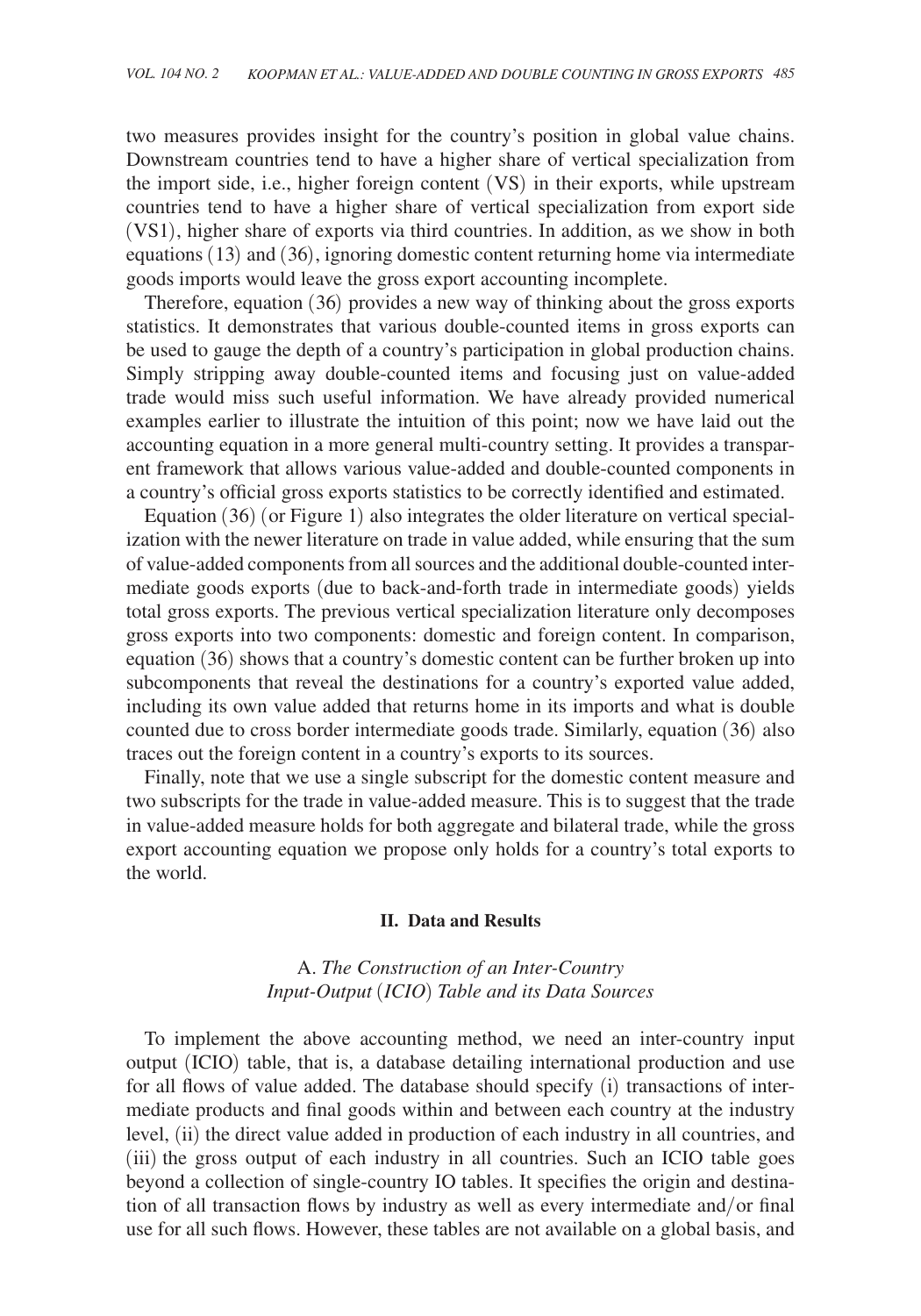two measures provides insight for the country's position in global value chains. Downstream countries tend to have a higher share of vertical specialization from the import side, i.e., higher foreign content (VS) in their exports, while upstream countries tend to have a higher share of vertical specialization from export side (VS1), higher share of exports via third countries. In addition, as we show in both equations (13) and (36), ignoring domestic content returning home via intermediate goods imports would leave the gross export accounting incomplete.

Therefore, equation (36) provides a new way of thinking about the gross exports statistics. It demonstrates that various double-counted items in gross exports can be used to gauge the depth of a country's participation in global production chains. Simply stripping away double-counted items and focusing just on value-added trade would miss such useful information. We have already provided numerical examples earlier to illustrate the intuition of this point; now we have laid out the accounting equation in a more general multi-country setting. It provides a transparent framework that allows various value-added and double-counted components in a country's official gross exports statistics to be correctly identified and estimated.

Equation (36) (or Figure 1) also integrates the older literature on vertical specialization with the newer literature on trade in value added, while ensuring that the sum of value-added components from all sources and the additional double-counted intermediate goods exports (due to back-and-forth trade in intermediate goods) yields total gross exports. The previous vertical specialization literature only decomposes gross exports into two components: domestic and foreign content. In comparison, equation (36) shows that a country's domestic content can be further broken up into subcomponents that reveal the destinations for a country's exported value added, including its own value added that returns home in its imports and what is double counted due to cross border intermediate goods trade. Similarly, equation (36) also traces out the foreign content in a country's exports to its sources.

Finally, note that we use a single subscript for the domestic content measure and two subscripts for the trade in value-added measure. This is to suggest that the trade in value-added measure holds for both aggregate and bilateral trade, while the gross export accounting equation we propose only holds for a country's total exports to the world.

## II. Data and Results

### A. *The Construction of an Inter-Country Input-Output (ICIO) Table and its Data Sources*

To implement the above accounting method, we need an inter-country input output (ICIO) table, that is, a database detailing international production and use for all flows of value added. The database should specify (i) transactions of intermediate products and final goods within and between each country at the industry level, (ii) the direct value added in production of each industry in all countries, and (iii) the gross output of each industry in all countries. Such an ICIO table goes beyond a collection of single-country IO tables. It specifies the origin and destination of all transaction flows by industry as well as every intermediate and/or final use for all such flows. However, these tables are not available on a global basis, and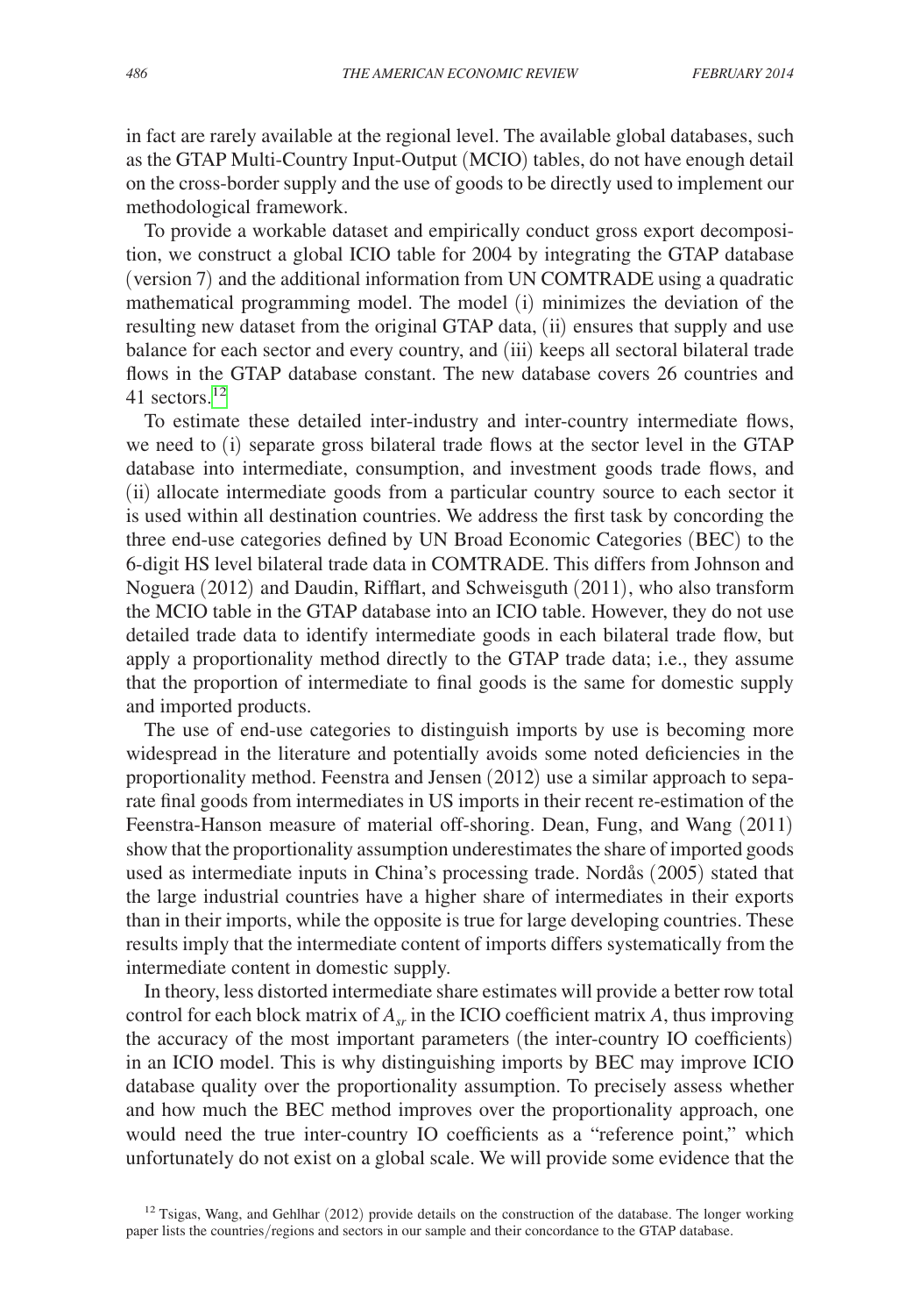in fact are rarely available at the regional level. The available global databases, such as the GTAP Multi-Country Input-Output (MCIO) tables, do not have enough detail on the cross-border supply and the use of goods to be directly used to implement our methodological framework.

To provide a workable dataset and empirically conduct gross export decomposition, we construct a global ICIO table for 2004 by integrating the GTAP database (version 7) and the additional information from UN COMTRADE using a quadratic mathematical programming model. The model (i) minimizes the deviation of the resulting new dataset from the original GTAP data, (ii) ensures that supply and use balance for each sector and every country, and (iii) keeps all sectoral bilateral trade flows in the GTAP database constant. The new database covers 26 countries and 41 sectors.[12]

To estimate these detailed inter-industry and inter-country intermediate flows, we need to (i) separate gross bilateral trade flows at the sector level in the GTAP database into intermediate, consumption, and investment goods trade flows, and (ii) allocate intermediate goods from a particular country source to each sector it is used within all destination countries. We address the first task by concording the three end-use categories defined by UN Broad Economic Categories (BEC) to the 6-digit HS level bilateral trade data in COMTRADE. This differs from Johnson and Noguera (2012) and Daudin, Rifflart, and Schweisguth (2011), who also transform the MCIO table in the GTAP database into an ICIO table. However, they do not use detailed trade data to identify intermediate goods in each bilateral trade flow, but apply a proportionality method directly to the GTAP trade data; i.e., they assume that the proportion of intermediate to final goods is the same for domestic supply and imported products.

The use of end-use categories to distinguish imports by use is becoming more widespread in the literature and potentially avoids some noted deficiencies in the proportionality method. Feenstra and Jensen (2012) use a similar approach to separate final goods from intermediates in US imports in their recent re-estimation of the Feenstra-Hanson measure of material off-shoring. Dean, Fung, and Wang (2011) show that the proportionality assumption underestimates the share of imported goods used as intermediate inputs in China's processing trade. Nordås (2005) stated that the large industrial countries have a higher share of intermediates in their exports than in their imports, while the opposite is true for large developing countries. These results imply that the intermediate content of imports differs systematically from the intermediate content in domestic supply.

In theory, less distorted intermediate share estimates will provide a better row total control for each block matrix of $A_{sr}$ in the ICIO coefficient matrix $A$, thus improving the accuracy of the most important parameters (the inter-country IO coefficients) in an ICIO model. This is why distinguishing imports by BEC may improve ICIO database quality over the proportionality assumption. To precisely assess whether and how much the BEC method improves over the proportionality approach, one would need the true inter-country IO coefficients as a "reference point," which unfortunately do not exist on a global scale. We will provide some evidence that the

[12] Tsigas, Wang, and Gehlhar (2012) provide details on the construction of the database. The longer working paper lists the countries/regions and sectors in our sample and their concordance to the GTAP database.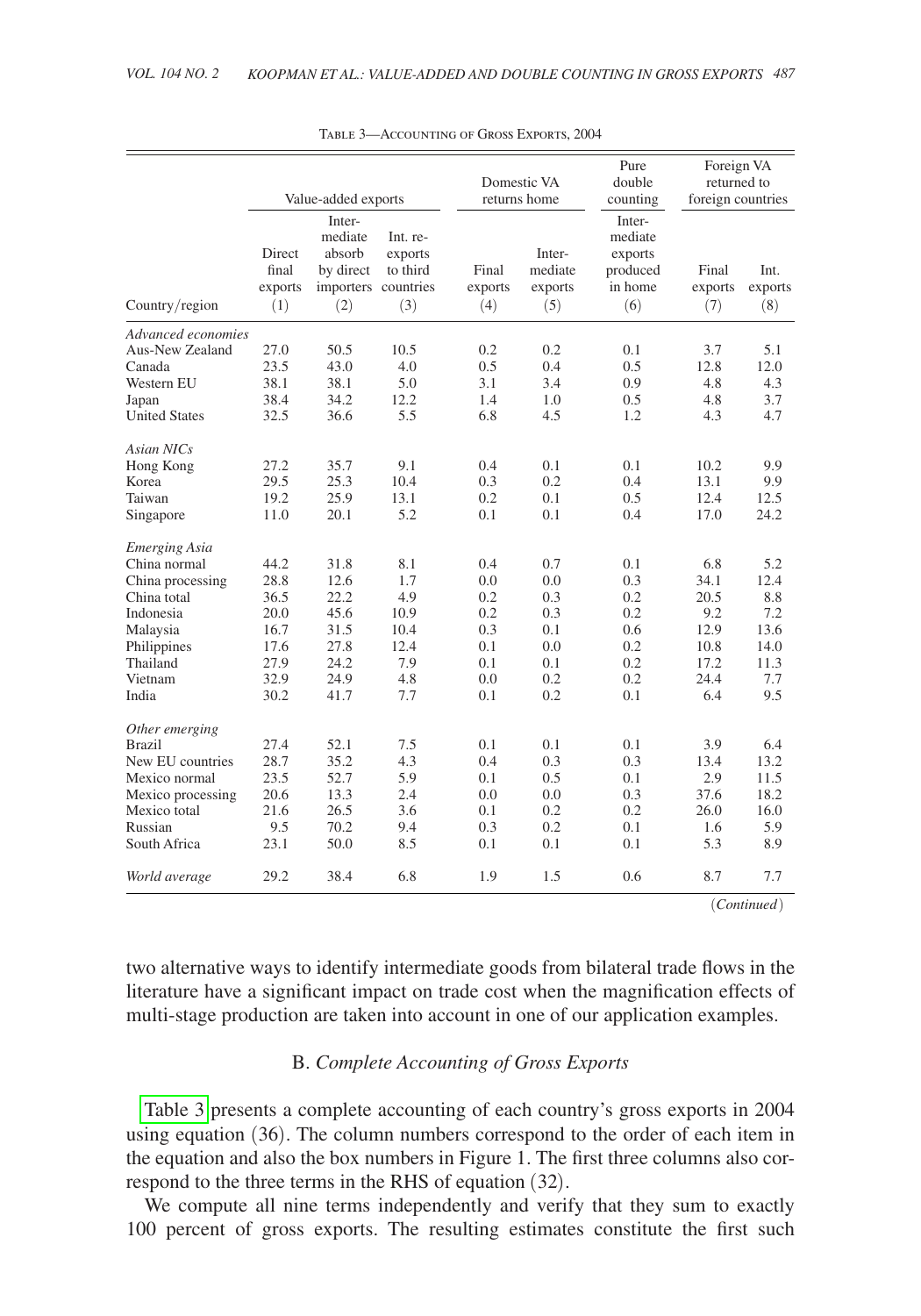Table 3—Accounting of Gross Exports, 2004

| | Value-added exports | | | Domestic VA returns home | | Pure double counting | Foreign VA returned to foreign countries | |
|---|---|---|---|---|---|---|---|---|
| Country/region | Direct final exports (1) | Intermediate absorb by direct importers (2) | Int. re-exports to third countries (3) | Final exports (4) | Intermediate exports (5) | Intermediate exports produced in home (6) | Final exports (7) | Int. exports (8) |
| *Advanced economies* | | | | | | | | |
| Aus-New Zealand | 27.0 | 50.5 | 10.5 | 0.2 | 0.2 | 0.1 | 3.7 | 5.1 |
| Canada | 23.5 | 43.0 | 4.0 | 0.5 | 0.4 | 0.5 | 12.8 | 12.0 |
| Western EU | 38.1 | 38.1 | 5.0 | 3.1 | 3.4 | 0.9 | 4.8 | 4.3 |
| Japan | 38.4 | 34.2 | 12.2 | 1.4 | 1.0 | 0.5 | 4.8 | 3.7 |
| United States | 32.5 | 36.6 | 5.5 | 6.8 | 4.5 | 1.2 | 4.3 | 4.7 |
| *Asian NICs* | | | | | | | | |
| Hong Kong | 27.2 | 35.7 | 9.1 | 0.4 | 0.1 | 0.1 | 10.2 | 9.9 |
| Korea | 29.5 | 25.3 | 10.4 | 0.3 | 0.2 | 0.4 | 13.1 | 9.9 |
| Taiwan | 19.2 | 25.9 | 13.1 | 0.2 | 0.1 | 0.5 | 12.4 | 12.5 |
| Singapore | 11.0 | 20.1 | 5.2 | 0.1 | 0.1 | 0.4 | 17.0 | 24.2 |
| *Emerging Asia* | | | | | | | | |
| China normal | 44.2 | 31.8 | 8.1 | 0.4 | 0.7 | 0.1 | 6.8 | 5.2 |
| China processing | 28.8 | 12.6 | 1.7 | 0.0 | 0.0 | 0.3 | 34.1 | 12.4 |
| China total | 36.5 | 22.2 | 4.9 | 0.2 | 0.3 | 0.2 | 20.5 | 8.8 |
| Indonesia | 20.0 | 45.6 | 10.9 | 0.2 | 0.3 | 0.2 | 9.2 | 7.2 |
| Malaysia | 16.7 | 31.5 | 10.4 | 0.3 | 0.1 | 0.6 | 12.9 | 13.6 |
| Philippines | 17.6 | 27.8 | 12.4 | 0.1 | 0.0 | 0.2 | 10.8 | 14.0 |
| Thailand | 27.9 | 24.2 | 7.9 | 0.1 | 0.1 | 0.2 | 17.2 | 11.3 |
| Vietnam | 32.9 | 24.9 | 4.8 | 0.0 | 0.2 | 0.2 | 24.4 | 7.7 |
| India | 30.2 | 41.7 | 7.7 | 0.1 | 0.2 | 0.1 | 6.4 | 9.5 |
| *Other emerging* | | | | | | | | |
| Brazil | 27.4 | 52.1 | 7.5 | 0.1 | 0.1 | 0.1 | 3.9 | 6.4 |
| New EU countries | 28.7 | 35.2 | 4.3 | 0.4 | 0.3 | 0.3 | 13.4 | 13.2 |
| Mexico normal | 23.5 | 52.7 | 5.9 | 0.1 | 0.5 | 0.1 | 2.9 | 11.5 |
| Mexico processing | 20.6 | 13.3 | 2.4 | 0.0 | 0.0 | 0.3 | 37.6 | 18.2 |
| Mexico total | 21.6 | 26.5 | 3.6 | 0.1 | 0.2 | 0.2 | 26.0 | 16.0 |
| Russian | 9.5 | 70.2 | 9.4 | 0.3 | 0.2 | 0.1 | 1.6 | 5.9 |
| South Africa | 23.1 | 50.0 | 8.5 | 0.1 | 0.1 | 0.1 | 5.3 | 8.9 |
| *World average* | 29.2 | 38.4 | 6.8 | 1.9 | 1.5 | 0.6 | 8.7 | 7.7 |

(*Continued*)

two alternative ways to identify intermediate goods from bilateral trade flows in the literature have a significant impact on trade cost when the magnification effects of multi-stage production are taken into account in one of our application examples.

### B. *Complete Accounting of Gross Exports*

Table 3 presents a complete accounting of each country's gross exports in 2004 using equation (36). The column numbers correspond to the order of each item in the equation and also the box numbers in Figure 1. The first three columns also correspond to the three terms in the RHS of equation (32).

We compute all nine terms independently and verify that they sum to exactly 100 percent of gross exports. The resulting estimates constitute the first such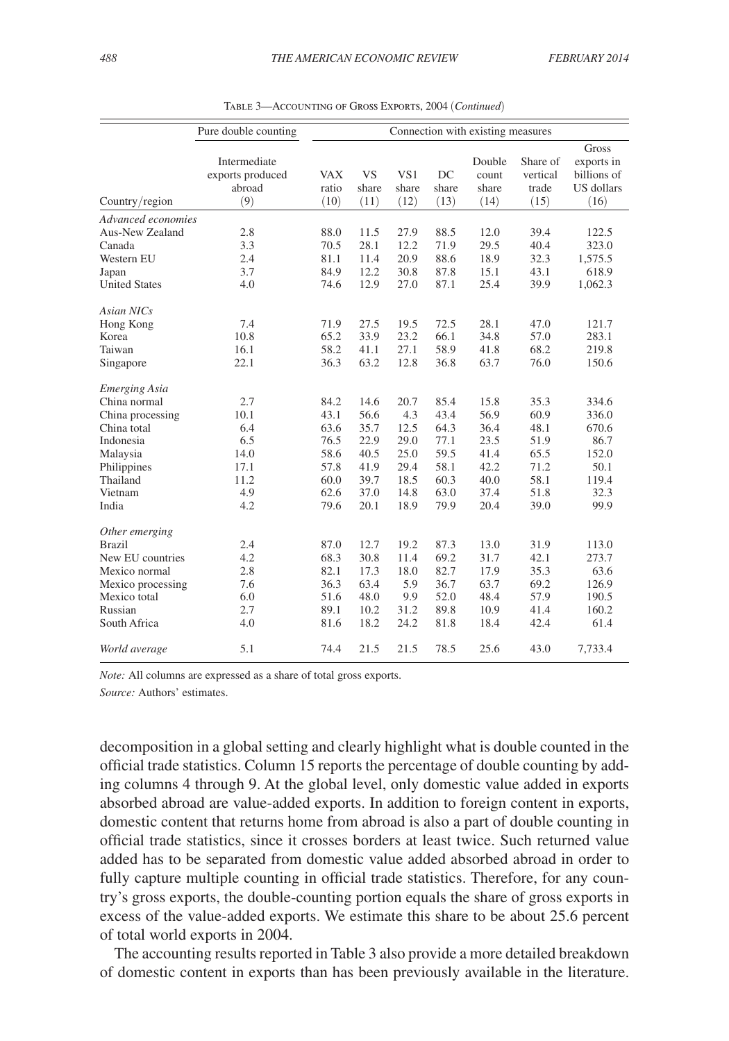Table 3—Accounting of Gross Exports, 2004 (*Continued*)

| | Pure double counting | Connection with existing measures | | | | | | |
|---|---|---|---|---|---|---|---|---|
| Country/region | Intermediate exports produced abroad (9) | VAX ratio (10) | VS share (11) | VS1 share (12) | DC share (13) | Double count share (14) | Share of vertical trade (15) | Gross exports in billions of US dollars (16) |
| *Advanced economies* | | | | | | | | |
| Aus-New Zealand | 2.8 | 88.0 | 11.5 | 27.9 | 88.5 | 12.0 | 39.4 | 122.5 |
| Canada | 3.3 | 70.5 | 28.1 | 12.2 | 71.9 | 29.5 | 40.4 | 323.0 |
| Western EU | 2.4 | 81.1 | 11.4 | 20.9 | 88.6 | 18.9 | 32.3 | 1,575.5 |
| Japan | 3.7 | 84.9 | 12.2 | 30.8 | 87.8 | 15.1 | 43.1 | 618.9 |
| United States | 4.0 | 74.6 | 12.9 | 27.0 | 87.1 | 25.4 | 39.9 | 1,062.3 |
| *Asian NICs* | | | | | | | | |
| Hong Kong | 7.4 | 71.9 | 27.5 | 19.5 | 72.5 | 28.1 | 47.0 | 121.7 |
| Korea | 10.8 | 65.2 | 33.9 | 23.2 | 66.1 | 34.8 | 57.0 | 283.1 |
| Taiwan | 16.1 | 58.2 | 41.1 | 27.1 | 58.9 | 41.8 | 68.2 | 219.8 |
| Singapore | 22.1 | 36.3 | 63.2 | 12.8 | 36.8 | 63.7 | 76.0 | 150.6 |
| *Emerging Asia* | | | | | | | | |
| China normal | 2.7 | 84.2 | 14.6 | 20.7 | 85.4 | 15.8 | 35.3 | 334.6 |
| China processing | 10.1 | 43.1 | 56.6 | 4.3 | 43.4 | 56.9 | 60.9 | 336.0 |
| China total | 6.4 | 63.6 | 35.7 | 12.5 | 64.3 | 36.4 | 48.1 | 670.6 |
| Indonesia | 6.5 | 76.5 | 22.9 | 29.0 | 77.1 | 23.5 | 51.9 | 86.7 |
| Malaysia | 14.0 | 58.6 | 40.5 | 25.0 | 59.5 | 41.4 | 65.5 | 152.0 |
| Philippines | 17.1 | 57.8 | 41.9 | 29.4 | 58.1 | 42.2 | 71.2 | 50.1 |
| Thailand | 11.2 | 60.0 | 39.7 | 18.5 | 60.3 | 40.0 | 58.1 | 119.4 |
| Vietnam | 4.9 | 62.6 | 37.0 | 14.8 | 63.0 | 37.4 | 51.8 | 32.3 |
| India | 4.2 | 79.6 | 20.1 | 18.9 | 79.9 | 20.4 | 39.0 | 99.9 |
| *Other emerging* | | | | | | | | |
| Brazil | 2.4 | 87.0 | 12.7 | 19.2 | 87.3 | 13.0 | 31.9 | 113.0 |
| New EU countries | 4.2 | 68.3 | 30.8 | 11.4 | 69.2 | 31.7 | 42.1 | 273.7 |
| Mexico normal | 2.8 | 82.1 | 17.3 | 18.0 | 82.7 | 17.9 | 35.3 | 63.6 |
| Mexico processing | 7.6 | 36.3 | 63.4 | 5.9 | 36.7 | 63.7 | 69.2 | 126.9 |
| Mexico total | 6.0 | 51.6 | 48.0 | 9.9 | 52.0 | 48.4 | 57.9 | 190.5 |
| Russian | 2.7 | 89.1 | 10.2 | 31.2 | 89.8 | 10.9 | 41.4 | 160.2 |
| South Africa | 4.0 | 81.6 | 18.2 | 24.2 | 81.8 | 18.4 | 42.4 | 61.4 |
| *World average* | 5.1 | 74.4 | 21.5 | 21.5 | 78.5 | 25.6 | 43.0 | 7,733.4 |

*Note:* All columns are expressed as a share of total gross exports.

*Source:* Authors' estimates.

decomposition in a global setting and clearly highlight what is double counted in the official trade statistics. Column 15 reports the percentage of double counting by adding columns 4 through 9. At the global level, only domestic value added in exports absorbed abroad are value-added exports. In addition to foreign content in exports, domestic content that returns home from abroad is also a part of double counting in official trade statistics, since it crosses borders at least twice. Such returned value added has to be separated from domestic value added absorbed abroad in order to fully capture multiple counting in official trade statistics. Therefore, for any country's gross exports, the double-counting portion equals the share of gross exports in excess of the value-added exports. We estimate this share to be about 25.6 percent of total world exports in 2004.

The accounting results reported in Table 3 also provide a more detailed breakdown of domestic content in exports than has been previously available in the literature.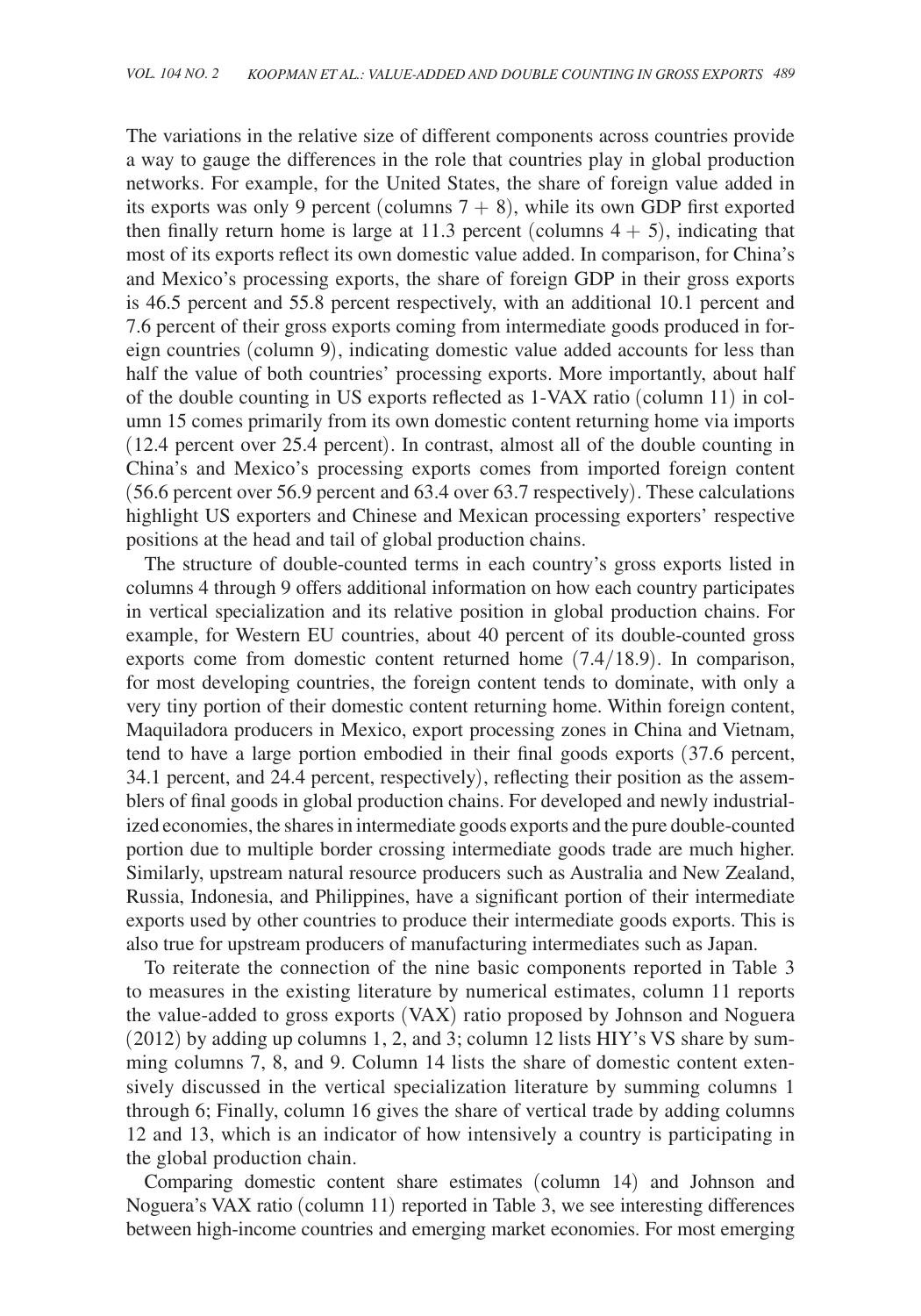The variations in the relative size of different components across countries provide a way to gauge the differences in the role that countries play in global production networks. For example, for the United States, the share of foreign value added in its exports was only 9 percent (columns 7 + 8), while its own GDP first exported then finally return home is large at 11.3 percent (columns 4 + 5), indicating that most of its exports reflect its own domestic value added. In comparison, for China's and Mexico's processing exports, the share of foreign GDP in their gross exports is 46.5 percent and 55.8 percent respectively, with an additional 10.1 percent and 7.6 percent of their gross exports coming from intermediate goods produced in foreign countries (column 9), indicating domestic value added accounts for less than half the value of both countries' processing exports. More importantly, about half of the double counting in US exports reflected as 1-VAX ratio (column 11) in column 15 comes primarily from its own domestic content returning home via imports (12.4 percent over 25.4 percent). In contrast, almost all of the double counting in China's and Mexico's processing exports comes from imported foreign content (56.6 percent over 56.9 percent and 63.4 over 63.7 respectively). These calculations highlight US exporters and Chinese and Mexican processing exporters' respective positions at the head and tail of global production chains.

The structure of double-counted terms in each country's gross exports listed in columns 4 through 9 offers additional information on how each country participates in vertical specialization and its relative position in global production chains. For example, for Western EU countries, about 40 percent of its double-counted gross exports come from domestic content returned home (7.4/18.9). In comparison, for most developing countries, the foreign content tends to dominate, with only a very tiny portion of their domestic content returning home. Within foreign content, Maquiladora producers in Mexico, export processing zones in China and Vietnam, tend to have a large portion embodied in their final goods exports (37.6 percent, 34.1 percent, and 24.4 percent, respectively), reflecting their position as the assemblers of final goods in global production chains. For developed and newly industrialized economies, the shares in intermediate goods exports and the pure double-counted portion due to multiple border crossing intermediate goods trade are much higher. Similarly, upstream natural resource producers such as Australia and New Zealand, Russia, Indonesia, and Philippines, have a significant portion of their intermediate exports used by other countries to produce their intermediate goods exports. This is also true for upstream producers of manufacturing intermediates such as Japan.

To reiterate the connection of the nine basic components reported in Table 3 to measures in the existing literature by numerical estimates, column 11 reports the value-added to gross exports (VAX) ratio proposed by Johnson and Noguera (2012) by adding up columns 1, 2, and 3; column 12 lists HIY's VS share by summing columns 7, 8, and 9. Column 14 lists the share of domestic content extensively discussed in the vertical specialization literature by summing columns 1 through 6; Finally, column 16 gives the share of vertical trade by adding columns 12 and 13, which is an indicator of how intensively a country is participating in the global production chain.

Comparing domestic content share estimates (column 14) and Johnson and Noguera's VAX ratio (column 11) reported in Table 3, we see interesting differences between high-income countries and emerging market economies. For most emerging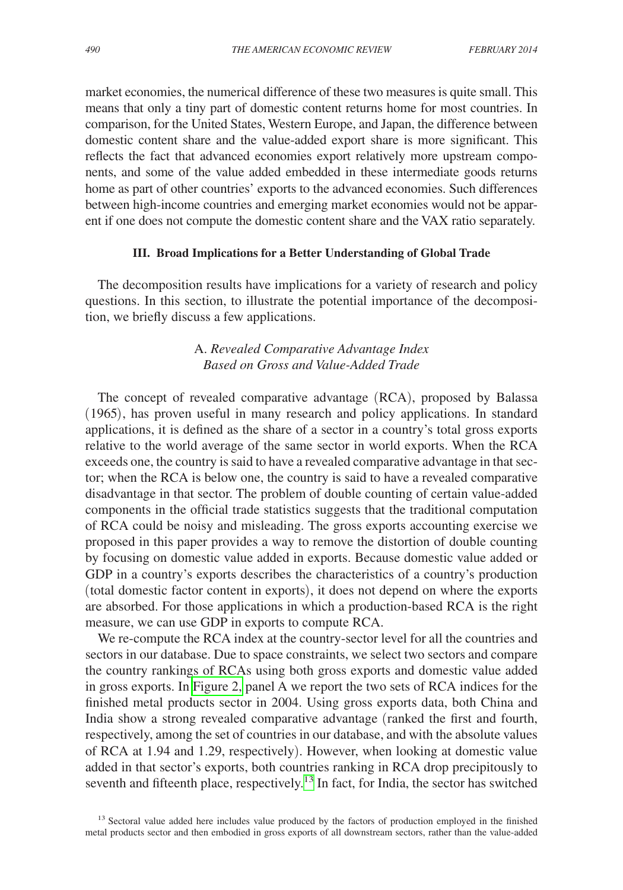market economies, the numerical difference of these two measures is quite small. This means that only a tiny part of domestic content returns home for most countries. In comparison, for the United States, Western Europe, and Japan, the difference between domestic content share and the value-added export share is more significant. This reflects the fact that advanced economies export relatively more upstream components, and some of the value added embedded in these intermediate goods returns home as part of other countries' exports to the advanced economies. Such differences between high-income countries and emerging market economies would not be apparent if one does not compute the domestic content share and the VAX ratio separately.

## III. Broad Implications for a Better Understanding of Global Trade

The decomposition results have implications for a variety of research and policy questions. In this section, to illustrate the potential importance of the decomposition, we briefly discuss a few applications.

### A. *Revealed Comparative Advantage Index Based on Gross and Value-Added Trade*

The concept of revealed comparative advantage (RCA), proposed by Balassa (1965), has proven useful in many research and policy applications. In standard applications, it is defined as the share of a sector in a country's total gross exports relative to the world average of the same sector in world exports. When the RCA exceeds one, the country is said to have a revealed comparative advantage in that sector; when the RCA is below one, the country is said to have a revealed comparative disadvantage in that sector. The problem of double counting of certain value-added components in the official trade statistics suggests that the traditional computation of RCA could be noisy and misleading. The gross exports accounting exercise we proposed in this paper provides a way to remove the distortion of double counting by focusing on domestic value added in exports. Because domestic value added or GDP in a country's exports describes the characteristics of a country's production (total domestic factor content in exports), it does not depend on where the exports are absorbed. For those applications in which a production-based RCA is the right measure, we can use GDP in exports to compute RCA.

We re-compute the RCA index at the country-sector level for all the countries and sectors in our database. Due to space constraints, we select two sectors and compare the country rankings of RCAs using both gross exports and domestic value added in gross exports. In Figure 2, panel A we report the two sets of RCA indices for the finished metal products sector in 2004. Using gross exports data, both China and India show a strong revealed comparative advantage (ranked the first and fourth, respectively, among the set of countries in our database, and with the absolute values of RCA at 1.94 and 1.29, respectively). However, when looking at domestic value added in that sector's exports, both countries ranking in RCA drop precipitously to seventh and fifteenth place, respectively.[13] In fact, for India, the sector has switched

[13] Sectoral value added here includes value produced by the factors of production employed in the finished metal products sector and then embodied in gross exports of all downstream sectors, rather than the value-added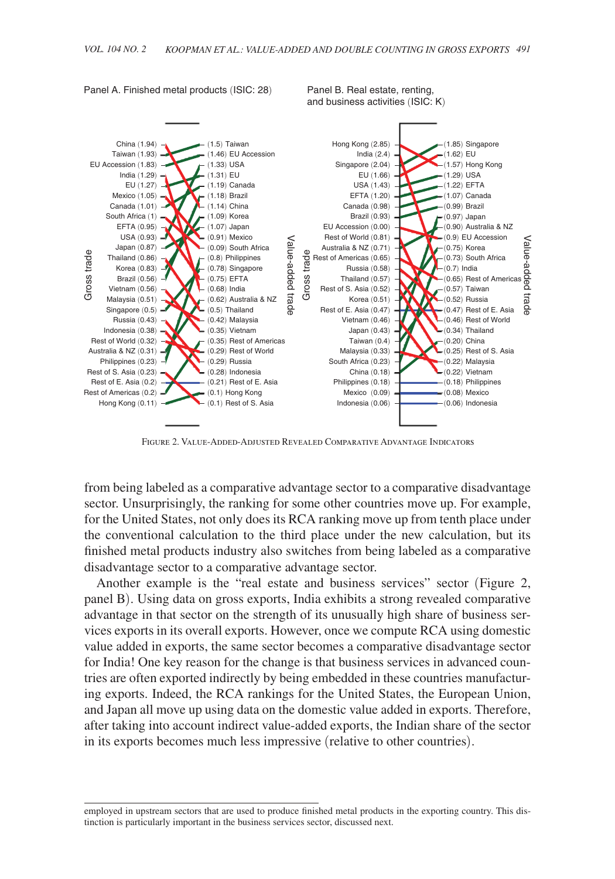Panel A. Finished metal products (ISIC: 28)

| Gross trade | Value-added trade |
|---|---|
| China (1.94) | (1.5) Taiwan |
| Taiwan (1.93) | (1.46) EU Accession |
| EU Accession (1.83) | (1.33) USA |
| India (1.29) | (1.31) EU |
| EU (1.27) | (1.19) Canada |
| Mexico (1.05) | (1.18) Brazil |
| Canada (1.01) | (1.14) China |
| South Africa (1) | (1.09) Korea |
| EFTA (0.95) | (1.07) Japan |
| USA (0.93) | (0.91) Mexico |
| Japan (0.87) | (0.09) South Africa |
| Thailand (0.86) | (0.8) Philippines |
| Korea (0.83) | (0.78) Singapore |
| Brazil (0.56) | (0.75) EFTA |
| Vietnam (0.56) | (0.68) India |
| Malaysia (0.51) | (0.62) Australia & NZ |
| Singapore (0.5) | (0.5) Thailand |
| Russia (0.43) | (0.42) Malaysia |
| Indonesia (0.38) | (0.35) Vietnam |
| Rest of World (0.32) | (0.35) Rest of Americas |
| Australia & NZ (0.31) | (0.29) Rest of World |
| Philippines (0.23) | (0.29) Russia |
| Rest of S. Asia (0.23) | (0.28) Indonesia |
| Rest of E. Asia (0.2) | (0.21) Rest of E. Asia |
| Rest of Americas (0.2) | (0.1) Hong Kong |
| Hong Kong (0.11) | (0.1) Rest of S. Asia |

Panel B. Real estate, renting, and business activities (ISIC: K)

| Gross trade | Value-added trade |
|---|---|
| Hong Kong (2.85) | (1.85) Singapore |
| India (2.4) | (1.62) EU |
| Singapore (2.04) | (1.57) Hong Kong |
| EU (1.66) | (1.29) USA |
| USA (1.43) | (1.22) EFTA |
| EFTA (1.20) | (1.07) Canada |
| Canada (0.98) | (0.99) Brazil |
| Brazil (0.93) | (0.97) Japan |
| EU Accession (0.00) | (0.90) Australia & NZ |
| Rest of World (0.81) | (0.9) EU Accession |
| Australia & NZ (0.71) | (0.75) Korea |
| Rest of Americas (0.65) | (0.73) South Africa |
| Russia (0.58) | (0.7) India |
| Thailand (0.57) | (0.65) Rest of Americas |
| Rest of S. Asia (0.52) | (0.57) Taiwan |
| Korea (0.51) | (0.52) Russia |
| Rest of E. Asia (0.47) | (0.47) Rest of E. Asia |
| Vietnam (0.46) | (0.46) Rest of World |
| Japan (0.43) | (0.34) Thailand |
| Taiwan (0.4) | (0.20) China |
| Malaysia (0.33) | (0.25) Rest of S. Asia |
| South Africa (0.23) | (0.22) Malaysia |
| China (0.18) | (0.22) Vietnam |
| Philippines (0.18) | (0.18) Philippines |
| Mexico (0.09) | (0.08) Mexico |
| Indonesia (0.06) | (0.06) Indonesia |

Figure 2. Value-Added-Adjusted Revealed Comparative Advantage Indicators

from being labeled as a comparative advantage sector to a comparative disadvantage sector. Unsurprisingly, the ranking for some other countries move up. For example, for the United States, not only does its RCA ranking move up from tenth place under the conventional calculation to the third place under the new calculation, but its finished metal products industry also switches from being labeled as a comparative disadvantage sector to a comparative advantage sector.

Another example is the "real estate and business services" sector (Figure 2, panel B). Using data on gross exports, India exhibits a strong revealed comparative advantage in that sector on the strength of its unusually high share of business services exports in its overall exports. However, once we compute RCA using domestic value added in exports, the same sector becomes a comparative disadvantage sector for India! One key reason for the change is that business services in advanced countries are often exported indirectly by being embedded in these countries manufacturing exports. Indeed, the RCA rankings for the United States, the European Union, and Japan all move up using data on the domestic value added in exports. Therefore, after taking into account indirect value-added exports, the Indian share of the sector in its exports becomes much less impressive (relative to other countries).

employed in upstream sectors that are used to produce finished metal products in the exporting country. This distinction is particularly important in the business services sector, discussed next.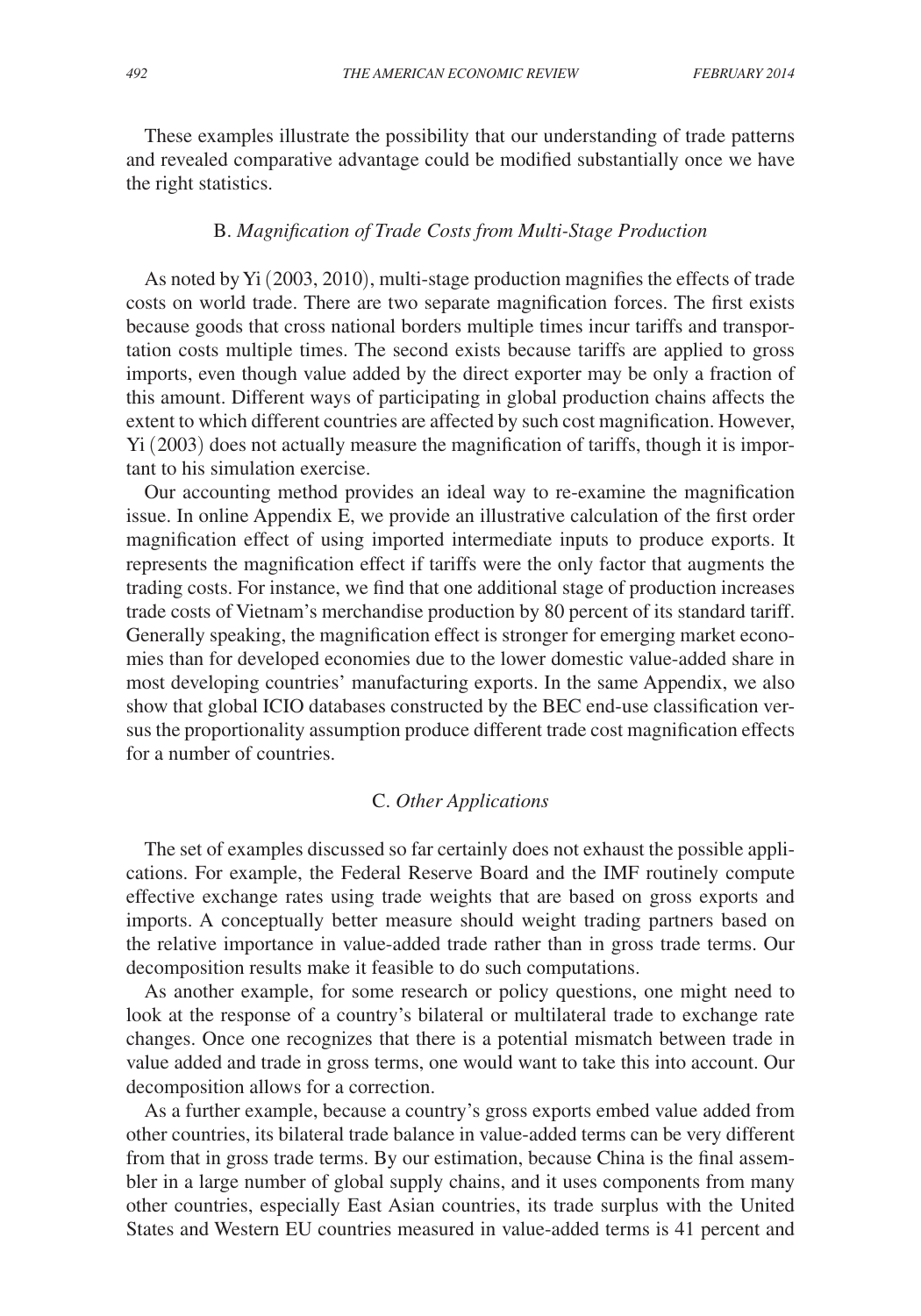These examples illustrate the possibility that our understanding of trade patterns and revealed comparative advantage could be modified substantially once we have the right statistics.

### B. *Magnification of Trade Costs from Multi-Stage Production*

As noted by Yi (2003, 2010), multi-stage production magnifies the effects of trade costs on world trade. There are two separate magnification forces. The first exists because goods that cross national borders multiple times incur tariffs and transportation costs multiple times. The second exists because tariffs are applied to gross imports, even though value added by the direct exporter may be only a fraction of this amount. Different ways of participating in global production chains affects the extent to which different countries are affected by such cost magnification. However, Yi (2003) does not actually measure the magnification of tariffs, though it is important to his simulation exercise.

Our accounting method provides an ideal way to re-examine the magnification issue. In online Appendix E, we provide an illustrative calculation of the first order magnification effect of using imported intermediate inputs to produce exports. It represents the magnification effect if tariffs were the only factor that augments the trading costs. For instance, we find that one additional stage of production increases trade costs of Vietnam's merchandise production by 80 percent of its standard tariff. Generally speaking, the magnification effect is stronger for emerging market economies than for developed economies due to the lower domestic value-added share in most developing countries' manufacturing exports. In the same Appendix, we also show that global ICIO databases constructed by the BEC end-use classification versus the proportionality assumption produce different trade cost magnification effects for a number of countries.

### C. *Other Applications*

The set of examples discussed so far certainly does not exhaust the possible applications. For example, the Federal Reserve Board and the IMF routinely compute effective exchange rates using trade weights that are based on gross exports and imports. A conceptually better measure should weight trading partners based on the relative importance in value-added trade rather than in gross trade terms. Our decomposition results make it feasible to do such computations.

As another example, for some research or policy questions, one might need to look at the response of a country's bilateral or multilateral trade to exchange rate changes. Once one recognizes that there is a potential mismatch between trade in value added and trade in gross terms, one would want to take this into account. Our decomposition allows for a correction.

As a further example, because a country's gross exports embed value added from other countries, its bilateral trade balance in value-added terms can be very different from that in gross trade terms. By our estimation, because China is the final assembler in a large number of global supply chains, and it uses components from many other countries, especially East Asian countries, its trade surplus with the United States and Western EU countries measured in value-added terms is 41 percent and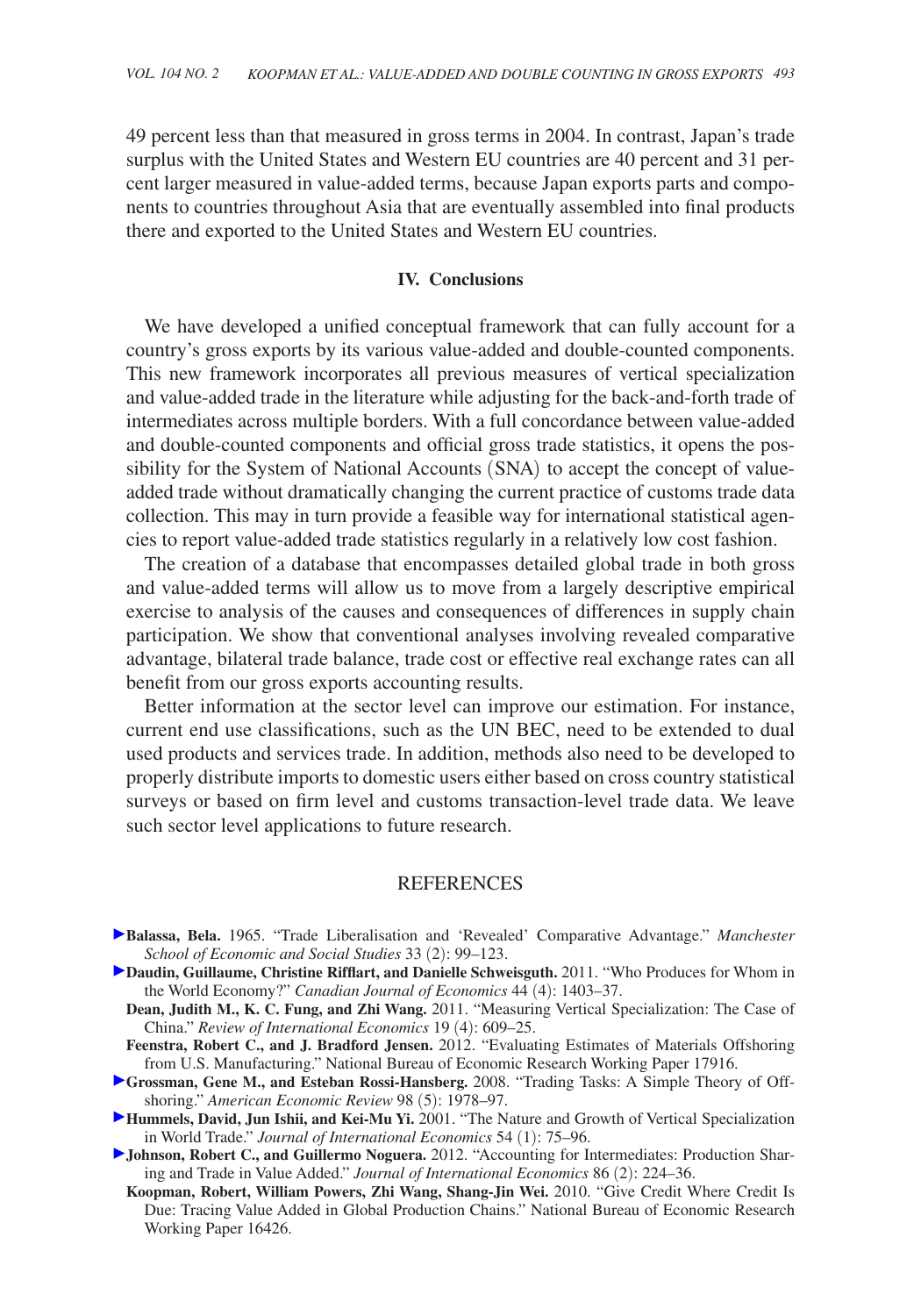49 percent less than that measured in gross terms in 2004. In contrast, Japan's trade surplus with the United States and Western EU countries are 40 percent and 31 percent larger measured in value-added terms, because Japan exports parts and components to countries throughout Asia that are eventually assembled into final products there and exported to the United States and Western EU countries.

## IV. Conclusions

We have developed a unified conceptual framework that can fully account for a country's gross exports by its various value-added and double-counted components. This new framework incorporates all previous measures of vertical specialization and value-added trade in the literature while adjusting for the back-and-forth trade of intermediates across multiple borders. With a full concordance between value-added and double-counted components and official gross trade statistics, it opens the possibility for the System of National Accounts (SNA) to accept the concept of value-added trade without dramatically changing the current practice of customs trade data collection. This may in turn provide a feasible way for international statistical agencies to report value-added trade statistics regularly in a relatively low cost fashion.

The creation of a database that encompasses detailed global trade in both gross and value-added terms will allow us to move from a largely descriptive empirical exercise to analysis of the causes and consequences of differences in supply chain participation. We show that conventional analyses involving revealed comparative advantage, bilateral trade balance, trade cost or effective real exchange rates can all benefit from our gross exports accounting results.

Better information at the sector level can improve our estimation. For instance, current end use classifications, such as the UN BEC, need to be extended to dual used products and services trade. In addition, methods also need to be developed to properly distribute imports to domestic users either based on cross country statistical surveys or based on firm level and customs transaction-level trade data. We leave such sector level applications to future research.

## REFERENCES

**Balassa, Bela.** 1965. "Trade Liberalisation and 'Revealed' Comparative Advantage." *Manchester School of Economic and Social Studies* 33 (2): 99–123.

**Daudin, Guillaume, Christine Rifflart, and Danielle Schweisguth.** 2011. "Who Produces for Whom in the World Economy?" *Canadian Journal of Economics* 44 (4): 1403–37.

**Dean, Judith M., K. C. Fung, and Zhi Wang.** 2011. "Measuring Vertical Specialization: The Case of China." *Review of International Economics* 19 (4): 609–25.

**Feenstra, Robert C., and J. Bradford Jensen.** 2012. "Evaluating Estimates of Materials Offshoring from U.S. Manufacturing." National Bureau of Economic Research Working Paper 17916.

**Grossman, Gene M., and Esteban Rossi-Hansberg.** 2008. "Trading Tasks: A Simple Theory of Offshoring." *American Economic Review* 98 (5): 1978–97.

**Hummels, David, Jun Ishii, and Kei-Mu Yi.** 2001. "The Nature and Growth of Vertical Specialization in World Trade." *Journal of International Economics* 54 (1): 75–96.

**Johnson, Robert C., and Guillermo Noguera.** 2012. "Accounting for Intermediates: Production Sharing and Trade in Value Added." *Journal of International Economics* 86 (2): 224–36.

**Koopman, Robert, William Powers, Zhi Wang, Shang-Jin Wei.** 2010. "Give Credit Where Credit Is Due: Tracing Value Added in Global Production Chains." National Bureau of Economic Research Working Paper 16426.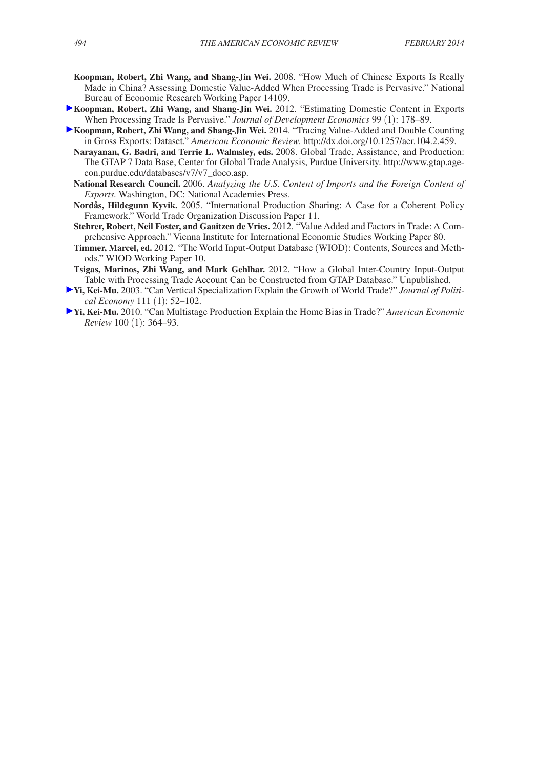**Koopman, Robert, Zhi Wang, and Shang-Jin Wei.** 2008. "How Much of Chinese Exports Is Really Made in China? Assessing Domestic Value-Added When Processing Trade is Pervasive." National Bureau of Economic Research Working Paper 14109.

**Koopman, Robert, Zhi Wang, and Shang-Jin Wei.** 2012. "Estimating Domestic Content in Exports When Processing Trade Is Pervasive." *Journal of Development Economics* 99 (1): 178–89.

**Koopman, Robert, Zhi Wang, and Shang-Jin Wei.** 2014. "Tracing Value-Added and Double Counting in Gross Exports: Dataset." *American Economic Review.* http://dx.doi.org/10.1257/aer.104.2.459.

**Narayanan, G. Badri, and Terrie L. Walmsley, eds.** 2008. Global Trade, Assistance, and Production: The GTAP 7 Data Base, Center for Global Trade Analysis, Purdue University. http://www.gtap.agecon.purdue.edu/databases/v7/v7_doco.asp.

**National Research Council.** 2006. *Analyzing the U.S. Content of Imports and the Foreign Content of Exports.* Washington, DC: National Academies Press.

**Nordås, Hildegunn Kyvik.** 2005. "International Production Sharing: A Case for a Coherent Policy Framework." World Trade Organization Discussion Paper 11.

**Stehrer, Robert, Neil Foster, and Gaaitzen de Vries.** 2012. "Value Added and Factors in Trade: A Comprehensive Approach." Vienna Institute for International Economic Studies Working Paper 80.

**Timmer, Marcel, ed.** 2012. "The World Input-Output Database (WIOD): Contents, Sources and Methods." WIOD Working Paper 10.

**Tsigas, Marinos, Zhi Wang, and Mark Gehlhar.** 2012. "How a Global Inter-Country Input-Output Table with Processing Trade Account Can be Constructed from GTAP Database." Unpublished.

**Yi, Kei-Mu.** 2003. "Can Vertical Specialization Explain the Growth of World Trade?" *Journal of Political Economy* 111 (1): 52–102.

**Yi, Kei-Mu.** 2010. "Can Multistage Production Explain the Home Bias in Trade?" *American Economic Review* 100 (1): 364–93.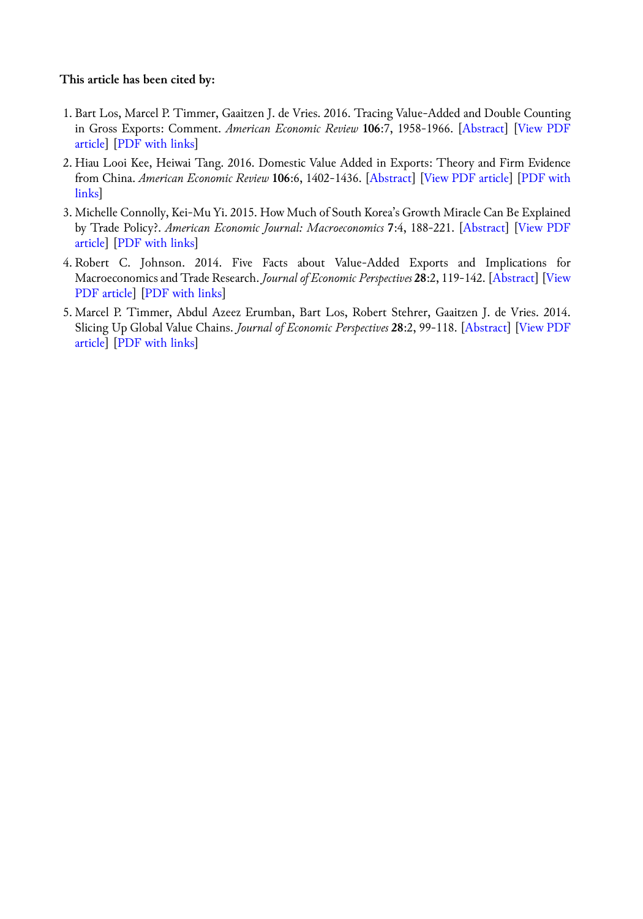**This article has been cited by:**

1. Bart Los, Marcel P. Timmer, Gaaitzen J. de Vries. 2016. Tracing Value-Added and Double Counting in Gross Exports: Comment. *American Economic Review* **106**:7, 1958-1966. [Abstract] [View PDF article] [PDF with links]
2. Hiau Looi Kee, Heiwai Tang. 2016. Domestic Value Added in Exports: Theory and Firm Evidence from China. *American Economic Review* **106**:6, 1402-1436. [Abstract] [View PDF article] [PDF with links]
3. Michelle Connolly, Kei-Mu Yi. 2015. How Much of South Korea's Growth Miracle Can Be Explained by Trade Policy?. *American Economic Journal: Macroeconomics* **7**:4, 188-221. [Abstract] [View PDF article] [PDF with links]
4. Robert C. Johnson. 2014. Five Facts about Value-Added Exports and Implications for Macroeconomics and Trade Research. *Journal of Economic Perspectives* **28**:2, 119-142. [Abstract] [View PDF article] [PDF with links]
5. Marcel P. Timmer, Abdul Azeez Erumban, Bart Los, Robert Stehrer, Gaaitzen J. de Vries. 2014. Slicing Up Global Value Chains. *Journal of Economic Perspectives* **28**:2, 99-118. [Abstract] [View PDF article] [PDF with links]